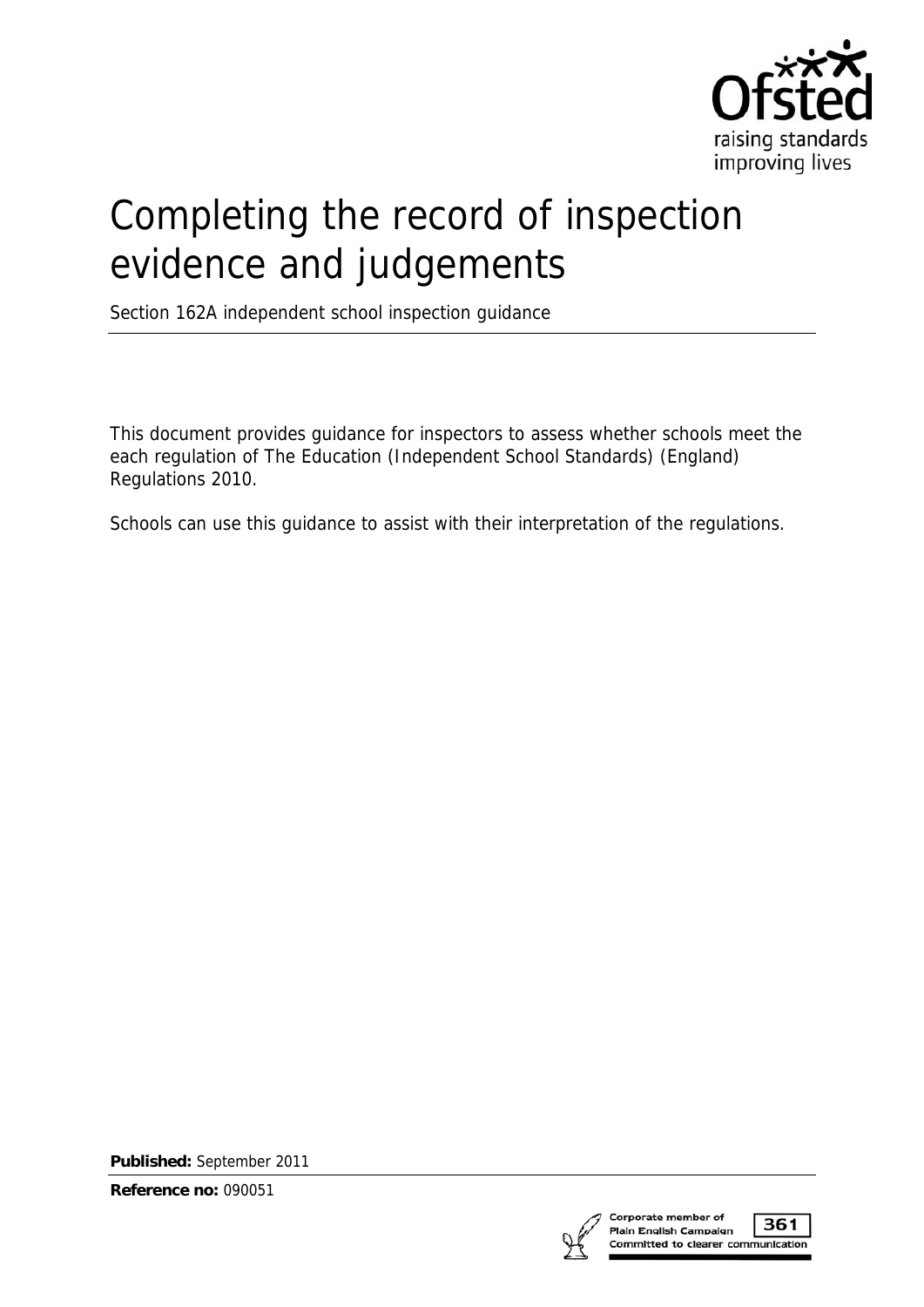# Completing the record of inspection evidence and judgements

Section 162A independent school inspection guidance

This document provides guidance for inspectors to assess whether schools meet the each regulation of The Education (Independent School Standards) (England) Regulations 2010.

Schools can use this guidance to assist with their interpretation of the regulations.

**Published:** September 2011

**Reference no:** 090051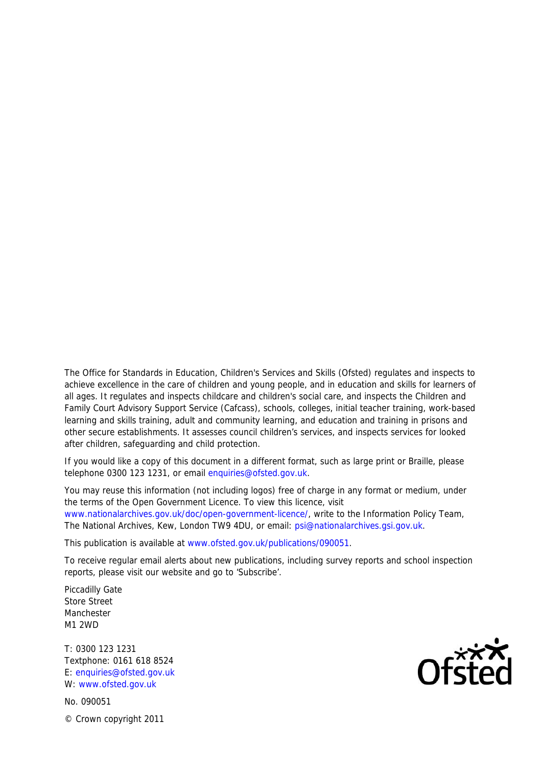The Office for Standards in Education, Children's Services and Skills (Ofsted) regulates and inspects to achieve excellence in the care of children and young people, and in education and skills for learners of all ages. It regulates and inspects childcare and children's social care, and inspects the Children and Family Court Advisory Support Service (Cafcass), schools, colleges, initial teacher training, work-based learning and skills training, adult and community learning, and education and training in prisons and other secure establishments. It assesses council children's services, and inspects services for looked after children, safeguarding and child protection.

If you would like a copy of this document in a different format, such as large print or Braille, please telephone 0300 123 1231, or email enquiries@ofsted.gov.uk.

You may reuse this information (not including logos) free of charge in any format or medium, under the terms of the Open Government Licence. To view this licence, visit www.nationalarchives.gov.uk/doc/open-government-licence/, write to the Information Policy Team, The National Archives, Kew, London TW9 4DU, or email: psi@nationalarchives.gsi.gov.uk.

This publication is available at www.ofsted.gov.uk/publications/090051.

To receive regular email alerts about new publications, including survey reports and school inspection reports, please visit our website and go to 'Subscribe'.

Piccadilly Gate
Store Street
Manchester
M1 2WD

T: 0300 123 1231
Textphone: 0161 618 8524
E: enquiries@ofsted.gov.uk
W: www.ofsted.gov.uk

No. 090051

© Crown copyright 2011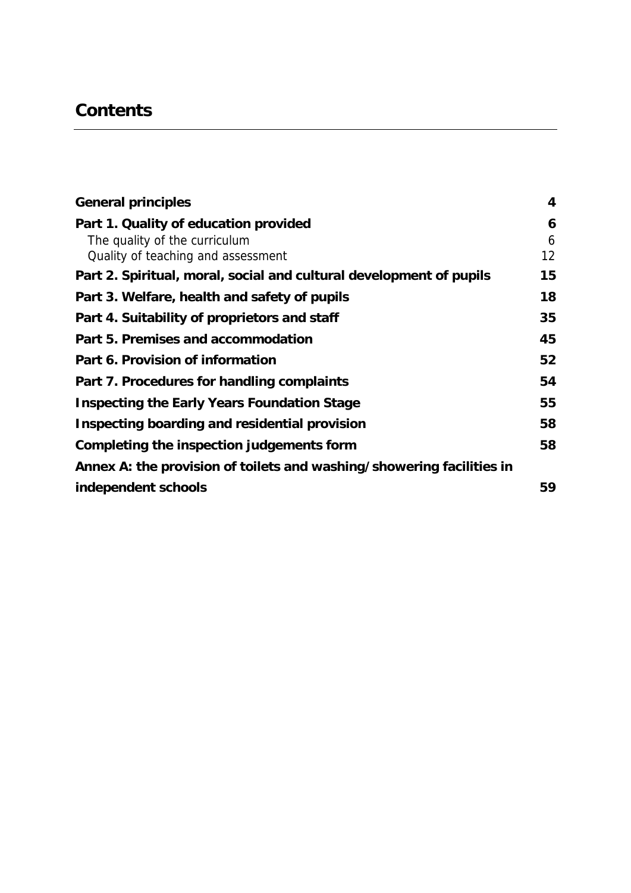# Contents

| | |
|---|---|
| **General principles** | **4** |
| **Part 1. Quality of education provided** | **6** |
| The quality of the curriculum | 6 |
| Quality of teaching and assessment | 12 |
| **Part 2. Spiritual, moral, social and cultural development of pupils** | **15** |
| **Part 3. Welfare, health and safety of pupils** | **18** |
| **Part 4. Suitability of proprietors and staff** | **35** |
| **Part 5. Premises and accommodation** | **45** |
| **Part 6. Provision of information** | **52** |
| **Part 7. Procedures for handling complaints** | **54** |
| **Inspecting the Early Years Foundation Stage** | **55** |
| **Inspecting boarding and residential provision** | **58** |
| **Completing the inspection judgements form** | **58** |
| **Annex A: the provision of toilets and washing/showering facilities in independent schools** | **59** |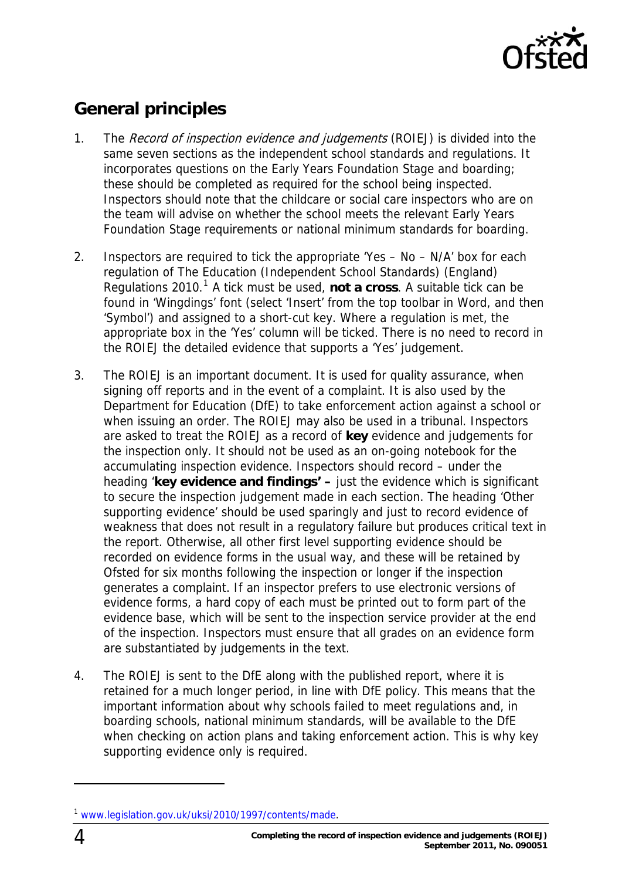## General principles

1. The *Record of inspection evidence and judgements* (ROIEJ) is divided into the same seven sections as the independent school standards and regulations. It incorporates questions on the Early Years Foundation Stage and boarding; these should be completed as required for the school being inspected. Inspectors should note that the childcare or social care inspectors who are on the team will advise on whether the school meets the relevant Early Years Foundation Stage requirements or national minimum standards for boarding.

2. Inspectors are required to tick the appropriate 'Yes – No – N/A' box for each regulation of The Education (Independent School Standards) (England) Regulations 2010.[1] A tick must be used, **not a cross**. A suitable tick can be found in 'Wingdings' font (select 'Insert' from the top toolbar in Word, and then 'Symbol') and assigned to a short-cut key. Where a regulation is met, the appropriate box in the 'Yes' column will be ticked. There is no need to record in the ROIEJ the detailed evidence that supports a 'Yes' judgement.

3. The ROIEJ is an important document. It is used for quality assurance, when signing off reports and in the event of a complaint. It is also used by the Department for Education (DfE) to take enforcement action against a school or when issuing an order. The ROIEJ may also be used in a tribunal. Inspectors are asked to treat the ROIEJ as a record of **key** evidence and judgements for the inspection only. It should not be used as an on-going notebook for the accumulating inspection evidence. Inspectors should record – under the heading '**key evidence and findings' –** just the evidence which is significant to secure the inspection judgement made in each section. The heading 'Other supporting evidence' should be used sparingly and just to record evidence of weakness that does not result in a regulatory failure but produces critical text in the report. Otherwise, all other first level supporting evidence should be recorded on evidence forms in the usual way, and these will be retained by Ofsted for six months following the inspection or longer if the inspection generates a complaint. If an inspector prefers to use electronic versions of evidence forms, a hard copy of each must be printed out to form part of the evidence base, which will be sent to the inspection service provider at the end of the inspection. Inspectors must ensure that all grades on an evidence form are substantiated by judgements in the text.

4. The ROIEJ is sent to the DfE along with the published report, where it is retained for a much longer period, in line with DfE policy. This means that the important information about why schools failed to meet regulations and, in boarding schools, national minimum standards, will be available to the DfE when checking on action plans and taking enforcement action. This is why key supporting evidence only is required.

---

[1] www.legislation.gov.uk/uksi/2010/1997/contents/made.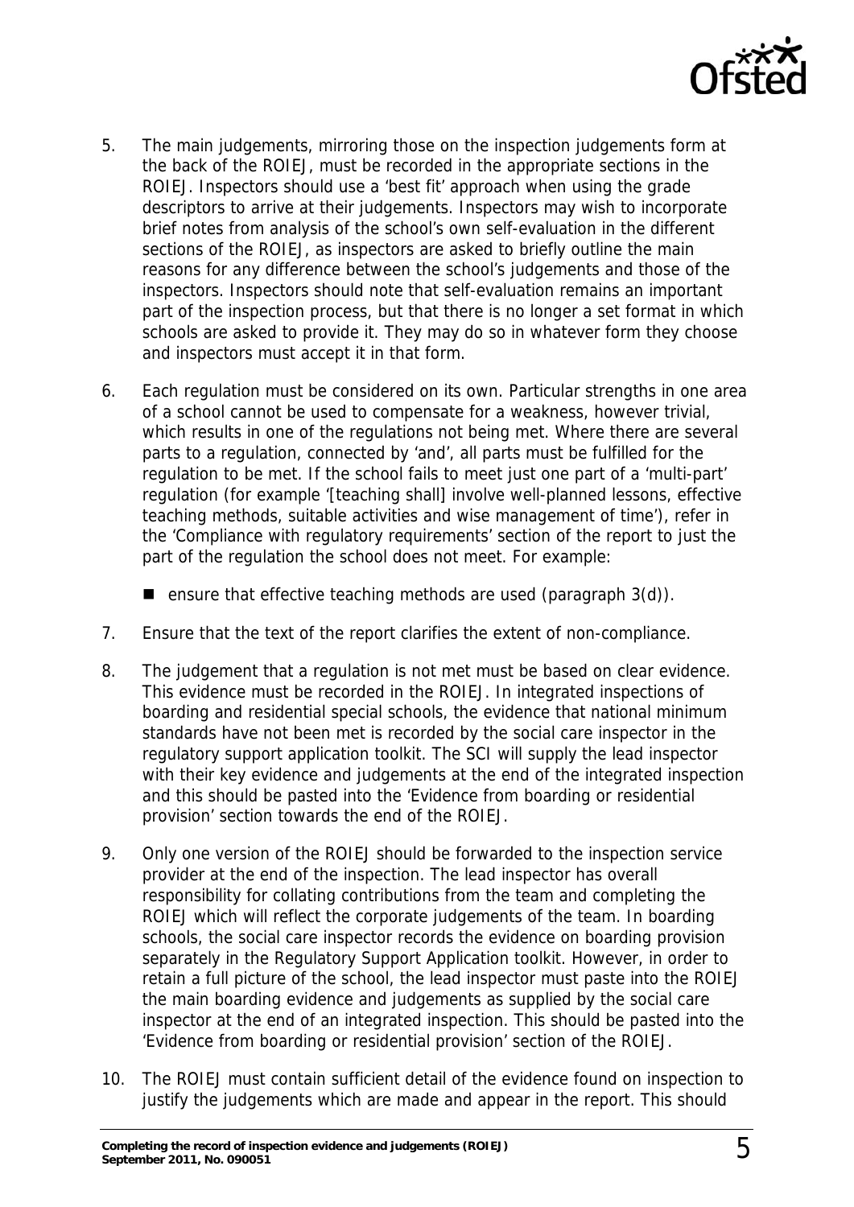5. The main judgements, mirroring those on the inspection judgements form at the back of the ROIEJ, must be recorded in the appropriate sections in the ROIEJ. Inspectors should use a 'best fit' approach when using the grade descriptors to arrive at their judgements. Inspectors may wish to incorporate brief notes from analysis of the school's own self-evaluation in the different sections of the ROIEJ, as inspectors are asked to briefly outline the main reasons for any difference between the school's judgements and those of the inspectors. Inspectors should note that self-evaluation remains an important part of the inspection process, but that there is no longer a set format in which schools are asked to provide it. They may do so in whatever form they choose and inspectors must accept it in that form.

6. Each regulation must be considered on its own. Particular strengths in one area of a school cannot be used to compensate for a weakness, however trivial, which results in one of the regulations not being met. Where there are several parts to a regulation, connected by 'and', all parts must be fulfilled for the regulation to be met. If the school fails to meet just one part of a 'multi-part' regulation (for example '[teaching shall] involve well-planned lessons, effective teaching methods, suitable activities and wise management of time'), refer in the 'Compliance with regulatory requirements' section of the report to just the part of the regulation the school does not meet. For example:

   - ensure that effective teaching methods are used (paragraph 3(d)).

7. Ensure that the text of the report clarifies the extent of non-compliance.

8. The judgement that a regulation is not met must be based on clear evidence. This evidence must be recorded in the ROIEJ. In integrated inspections of boarding and residential special schools, the evidence that national minimum standards have not been met is recorded by the social care inspector in the regulatory support application toolkit. The SCI will supply the lead inspector with their key evidence and judgements at the end of the integrated inspection and this should be pasted into the 'Evidence from boarding or residential provision' section towards the end of the ROIEJ.

9. Only one version of the ROIEJ should be forwarded to the inspection service provider at the end of the inspection. The lead inspector has overall responsibility for collating contributions from the team and completing the ROIEJ which will reflect the corporate judgements of the team. In boarding schools, the social care inspector records the evidence on boarding provision separately in the Regulatory Support Application toolkit. However, in order to retain a full picture of the school, the lead inspector must paste into the ROIEJ the main boarding evidence and judgements as supplied by the social care inspector at the end of an integrated inspection. This should be pasted into the 'Evidence from boarding or residential provision' section of the ROIEJ.

10. The ROIEJ must contain sufficient detail of the evidence found on inspection to justify the judgements which are made and appear in the report. This should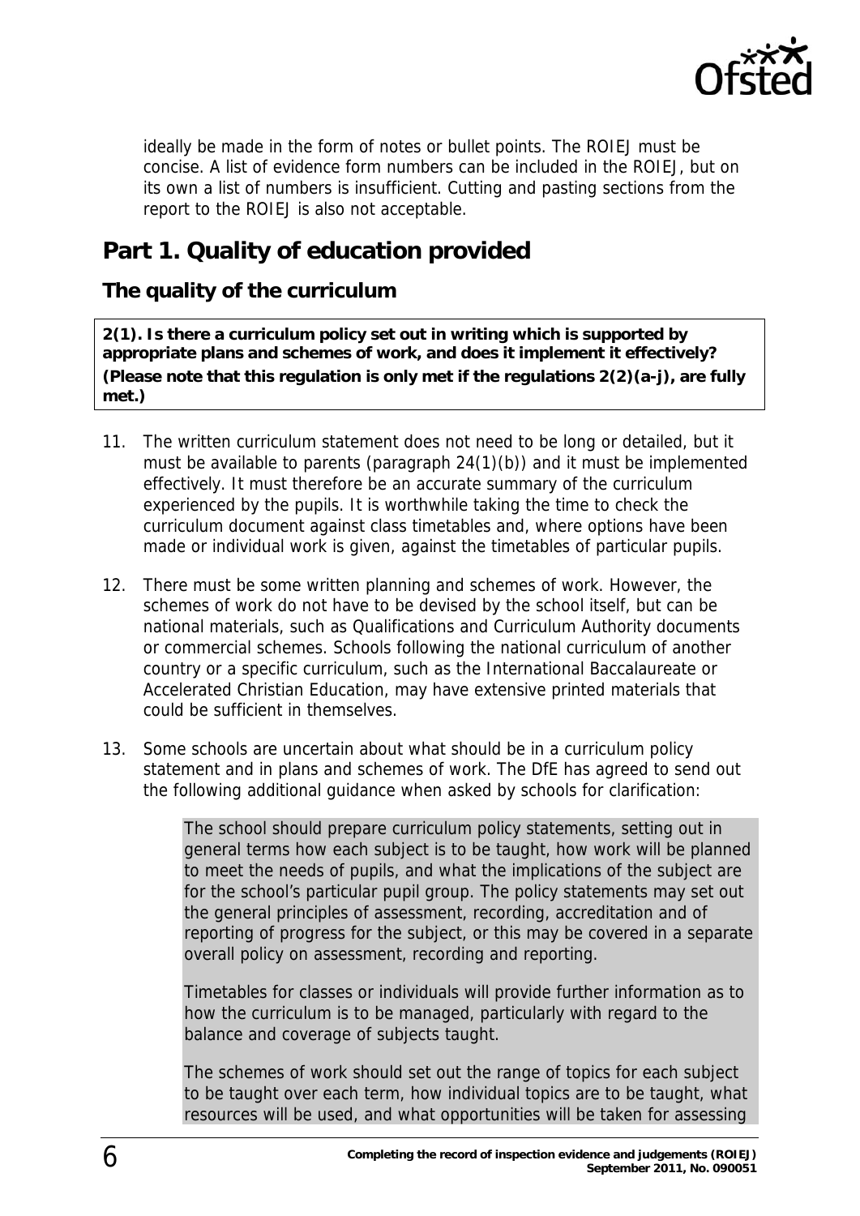ideally be made in the form of notes or bullet points. The ROIEJ must be concise. A list of evidence form numbers can be included in the ROIEJ, but on its own a list of numbers is insufficient. Cutting and pasting sections from the report to the ROIEJ is also not acceptable.

## Part 1. Quality of education provided

### The quality of the curriculum

**2(1). Is there a curriculum policy set out in writing which is supported by appropriate plans and schemes of work, and does it implement it effectively?**
**(Please note that this regulation is only met if the regulations 2(2)(a-j), are fully met.)**

11. The written curriculum statement does not need to be long or detailed, but it must be available to parents (paragraph 24(1)(b)) and it must be implemented effectively. It must therefore be an accurate summary of the curriculum experienced by the pupils. It is worthwhile taking the time to check the curriculum document against class timetables and, where options have been made or individual work is given, against the timetables of particular pupils.

12. There must be some written planning and schemes of work. However, the schemes of work do not have to be devised by the school itself, but can be national materials, such as Qualifications and Curriculum Authority documents or commercial schemes. Schools following the national curriculum of another country or a specific curriculum, such as the International Baccalaureate or Accelerated Christian Education, may have extensive printed materials that could be sufficient in themselves.

13. Some schools are uncertain about what should be in a curriculum policy statement and in plans and schemes of work. The DfE has agreed to send out the following additional guidance when asked by schools for clarification:

> The school should prepare curriculum policy statements, setting out in general terms how each subject is to be taught, how work will be planned to meet the needs of pupils, and what the implications of the subject are for the school's particular pupil group. The policy statements may set out the general principles of assessment, recording, accreditation and of reporting of progress for the subject, or this may be covered in a separate overall policy on assessment, recording and reporting.
>
> Timetables for classes or individuals will provide further information as to how the curriculum is to be managed, particularly with regard to the balance and coverage of subjects taught.
>
> The schemes of work should set out the range of topics for each subject to be taught over each term, how individual topics are to be taught, what resources will be used, and what opportunities will be taken for assessing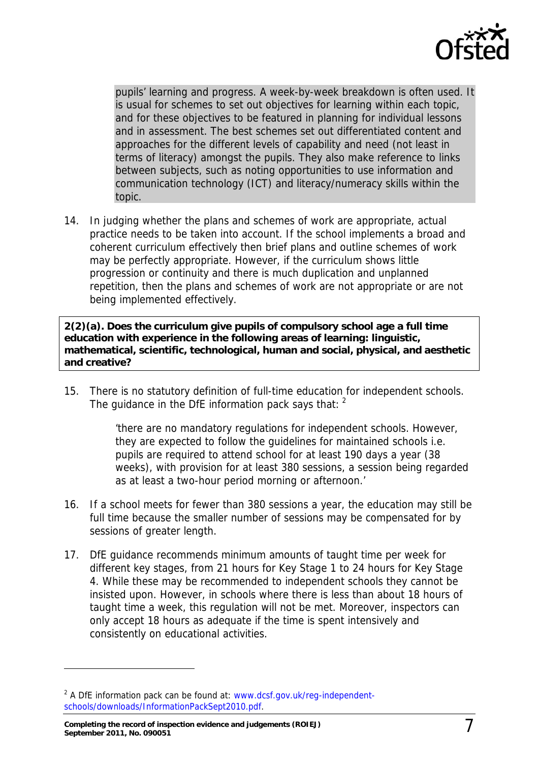pupils' learning and progress. A week-by-week breakdown is often used. It is usual for schemes to set out objectives for learning within each topic, and for these objectives to be featured in planning for individual lessons and in assessment. The best schemes set out differentiated content and approaches for the different levels of capability and need (not least in terms of literacy) amongst the pupils. They also make reference to links between subjects, such as noting opportunities to use information and communication technology (ICT) and literacy/numeracy skills within the topic.

14. In judging whether the plans and schemes of work are appropriate, actual practice needs to be taken into account. If the school implements a broad and coherent curriculum effectively then brief plans and outline schemes of work may be perfectly appropriate. However, if the curriculum shows little progression or continuity and there is much duplication and unplanned repetition, then the plans and schemes of work are not appropriate or are not being implemented effectively.

**2(2)(a). Does the curriculum give pupils of compulsory school age a full time education with experience in the following areas of learning: linguistic, mathematical, scientific, technological, human and social, physical, and aesthetic and creative?**

15. There is no statutory definition of full-time education for independent schools. The guidance in the DfE information pack says that: [2]

> 'there are no mandatory regulations for independent schools. However, they are expected to follow the guidelines for maintained schools i.e. pupils are required to attend school for at least 190 days a year (38 weeks), with provision for at least 380 sessions, a session being regarded as at least a two-hour period morning or afternoon.'

16. If a school meets for fewer than 380 sessions a year, the education may still be full time because the smaller number of sessions may be compensated for by sessions of greater length.

17. DfE guidance recommends minimum amounts of taught time per week for different key stages, from 21 hours for Key Stage 1 to 24 hours for Key Stage 4. While these may be recommended to independent schools they cannot be insisted upon. However, in schools where there is less than about 18 hours of taught time a week, this regulation will not be met. Moreover, inspectors can only accept 18 hours as adequate if the time is spent intensively and consistently on educational activities.

---

[2] A DfE information pack can be found at: www.dcsf.gov.uk/reg-independent-schools/downloads/InformationPackSept2010.pdf.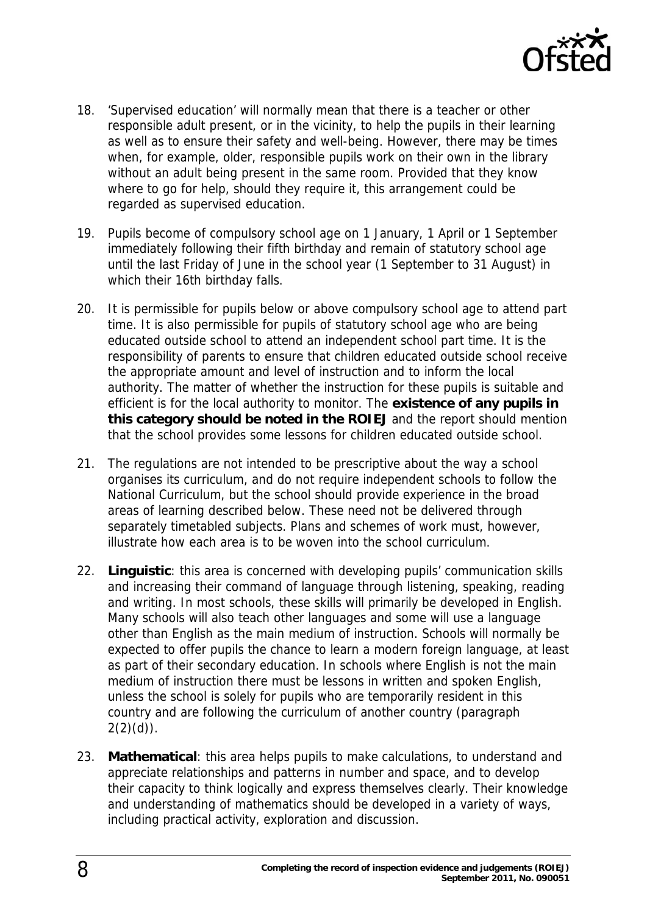18. 'Supervised education' will normally mean that there is a teacher or other responsible adult present, or in the vicinity, to help the pupils in their learning as well as to ensure their safety and well-being. However, there may be times when, for example, older, responsible pupils work on their own in the library without an adult being present in the same room. Provided that they know where to go for help, should they require it, this arrangement could be regarded as supervised education.

19. Pupils become of compulsory school age on 1 January, 1 April or 1 September immediately following their fifth birthday and remain of statutory school age until the last Friday of June in the school year (1 September to 31 August) in which their 16th birthday falls.

20. It is permissible for pupils below or above compulsory school age to attend part time. It is also permissible for pupils of statutory school age who are being educated outside school to attend an independent school part time. It is the responsibility of parents to ensure that children educated outside school receive the appropriate amount and level of instruction and to inform the local authority. The matter of whether the instruction for these pupils is suitable and efficient is for the local authority to monitor. The **existence of any pupils in this category should be noted in the ROIEJ** and the report should mention that the school provides some lessons for children educated outside school.

21. The regulations are not intended to be prescriptive about the way a school organises its curriculum, and do not require independent schools to follow the National Curriculum, but the school should provide experience in the broad areas of learning described below. These need not be delivered through separately timetabled subjects. Plans and schemes of work must, however, illustrate how each area is to be woven into the school curriculum.

22. **Linguistic**: this area is concerned with developing pupils' communication skills and increasing their command of language through listening, speaking, reading and writing. In most schools, these skills will primarily be developed in English. Many schools will also teach other languages and some will use a language other than English as the main medium of instruction. Schools will normally be expected to offer pupils the chance to learn a modern foreign language, at least as part of their secondary education. In schools where English is not the main medium of instruction there must be lessons in written and spoken English, unless the school is solely for pupils who are temporarily resident in this country and are following the curriculum of another country (paragraph 2(2)(d)).

23. **Mathematical**: this area helps pupils to make calculations, to understand and appreciate relationships and patterns in number and space, and to develop their capacity to think logically and express themselves clearly. Their knowledge and understanding of mathematics should be developed in a variety of ways, including practical activity, exploration and discussion.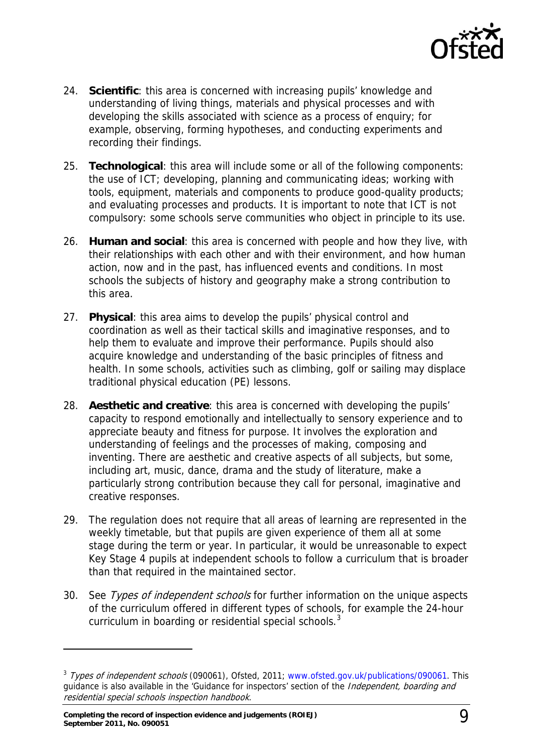24. **Scientific**: this area is concerned with increasing pupils' knowledge and understanding of living things, materials and physical processes and with developing the skills associated with science as a process of enquiry; for example, observing, forming hypotheses, and conducting experiments and recording their findings.

25. **Technological**: this area will include some or all of the following components: the use of ICT; developing, planning and communicating ideas; working with tools, equipment, materials and components to produce good-quality products; and evaluating processes and products. It is important to note that ICT is not compulsory: some schools serve communities who object in principle to its use.

26. **Human and social**: this area is concerned with people and how they live, with their relationships with each other and with their environment, and how human action, now and in the past, has influenced events and conditions. In most schools the subjects of history and geography make a strong contribution to this area.

27. **Physical**: this area aims to develop the pupils' physical control and coordination as well as their tactical skills and imaginative responses, and to help them to evaluate and improve their performance. Pupils should also acquire knowledge and understanding of the basic principles of fitness and health. In some schools, activities such as climbing, golf or sailing may displace traditional physical education (PE) lessons.

28. **Aesthetic and creative**: this area is concerned with developing the pupils' capacity to respond emotionally and intellectually to sensory experience and to appreciate beauty and fitness for purpose. It involves the exploration and understanding of feelings and the processes of making, composing and inventing. There are aesthetic and creative aspects of all subjects, but some, including art, music, dance, drama and the study of literature, make a particularly strong contribution because they call for personal, imaginative and creative responses.

29. The regulation does not require that all areas of learning are represented in the weekly timetable, but that pupils are given experience of them all at some stage during the term or year. In particular, it would be unreasonable to expect Key Stage 4 pupils at independent schools to follow a curriculum that is broader than that required in the maintained sector.

30. See *Types of independent schools* for further information on the unique aspects of the curriculum offered in different types of schools, for example the 24-hour curriculum in boarding or residential special schools.[3]

---

[3] *Types of independent schools* (090061), Ofsted, 2011; www.ofsted.gov.uk/publications/090061. This guidance is also available in the 'Guidance for inspectors' section of the *Independent, boarding and residential special schools inspection handbook*.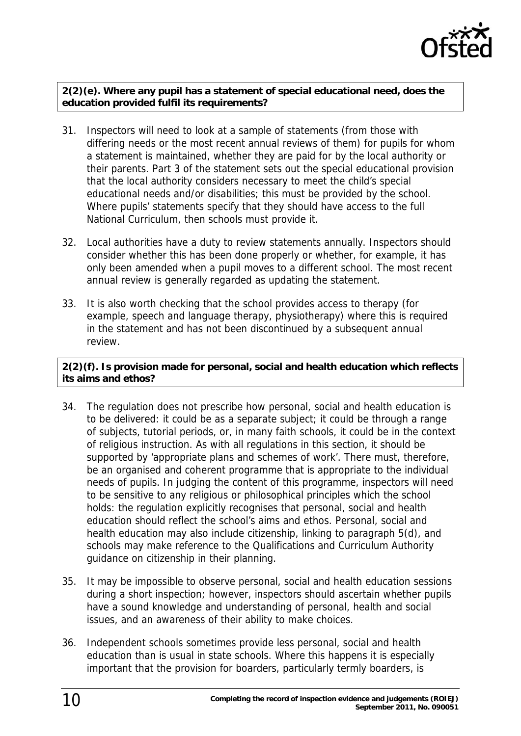**2(2)(e). Where any pupil has a statement of special educational need, does the education provided fulfil its requirements?**

31. Inspectors will need to look at a sample of statements (from those with differing needs or the most recent annual reviews of them) for pupils for whom a statement is maintained, whether they are paid for by the local authority or their parents. Part 3 of the statement sets out the special educational provision that the local authority considers necessary to meet the child's special educational needs and/or disabilities; this must be provided by the school. Where pupils' statements specify that they should have access to the full National Curriculum, then schools must provide it.

32. Local authorities have a duty to review statements annually. Inspectors should consider whether this has been done properly or whether, for example, it has only been amended when a pupil moves to a different school. The most recent annual review is generally regarded as updating the statement.

33. It is also worth checking that the school provides access to therapy (for example, speech and language therapy, physiotherapy) where this is required in the statement and has not been discontinued by a subsequent annual review.

**2(2)(f). Is provision made for personal, social and health education which reflects its aims and ethos?**

34. The regulation does not prescribe how personal, social and health education is to be delivered: it could be as a separate subject; it could be through a range of subjects, tutorial periods, or, in many faith schools, it could be in the context of religious instruction. As with all regulations in this section, it should be supported by 'appropriate plans and schemes of work'. There must, therefore, be an organised and coherent programme that is appropriate to the individual needs of pupils. In judging the content of this programme, inspectors will need to be sensitive to any religious or philosophical principles which the school holds: the regulation explicitly recognises that personal, social and health education should reflect the school's aims and ethos. Personal, social and health education may also include citizenship, linking to paragraph 5(d), and schools may make reference to the Qualifications and Curriculum Authority guidance on citizenship in their planning.

35. It may be impossible to observe personal, social and health education sessions during a short inspection; however, inspectors should ascertain whether pupils have a sound knowledge and understanding of personal, health and social issues, and an awareness of their ability to make choices.

36. Independent schools sometimes provide less personal, social and health education than is usual in state schools. Where this happens it is especially important that the provision for boarders, particularly termly boarders, is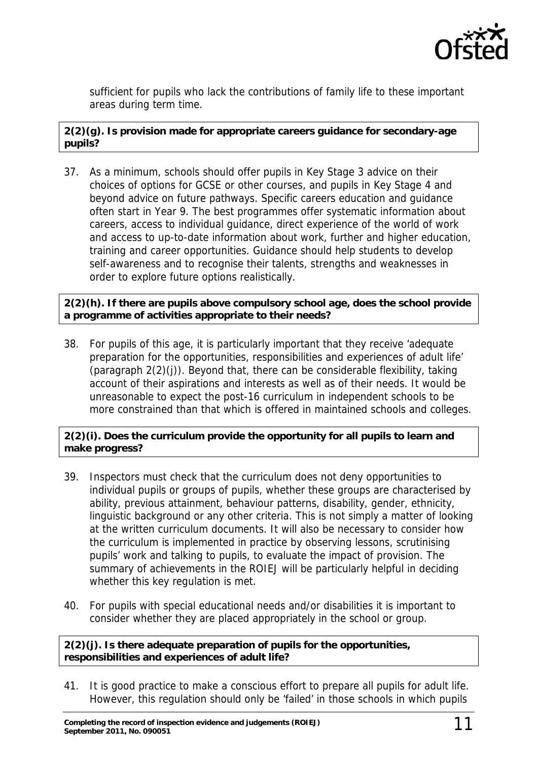sufficient for pupils who lack the contributions of family life to these important areas during term time.

**2(2)(g). Is provision made for appropriate careers guidance for secondary-age pupils?**

37. As a minimum, schools should offer pupils in Key Stage 3 advice on their choices of options for GCSE or other courses, and pupils in Key Stage 4 and beyond advice on future pathways. Specific careers education and guidance often start in Year 9. The best programmes offer systematic information about careers, access to individual guidance, direct experience of the world of work and access to up-to-date information about work, further and higher education, training and career opportunities. Guidance should help students to develop self-awareness and to recognise their talents, strengths and weaknesses in order to explore future options realistically.

**2(2)(h). If there are pupils above compulsory school age, does the school provide a programme of activities appropriate to their needs?**

38. For pupils of this age, it is particularly important that they receive 'adequate preparation for the opportunities, responsibilities and experiences of adult life' (paragraph 2(2)(j)). Beyond that, there can be considerable flexibility, taking account of their aspirations and interests as well as of their needs. It would be unreasonable to expect the post-16 curriculum in independent schools to be more constrained than that which is offered in maintained schools and colleges.

**2(2)(i). Does the curriculum provide the opportunity for all pupils to learn and make progress?**

39. Inspectors must check that the curriculum does not deny opportunities to individual pupils or groups of pupils, whether these groups are characterised by ability, previous attainment, behaviour patterns, disability, gender, ethnicity, linguistic background or any other criteria. This is not simply a matter of looking at the written curriculum documents. It will also be necessary to consider how the curriculum is implemented in practice by observing lessons, scrutinising pupils' work and talking to pupils, to evaluate the impact of provision. The summary of achievements in the ROIEJ will be particularly helpful in deciding whether this key regulation is met.

40. For pupils with special educational needs and/or disabilities it is important to consider whether they are placed appropriately in the school or group.

**2(2)(j). Is there adequate preparation of pupils for the opportunities, responsibilities and experiences of adult life?**

41. It is good practice to make a conscious effort to prepare all pupils for adult life. However, this regulation should only be 'failed' in those schools in which pupils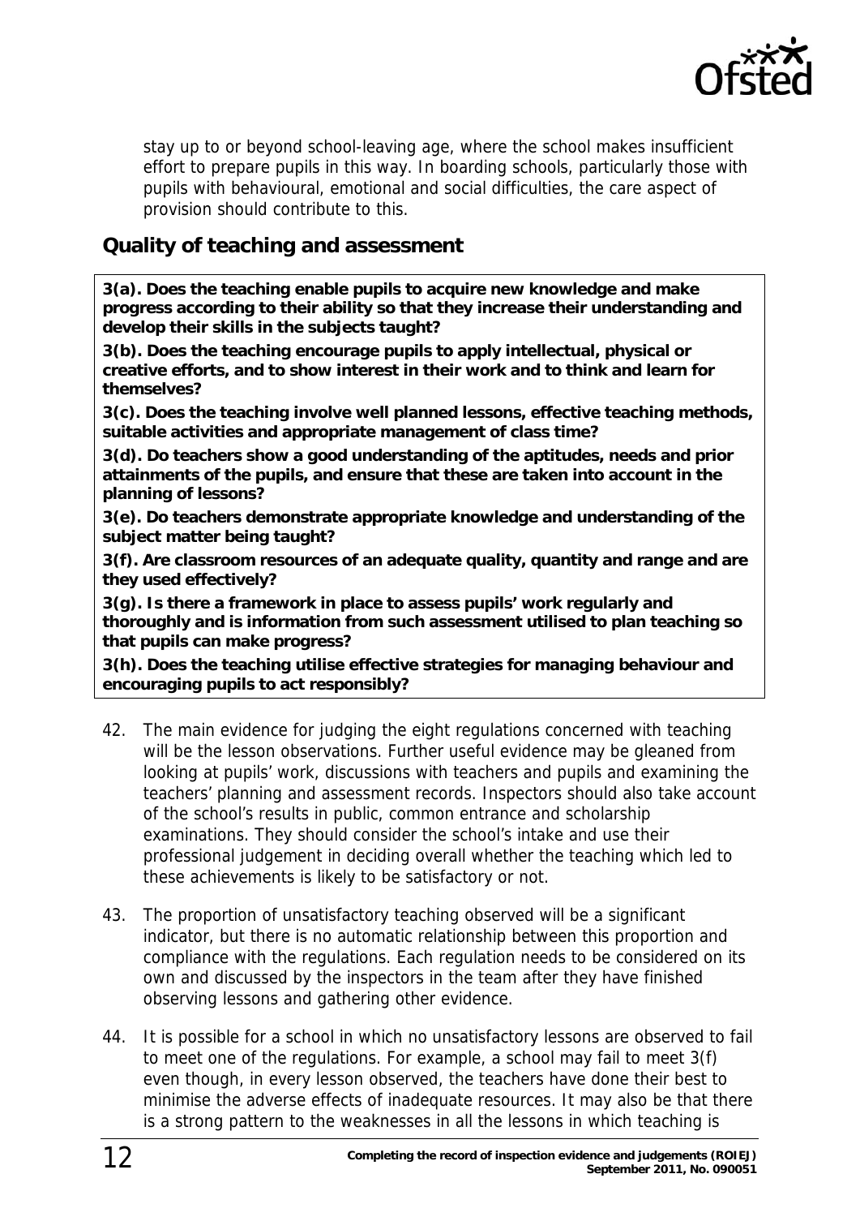stay up to or beyond school-leaving age, where the school makes insufficient effort to prepare pupils in this way. In boarding schools, particularly those with pupils with behavioural, emotional and social difficulties, the care aspect of provision should contribute to this.

## Quality of teaching and assessment

**3(a). Does the teaching enable pupils to acquire new knowledge and make progress according to their ability so that they increase their understanding and develop their skills in the subjects taught?**

**3(b). Does the teaching encourage pupils to apply intellectual, physical or creative efforts, and to show interest in their work and to think and learn for themselves?**

**3(c). Does the teaching involve well planned lessons, effective teaching methods, suitable activities and appropriate management of class time?**

**3(d). Do teachers show a good understanding of the aptitudes, needs and prior attainments of the pupils, and ensure that these are taken into account in the planning of lessons?**

**3(e). Do teachers demonstrate appropriate knowledge and understanding of the subject matter being taught?**

**3(f). Are classroom resources of an adequate quality, quantity and range and are they used effectively?**

**3(g). Is there a framework in place to assess pupils' work regularly and thoroughly and is information from such assessment utilised to plan teaching so that pupils can make progress?**

**3(h). Does the teaching utilise effective strategies for managing behaviour and encouraging pupils to act responsibly?**

42. The main evidence for judging the eight regulations concerned with teaching will be the lesson observations. Further useful evidence may be gleaned from looking at pupils' work, discussions with teachers and pupils and examining the teachers' planning and assessment records. Inspectors should also take account of the school's results in public, common entrance and scholarship examinations. They should consider the school's intake and use their professional judgement in deciding overall whether the teaching which led to these achievements is likely to be satisfactory or not.

43. The proportion of unsatisfactory teaching observed will be a significant indicator, but there is no automatic relationship between this proportion and compliance with the regulations. Each regulation needs to be considered on its own and discussed by the inspectors in the team after they have finished observing lessons and gathering other evidence.

44. It is possible for a school in which no unsatisfactory lessons are observed to fail to meet one of the regulations. For example, a school may fail to meet 3(f) even though, in every lesson observed, the teachers have done their best to minimise the adverse effects of inadequate resources. It may also be that there is a strong pattern to the weaknesses in all the lessons in which teaching is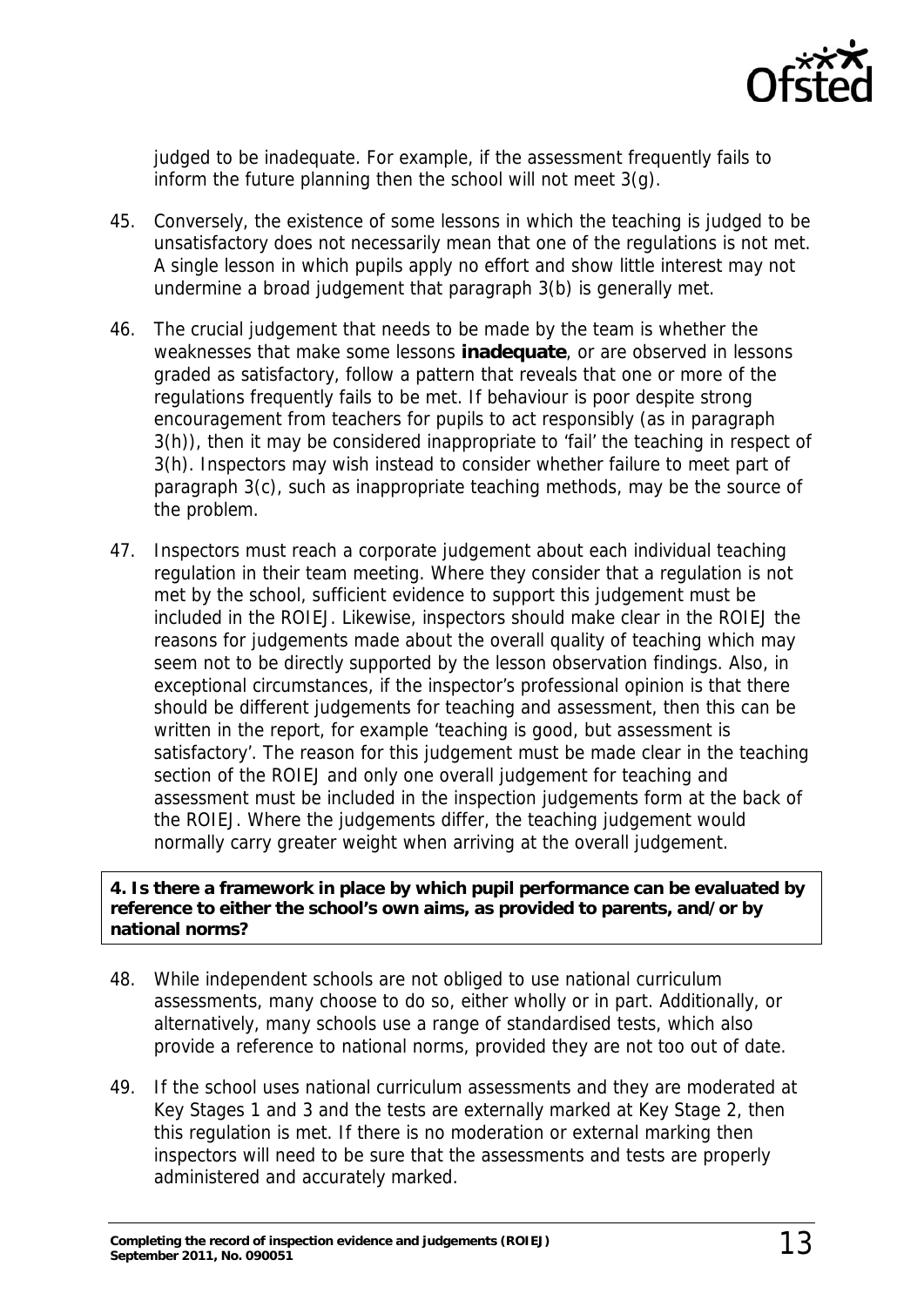judged to be inadequate. For example, if the assessment frequently fails to inform the future planning then the school will not meet 3(g).

45. Conversely, the existence of some lessons in which the teaching is judged to be unsatisfactory does not necessarily mean that one of the regulations is not met. A single lesson in which pupils apply no effort and show little interest may not undermine a broad judgement that paragraph 3(b) is generally met.

46. The crucial judgement that needs to be made by the team is whether the weaknesses that make some lessons **inadequate**, or are observed in lessons graded as satisfactory, follow a pattern that reveals that one or more of the regulations frequently fails to be met. If behaviour is poor despite strong encouragement from teachers for pupils to act responsibly (as in paragraph 3(h)), then it may be considered inappropriate to 'fail' the teaching in respect of 3(h). Inspectors may wish instead to consider whether failure to meet part of paragraph 3(c), such as inappropriate teaching methods, may be the source of the problem.

47. Inspectors must reach a corporate judgement about each individual teaching regulation in their team meeting. Where they consider that a regulation is not met by the school, sufficient evidence to support this judgement must be included in the ROIEJ. Likewise, inspectors should make clear in the ROIEJ the reasons for judgements made about the overall quality of teaching which may seem not to be directly supported by the lesson observation findings. Also, in exceptional circumstances, if the inspector's professional opinion is that there should be different judgements for teaching and assessment, then this can be written in the report, for example 'teaching is good, but assessment is satisfactory'. The reason for this judgement must be made clear in the teaching section of the ROIEJ and only one overall judgement for teaching and assessment must be included in the inspection judgements form at the back of the ROIEJ. Where the judgements differ, the teaching judgement would normally carry greater weight when arriving at the overall judgement.

**4. Is there a framework in place by which pupil performance can be evaluated by reference to either the school's own aims, as provided to parents, and/or by national norms?**

48. While independent schools are not obliged to use national curriculum assessments, many choose to do so, either wholly or in part. Additionally, or alternatively, many schools use a range of standardised tests, which also provide a reference to national norms, provided they are not too out of date.

49. If the school uses national curriculum assessments and they are moderated at Key Stages 1 and 3 and the tests are externally marked at Key Stage 2, then this regulation is met. If there is no moderation or external marking then inspectors will need to be sure that the assessments and tests are properly administered and accurately marked.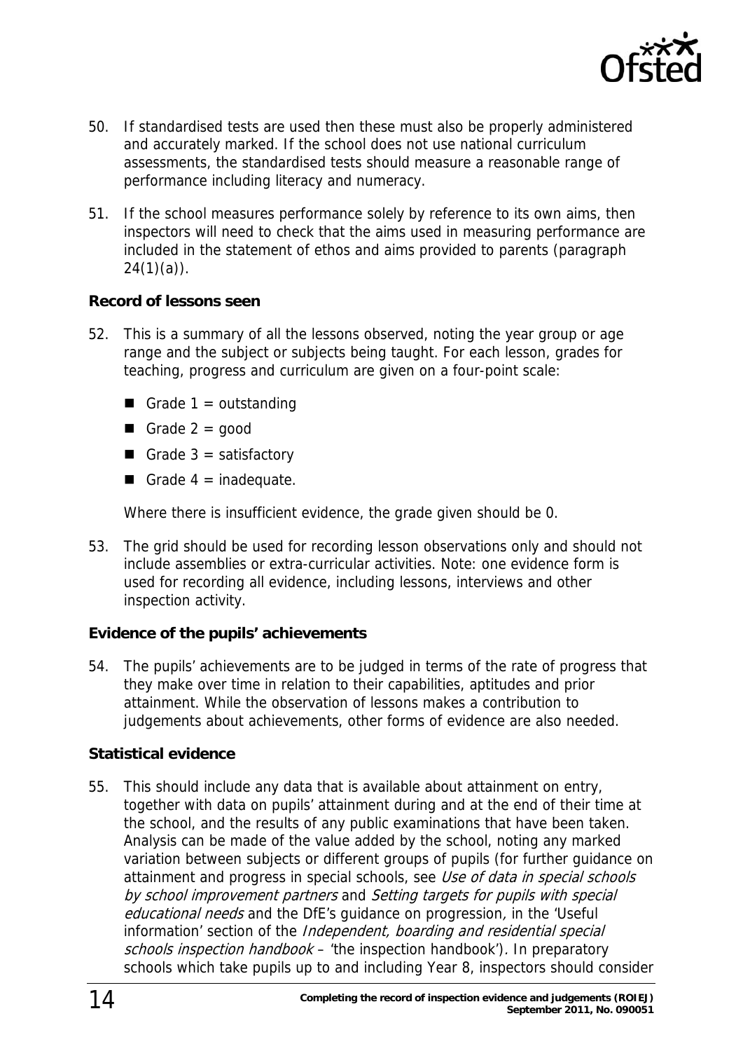50. If standardised tests are used then these must also be properly administered and accurately marked. If the school does not use national curriculum assessments, the standardised tests should measure a reasonable range of performance including literacy and numeracy.

51. If the school measures performance solely by reference to its own aims, then inspectors will need to check that the aims used in measuring performance are included in the statement of ethos and aims provided to parents (paragraph 24(1)(a)).

**Record of lessons seen**

52. This is a summary of all the lessons observed, noting the year group or age range and the subject or subjects being taught. For each lesson, grades for teaching, progress and curriculum are given on a four-point scale:

    - Grade 1 = outstanding
    - Grade 2 = good
    - Grade 3 = satisfactory
    - Grade 4 = inadequate.

    Where there is insufficient evidence, the grade given should be 0.

53. The grid should be used for recording lesson observations only and should not include assemblies or extra-curricular activities. Note: one evidence form is used for recording all evidence, including lessons, interviews and other inspection activity.

**Evidence of the pupils' achievements**

54. The pupils' achievements are to be judged in terms of the rate of progress that they make over time in relation to their capabilities, aptitudes and prior attainment. While the observation of lessons makes a contribution to judgements about achievements, other forms of evidence are also needed.

**Statistical evidence**

55. This should include any data that is available about attainment on entry, together with data on pupils' attainment during and at the end of their time at the school, and the results of any public examinations that have been taken. Analysis can be made of the value added by the school, noting any marked variation between subjects or different groups of pupils (for further guidance on attainment and progress in special schools, see *Use of data in special schools by school improvement partners* and *Setting targets for pupils with special educational needs* and the DfE's guidance on progression, in the 'Useful information' section of the *Independent, boarding and residential special schools inspection handbook* – 'the inspection handbook'). In preparatory schools which take pupils up to and including Year 8, inspectors should consider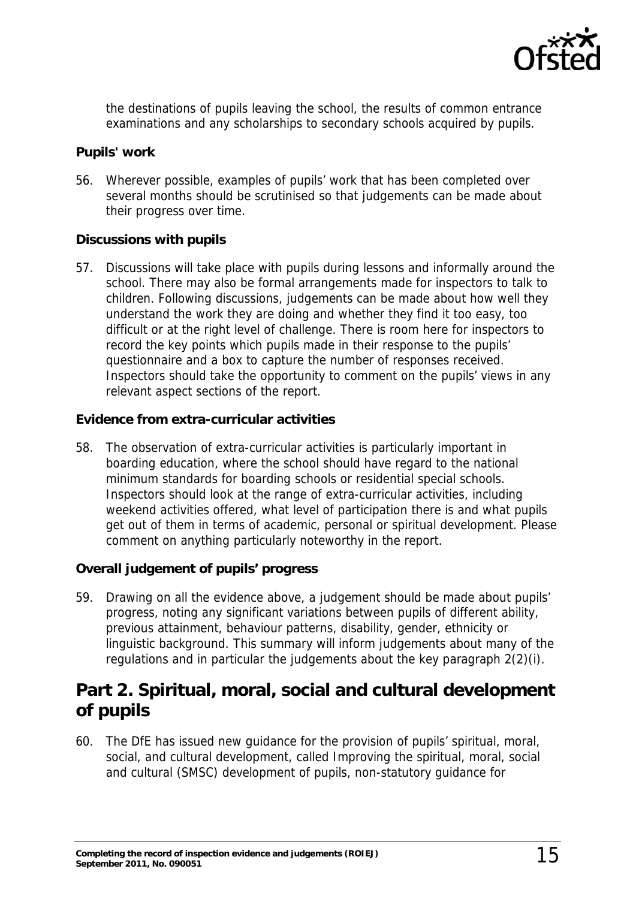the destinations of pupils leaving the school, the results of common entrance examinations and any scholarships to secondary schools acquired by pupils.

**Pupils' work**

56. Wherever possible, examples of pupils' work that has been completed over several months should be scrutinised so that judgements can be made about their progress over time.

**Discussions with pupils**

57. Discussions will take place with pupils during lessons and informally around the school. There may also be formal arrangements made for inspectors to talk to children. Following discussions, judgements can be made about how well they understand the work they are doing and whether they find it too easy, too difficult or at the right level of challenge. There is room here for inspectors to record the key points which pupils made in their response to the pupils' questionnaire and a box to capture the number of responses received. Inspectors should take the opportunity to comment on the pupils' views in any relevant aspect sections of the report.

**Evidence from extra-curricular activities**

58. The observation of extra-curricular activities is particularly important in boarding education, where the school should have regard to the national minimum standards for boarding schools or residential special schools. Inspectors should look at the range of extra-curricular activities, including weekend activities offered, what level of participation there is and what pupils get out of them in terms of academic, personal or spiritual development. Please comment on anything particularly noteworthy in the report.

**Overall judgement of pupils' progress**

59. Drawing on all the evidence above, a judgement should be made about pupils' progress, noting any significant variations between pupils of different ability, previous attainment, behaviour patterns, disability, gender, ethnicity or linguistic background. This summary will inform judgements about many of the regulations and in particular the judgements about the key paragraph 2(2)(i).

## Part 2. Spiritual, moral, social and cultural development of pupils

60. The DfE has issued new guidance for the provision of pupils' spiritual, moral, social, and cultural development, called Improving the spiritual, moral, social and cultural (SMSC) development of pupils, non-statutory guidance for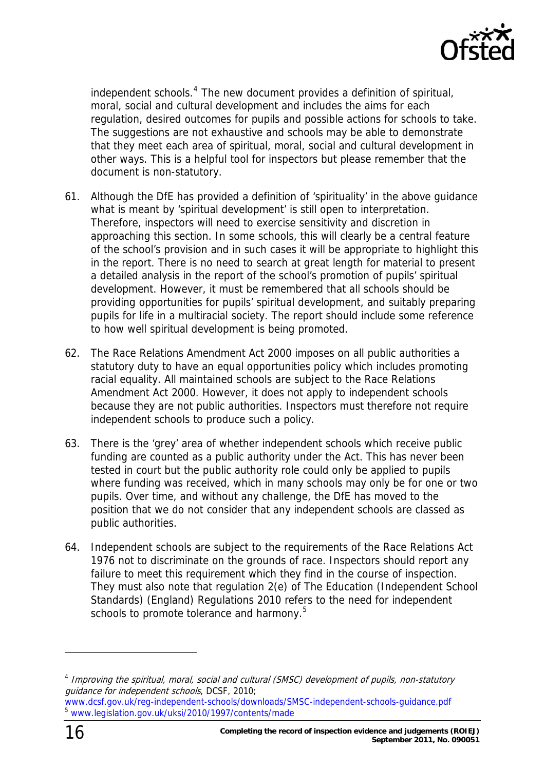independent schools.[4] The new document provides a definition of spiritual, moral, social and cultural development and includes the aims for each regulation, desired outcomes for pupils and possible actions for schools to take. The suggestions are not exhaustive and schools may be able to demonstrate that they meet each area of spiritual, moral, social and cultural development in other ways. This is a helpful tool for inspectors but please remember that the document is non-statutory.

61. Although the DfE has provided a definition of 'spirituality' in the above guidance what is meant by 'spiritual development' is still open to interpretation. Therefore, inspectors will need to exercise sensitivity and discretion in approaching this section. In some schools, this will clearly be a central feature of the school's provision and in such cases it will be appropriate to highlight this in the report. There is no need to search at great length for material to present a detailed analysis in the report of the school's promotion of pupils' spiritual development. However, it must be remembered that all schools should be providing opportunities for pupils' spiritual development, and suitably preparing pupils for life in a multiracial society. The report should include some reference to how well spiritual development is being promoted.

62. The Race Relations Amendment Act 2000 imposes on all public authorities a statutory duty to have an equal opportunities policy which includes promoting racial equality. All maintained schools are subject to the Race Relations Amendment Act 2000. However, it does not apply to independent schools because they are not public authorities. Inspectors must therefore not require independent schools to produce such a policy.

63. There is the 'grey' area of whether independent schools which receive public funding are counted as a public authority under the Act. This has never been tested in court but the public authority role could only be applied to pupils where funding was received, which in many schools may only be for one or two pupils. Over time, and without any challenge, the DfE has moved to the position that we do not consider that any independent schools are classed as public authorities.

64. Independent schools are subject to the requirements of the Race Relations Act 1976 not to discriminate on the grounds of race. Inspectors should report any failure to meet this requirement which they find in the course of inspection. They must also note that regulation 2(e) of The Education (Independent School Standards) (England) Regulations 2010 refers to the need for independent schools to promote tolerance and harmony.[5]

---

[4] *Improving the spiritual, moral, social and cultural (SMSC) development of pupils, non-statutory guidance for independent schools*, DCSF, 2010; www.dcsf.gov.uk/reg-independent-schools/downloads/SMSC-independent-schools-guidance.pdf

[5] www.legislation.gov.uk/uksi/2010/1997/contents/made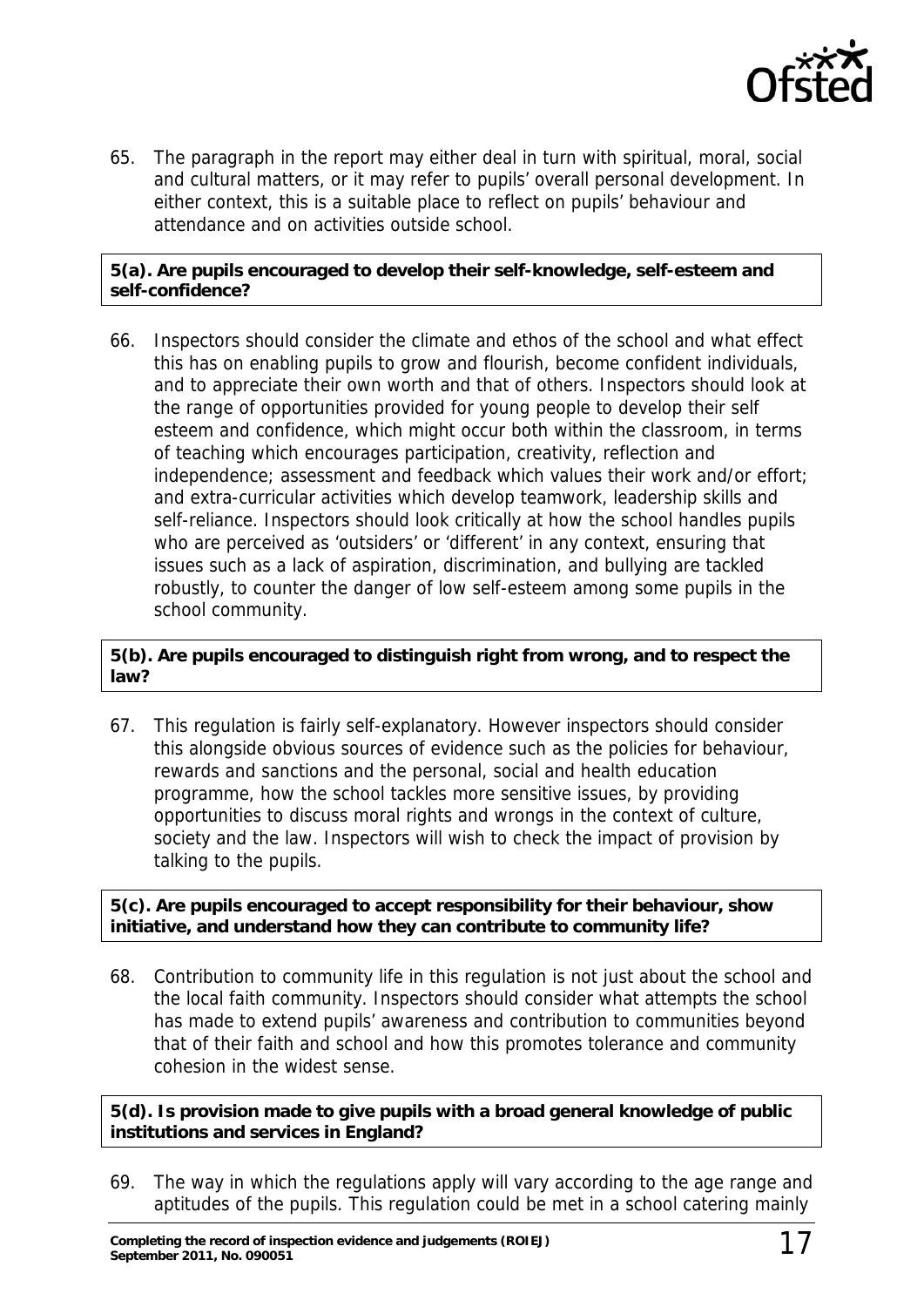65. The paragraph in the report may either deal in turn with spiritual, moral, social and cultural matters, or it may refer to pupils' overall personal development. In either context, this is a suitable place to reflect on pupils' behaviour and attendance and on activities outside school.

**5(a). Are pupils encouraged to develop their self-knowledge, self-esteem and self-confidence?**

66. Inspectors should consider the climate and ethos of the school and what effect this has on enabling pupils to grow and flourish, become confident individuals, and to appreciate their own worth and that of others. Inspectors should look at the range of opportunities provided for young people to develop their self esteem and confidence, which might occur both within the classroom, in terms of teaching which encourages participation, creativity, reflection and independence; assessment and feedback which values their work and/or effort; and extra-curricular activities which develop teamwork, leadership skills and self-reliance. Inspectors should look critically at how the school handles pupils who are perceived as 'outsiders' or 'different' in any context, ensuring that issues such as a lack of aspiration, discrimination, and bullying are tackled robustly, to counter the danger of low self-esteem among some pupils in the school community.

**5(b). Are pupils encouraged to distinguish right from wrong, and to respect the law?**

67. This regulation is fairly self-explanatory. However inspectors should consider this alongside obvious sources of evidence such as the policies for behaviour, rewards and sanctions and the personal, social and health education programme, how the school tackles more sensitive issues, by providing opportunities to discuss moral rights and wrongs in the context of culture, society and the law. Inspectors will wish to check the impact of provision by talking to the pupils.

**5(c). Are pupils encouraged to accept responsibility for their behaviour, show initiative, and understand how they can contribute to community life?**

68. Contribution to community life in this regulation is not just about the school and the local faith community. Inspectors should consider what attempts the school has made to extend pupils' awareness and contribution to communities beyond that of their faith and school and how this promotes tolerance and community cohesion in the widest sense.

**5(d). Is provision made to give pupils with a broad general knowledge of public institutions and services in England?**

69. The way in which the regulations apply will vary according to the age range and aptitudes of the pupils. This regulation could be met in a school catering mainly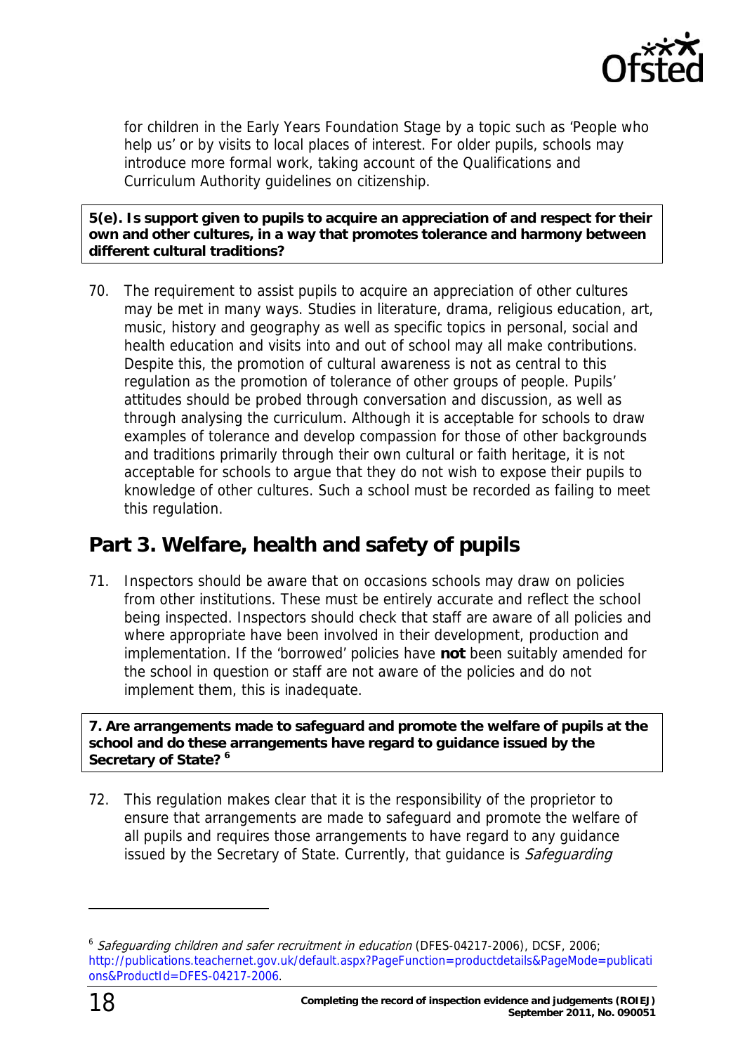for children in the Early Years Foundation Stage by a topic such as 'People who help us' or by visits to local places of interest. For older pupils, schools may introduce more formal work, taking account of the Qualifications and Curriculum Authority guidelines on citizenship.

**5(e). Is support given to pupils to acquire an appreciation of and respect for their own and other cultures, in a way that promotes tolerance and harmony between different cultural traditions?**

70. The requirement to assist pupils to acquire an appreciation of other cultures may be met in many ways. Studies in literature, drama, religious education, art, music, history and geography as well as specific topics in personal, social and health education and visits into and out of school may all make contributions. Despite this, the promotion of cultural awareness is not as central to this regulation as the promotion of tolerance of other groups of people. Pupils' attitudes should be probed through conversation and discussion, as well as through analysing the curriculum. Although it is acceptable for schools to draw examples of tolerance and develop compassion for those of other backgrounds and traditions primarily through their own cultural or faith heritage, it is not acceptable for schools to argue that they do not wish to expose their pupils to knowledge of other cultures. Such a school must be recorded as failing to meet this regulation.

## Part 3. Welfare, health and safety of pupils

71. Inspectors should be aware that on occasions schools may draw on policies from other institutions. These must be entirely accurate and reflect the school being inspected. Inspectors should check that staff are aware of all policies and where appropriate have been involved in their development, production and implementation. If the 'borrowed' policies have **not** been suitably amended for the school in question or staff are not aware of the policies and do not implement them, this is inadequate.

**7. Are arrangements made to safeguard and promote the welfare of pupils at the school and do these arrangements have regard to guidance issued by the Secretary of State? [6]**

72. This regulation makes clear that it is the responsibility of the proprietor to ensure that arrangements are made to safeguard and promote the welfare of all pupils and requires those arrangements to have regard to any guidance issued by the Secretary of State. Currently, that guidance is *Safeguarding*

---

[6] *Safeguarding children and safer recruitment in education* (DFES-04217-2006), DCSF, 2006; http://publications.teachernet.gov.uk/default.aspx?PageFunction=productdetails&PageMode=publications&ProductId=DFES-04217-2006.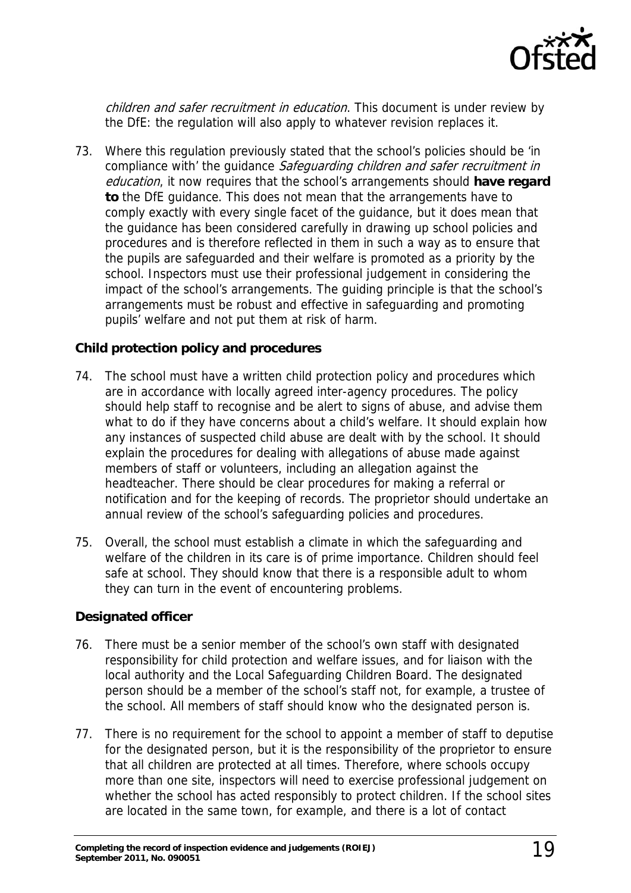*children and safer recruitment in education*. This document is under review by the DfE: the regulation will also apply to whatever revision replaces it.

73. Where this regulation previously stated that the school's policies should be 'in compliance with' the guidance *Safeguarding children and safer recruitment in education*, it now requires that the school's arrangements should **have regard to** the DfE guidance. This does not mean that the arrangements have to comply exactly with every single facet of the guidance, but it does mean that the guidance has been considered carefully in drawing up school policies and procedures and is therefore reflected in them in such a way as to ensure that the pupils are safeguarded and their welfare is promoted as a priority by the school. Inspectors must use their professional judgement in considering the impact of the school's arrangements. The guiding principle is that the school's arrangements must be robust and effective in safeguarding and promoting pupils' welfare and not put them at risk of harm.

**Child protection policy and procedures**

74. The school must have a written child protection policy and procedures which are in accordance with locally agreed inter-agency procedures. The policy should help staff to recognise and be alert to signs of abuse, and advise them what to do if they have concerns about a child's welfare. It should explain how any instances of suspected child abuse are dealt with by the school. It should explain the procedures for dealing with allegations of abuse made against members of staff or volunteers, including an allegation against the headteacher. There should be clear procedures for making a referral or notification and for the keeping of records. The proprietor should undertake an annual review of the school's safeguarding policies and procedures.

75. Overall, the school must establish a climate in which the safeguarding and welfare of the children in its care is of prime importance. Children should feel safe at school. They should know that there is a responsible adult to whom they can turn in the event of encountering problems.

**Designated officer**

76. There must be a senior member of the school's own staff with designated responsibility for child protection and welfare issues, and for liaison with the local authority and the Local Safeguarding Children Board. The designated person should be a member of the school's staff not, for example, a trustee of the school. All members of staff should know who the designated person is.

77. There is no requirement for the school to appoint a member of staff to deputise for the designated person, but it is the responsibility of the proprietor to ensure that all children are protected at all times. Therefore, where schools occupy more than one site, inspectors will need to exercise professional judgement on whether the school has acted responsibly to protect children. If the school sites are located in the same town, for example, and there is a lot of contact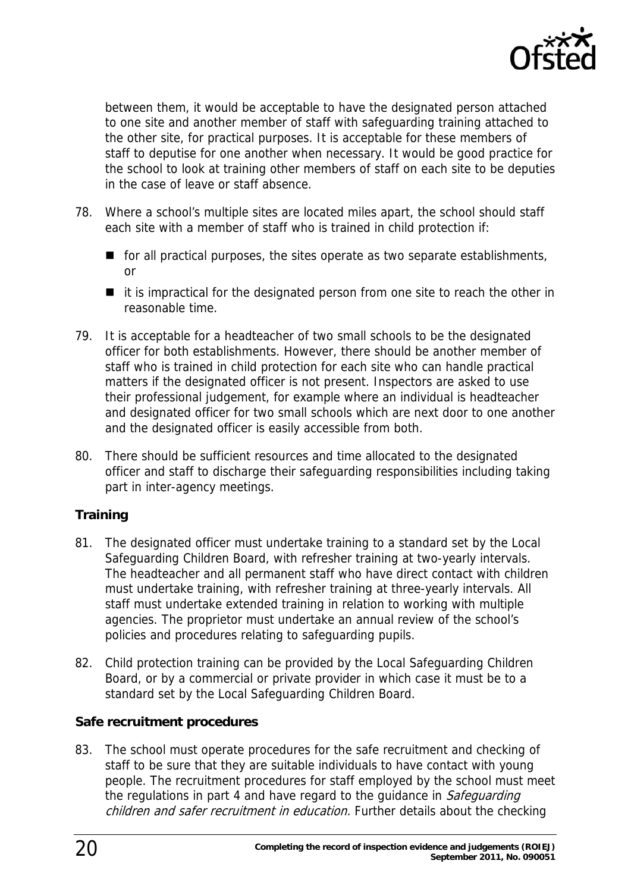between them, it would be acceptable to have the designated person attached to one site and another member of staff with safeguarding training attached to the other site, for practical purposes. It is acceptable for these members of staff to deputise for one another when necessary. It would be good practice for the school to look at training other members of staff on each site to be deputies in the case of leave or staff absence.

78. Where a school's multiple sites are located miles apart, the school should staff each site with a member of staff who is trained in child protection if:

    - for all practical purposes, the sites operate as two separate establishments, or
    - it is impractical for the designated person from one site to reach the other in reasonable time.

79. It is acceptable for a headteacher of two small schools to be the designated officer for both establishments. However, there should be another member of staff who is trained in child protection for each site who can handle practical matters if the designated officer is not present. Inspectors are asked to use their professional judgement, for example where an individual is headteacher and designated officer for two small schools which are next door to one another and the designated officer is easily accessible from both.

80. There should be sufficient resources and time allocated to the designated officer and staff to discharge their safeguarding responsibilities including taking part in inter-agency meetings.

### Training

81. The designated officer must undertake training to a standard set by the Local Safeguarding Children Board, with refresher training at two-yearly intervals. The headteacher and all permanent staff who have direct contact with children must undertake training, with refresher training at three-yearly intervals. All staff must undertake extended training in relation to working with multiple agencies. The proprietor must undertake an annual review of the school's policies and procedures relating to safeguarding pupils.

82. Child protection training can be provided by the Local Safeguarding Children Board, or by a commercial or private provider in which case it must be to a standard set by the Local Safeguarding Children Board.

### Safe recruitment procedures

83. The school must operate procedures for the safe recruitment and checking of staff to be sure that they are suitable individuals to have contact with young people. The recruitment procedures for staff employed by the school must meet the regulations in part 4 and have regard to the guidance in *Safeguarding children and safer recruitment in education.* Further details about the checking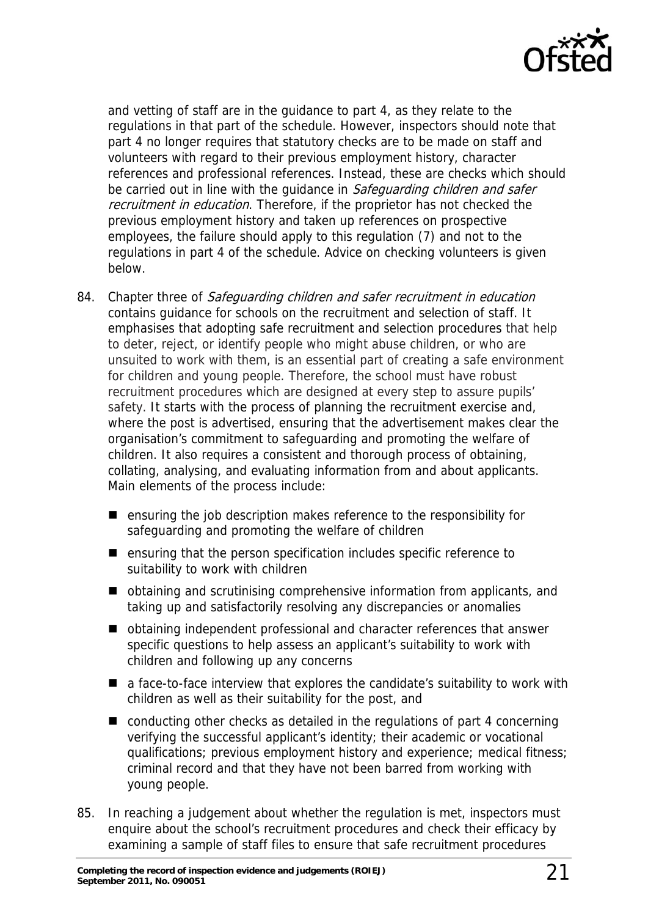and vetting of staff are in the guidance to part 4, as they relate to the regulations in that part of the schedule. However, inspectors should note that part 4 no longer requires that statutory checks are to be made on staff and volunteers with regard to their previous employment history, character references and professional references. Instead, these are checks which should be carried out in line with the guidance in *Safeguarding children and safer recruitment in education*. Therefore, if the proprietor has not checked the previous employment history and taken up references on prospective employees, the failure should apply to this regulation (7) and not to the regulations in part 4 of the schedule. Advice on checking volunteers is given below.

84. Chapter three of *Safeguarding children and safer recruitment in education* contains guidance for schools on the recruitment and selection of staff. It emphasises that adopting safe recruitment and selection procedures that help to deter, reject, or identify people who might abuse children, or who are unsuited to work with them, is an essential part of creating a safe environment for children and young people. Therefore, the school must have robust recruitment procedures which are designed at every step to assure pupils' safety. It starts with the process of planning the recruitment exercise and, where the post is advertised, ensuring that the advertisement makes clear the organisation's commitment to safeguarding and promoting the welfare of children. It also requires a consistent and thorough process of obtaining, collating, analysing, and evaluating information from and about applicants. Main elements of the process include:

    - ensuring the job description makes reference to the responsibility for safeguarding and promoting the welfare of children
    - ensuring that the person specification includes specific reference to suitability to work with children
    - obtaining and scrutinising comprehensive information from applicants, and taking up and satisfactorily resolving any discrepancies or anomalies
    - obtaining independent professional and character references that answer specific questions to help assess an applicant's suitability to work with children and following up any concerns
    - a face-to-face interview that explores the candidate's suitability to work with children as well as their suitability for the post, and
    - conducting other checks as detailed in the regulations of part 4 concerning verifying the successful applicant's identity; their academic or vocational qualifications; previous employment history and experience; medical fitness; criminal record and that they have not been barred from working with young people.

85. In reaching a judgement about whether the regulation is met, inspectors must enquire about the school's recruitment procedures and check their efficacy by examining a sample of staff files to ensure that safe recruitment procedures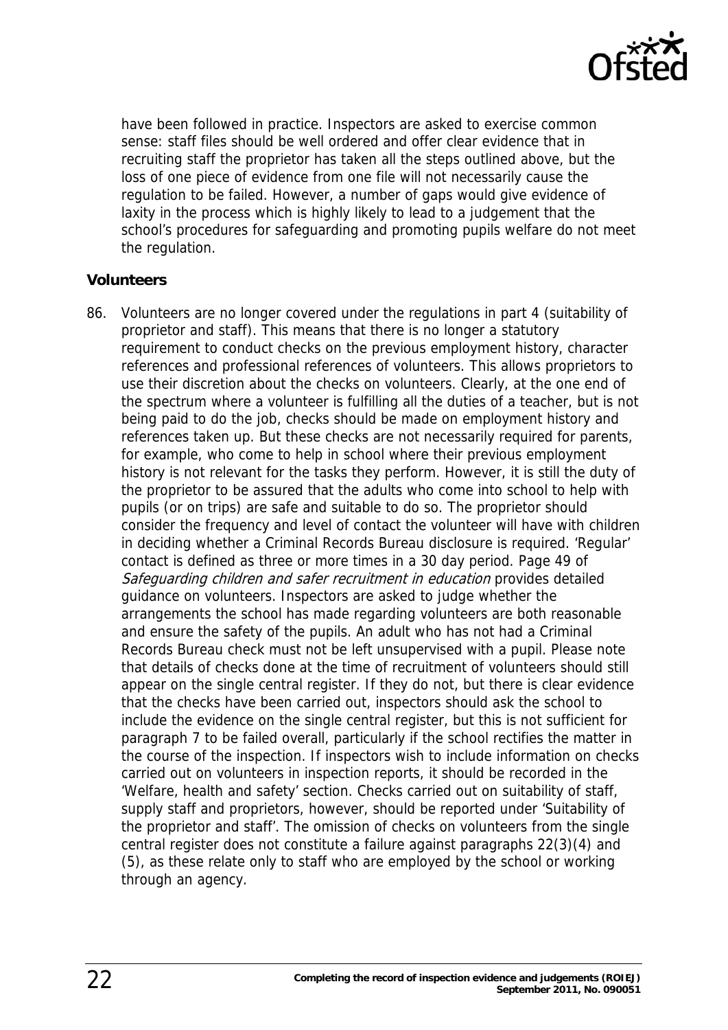have been followed in practice. Inspectors are asked to exercise common sense: staff files should be well ordered and offer clear evidence that in recruiting staff the proprietor has taken all the steps outlined above, but the loss of one piece of evidence from one file will not necessarily cause the regulation to be failed. However, a number of gaps would give evidence of laxity in the process which is highly likely to lead to a judgement that the school's procedures for safeguarding and promoting pupils welfare do not meet the regulation.

**Volunteers**

86. Volunteers are no longer covered under the regulations in part 4 (suitability of proprietor and staff). This means that there is no longer a statutory requirement to conduct checks on the previous employment history, character references and professional references of volunteers. This allows proprietors to use their discretion about the checks on volunteers. Clearly, at the one end of the spectrum where a volunteer is fulfilling all the duties of a teacher, but is not being paid to do the job, checks should be made on employment history and references taken up. But these checks are not necessarily required for parents, for example, who come to help in school where their previous employment history is not relevant for the tasks they perform. However, it is still the duty of the proprietor to be assured that the adults who come into school to help with pupils (or on trips) are safe and suitable to do so. The proprietor should consider the frequency and level of contact the volunteer will have with children in deciding whether a Criminal Records Bureau disclosure is required. 'Regular' contact is defined as three or more times in a 30 day period. Page 49 of *Safeguarding children and safer recruitment in education* provides detailed guidance on volunteers. Inspectors are asked to judge whether the arrangements the school has made regarding volunteers are both reasonable and ensure the safety of the pupils. An adult who has not had a Criminal Records Bureau check must not be left unsupervised with a pupil. Please note that details of checks done at the time of recruitment of volunteers should still appear on the single central register. If they do not, but there is clear evidence that the checks have been carried out, inspectors should ask the school to include the evidence on the single central register, but this is not sufficient for paragraph 7 to be failed overall, particularly if the school rectifies the matter in the course of the inspection. If inspectors wish to include information on checks carried out on volunteers in inspection reports, it should be recorded in the 'Welfare, health and safety' section. Checks carried out on suitability of staff, supply staff and proprietors, however, should be reported under 'Suitability of the proprietor and staff'. The omission of checks on volunteers from the single central register does not constitute a failure against paragraphs 22(3)(4) and (5), as these relate only to staff who are employed by the school or working through an agency.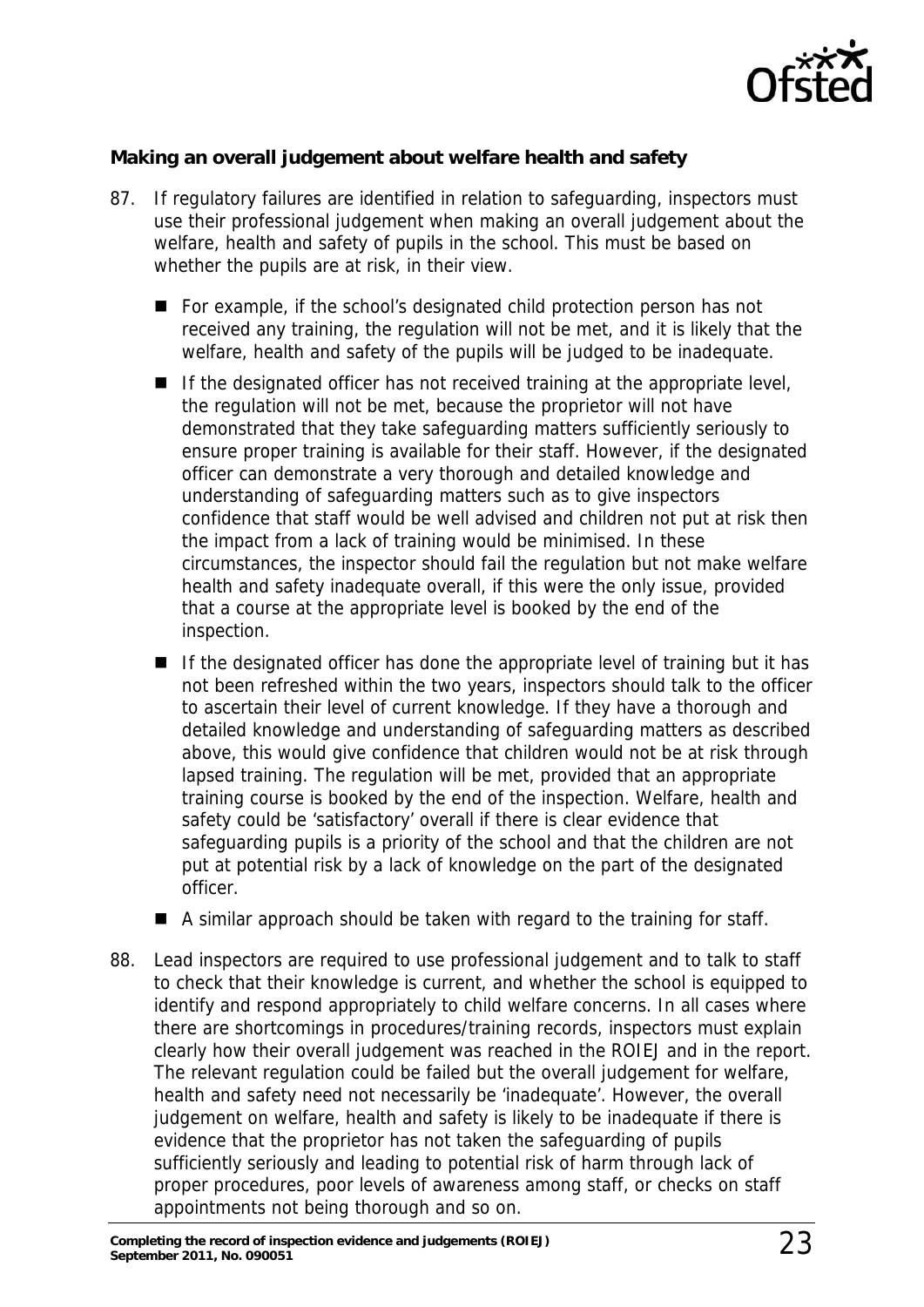**Making an overall judgement about welfare health and safety**

87. If regulatory failures are identified in relation to safeguarding, inspectors must use their professional judgement when making an overall judgement about the welfare, health and safety of pupils in the school. This must be based on whether the pupils are at risk, in their view.

   - For example, if the school's designated child protection person has not received any training, the regulation will not be met, and it is likely that the welfare, health and safety of the pupils will be judged to be inadequate.
   - If the designated officer has not received training at the appropriate level, the regulation will not be met, because the proprietor will not have demonstrated that they take safeguarding matters sufficiently seriously to ensure proper training is available for their staff. However, if the designated officer can demonstrate a very thorough and detailed knowledge and understanding of safeguarding matters such as to give inspectors confidence that staff would be well advised and children not put at risk then the impact from a lack of training would be minimised. In these circumstances, the inspector should fail the regulation but not make welfare health and safety inadequate overall, if this were the only issue, provided that a course at the appropriate level is booked by the end of the inspection.
   - If the designated officer has done the appropriate level of training but it has not been refreshed within the two years, inspectors should talk to the officer to ascertain their level of current knowledge. If they have a thorough and detailed knowledge and understanding of safeguarding matters as described above, this would give confidence that children would not be at risk through lapsed training. The regulation will be met, provided that an appropriate training course is booked by the end of the inspection. Welfare, health and safety could be 'satisfactory' overall if there is clear evidence that safeguarding pupils is a priority of the school and that the children are not put at potential risk by a lack of knowledge on the part of the designated officer.
   - A similar approach should be taken with regard to the training for staff.

88. Lead inspectors are required to use professional judgement and to talk to staff to check that their knowledge is current, and whether the school is equipped to identify and respond appropriately to child welfare concerns. In all cases where there are shortcomings in procedures/training records, inspectors must explain clearly how their overall judgement was reached in the ROIEJ and in the report. The relevant regulation could be failed but the overall judgement for welfare, health and safety need not necessarily be 'inadequate'. However, the overall judgement on welfare, health and safety is likely to be inadequate if there is evidence that the proprietor has not taken the safeguarding of pupils sufficiently seriously and leading to potential risk of harm through lack of proper procedures, poor levels of awareness among staff, or checks on staff appointments not being thorough and so on.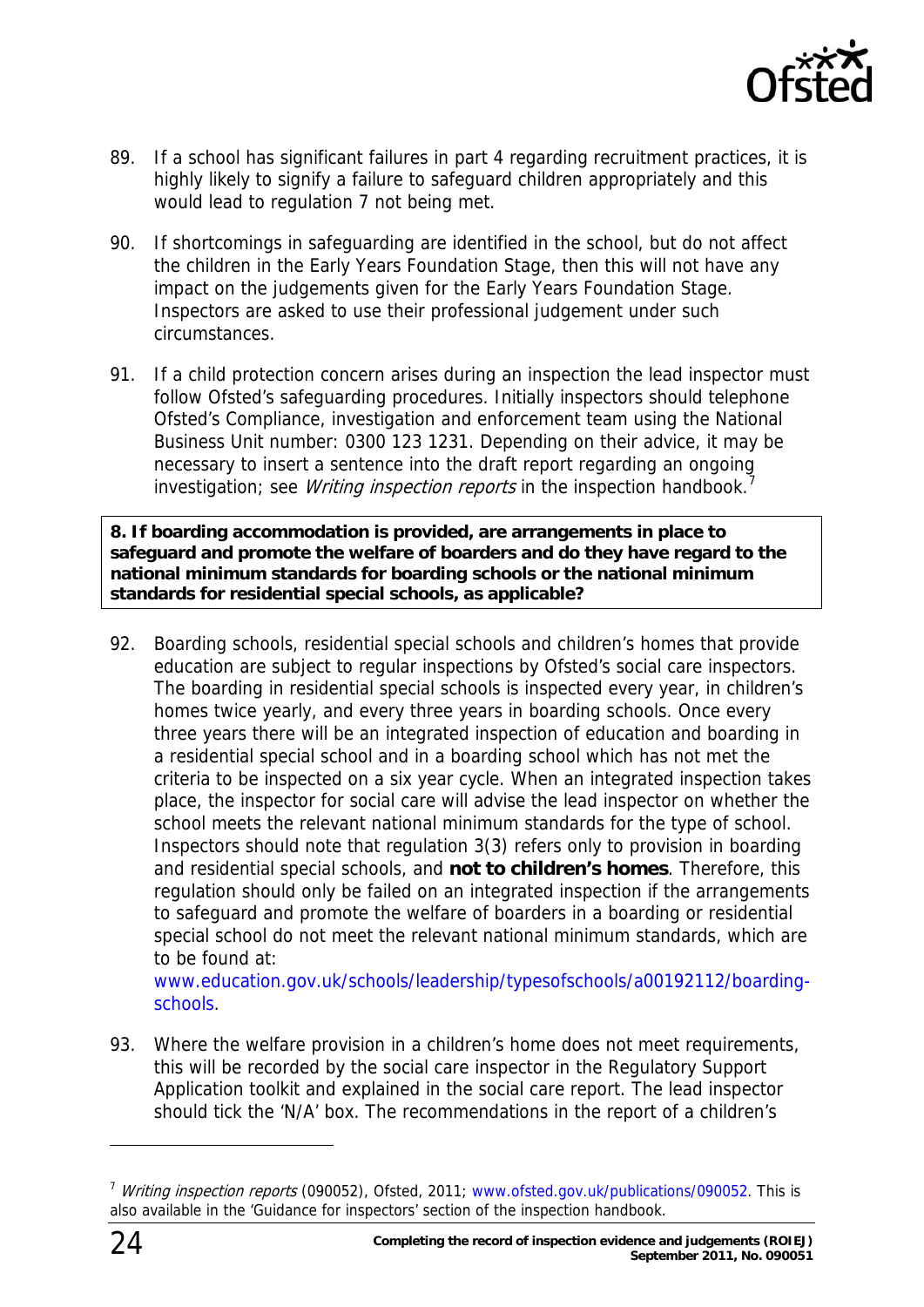89. If a school has significant failures in part 4 regarding recruitment practices, it is highly likely to signify a failure to safeguard children appropriately and this would lead to regulation 7 not being met.

90. If shortcomings in safeguarding are identified in the school, but do not affect the children in the Early Years Foundation Stage, then this will not have any impact on the judgements given for the Early Years Foundation Stage. Inspectors are asked to use their professional judgement under such circumstances.

91. If a child protection concern arises during an inspection the lead inspector must follow Ofsted's safeguarding procedures. Initially inspectors should telephone Ofsted's Compliance, investigation and enforcement team using the National Business Unit number: 0300 123 1231. Depending on their advice, it may be necessary to insert a sentence into the draft report regarding an ongoing investigation; see *Writing inspection reports* in the inspection handbook.[7]

**8. If boarding accommodation is provided, are arrangements in place to safeguard and promote the welfare of boarders and do they have regard to the national minimum standards for boarding schools or the national minimum standards for residential special schools, as applicable?**

92. Boarding schools, residential special schools and children's homes that provide education are subject to regular inspections by Ofsted's social care inspectors. The boarding in residential special schools is inspected every year, in children's homes twice yearly, and every three years in boarding schools. Once every three years there will be an integrated inspection of education and boarding in a residential special school and in a boarding school which has not met the criteria to be inspected on a six year cycle. When an integrated inspection takes place, the inspector for social care will advise the lead inspector on whether the school meets the relevant national minimum standards for the type of school. Inspectors should note that regulation 3(3) refers only to provision in boarding and residential special schools, and **not to children's homes**. Therefore, this regulation should only be failed on an integrated inspection if the arrangements to safeguard and promote the welfare of boarders in a boarding or residential special school do not meet the relevant national minimum standards, which are to be found at: www.education.gov.uk/schools/leadership/typesofschools/a00192112/boarding-schools.

93. Where the welfare provision in a children's home does not meet requirements, this will be recorded by the social care inspector in the Regulatory Support Application toolkit and explained in the social care report. The lead inspector should tick the 'N/A' box. The recommendations in the report of a children's

[7] *Writing inspection reports* (090052), Ofsted, 2011; www.ofsted.gov.uk/publications/090052. This is also available in the 'Guidance for inspectors' section of the inspection handbook.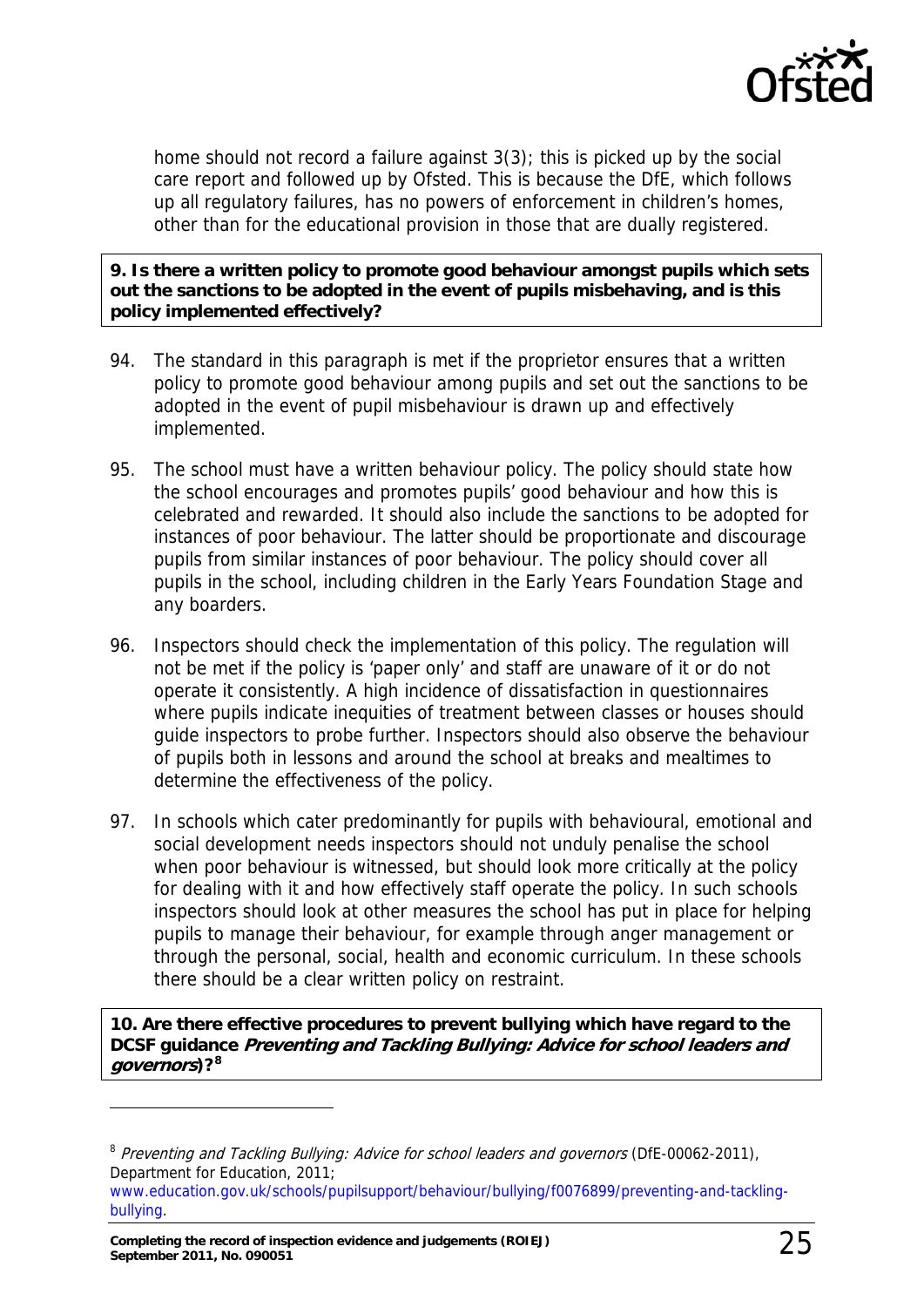home should not record a failure against 3(3); this is picked up by the social care report and followed up by Ofsted. This is because the DfE, which follows up all regulatory failures, has no powers of enforcement in children's homes, other than for the educational provision in those that are dually registered.

**9. Is there a written policy to promote good behaviour amongst pupils which sets out the sanctions to be adopted in the event of pupils misbehaving, and is this policy implemented effectively?**

94. The standard in this paragraph is met if the proprietor ensures that a written policy to promote good behaviour among pupils and set out the sanctions to be adopted in the event of pupil misbehaviour is drawn up and effectively implemented.

95. The school must have a written behaviour policy. The policy should state how the school encourages and promotes pupils' good behaviour and how this is celebrated and rewarded. It should also include the sanctions to be adopted for instances of poor behaviour. The latter should be proportionate and discourage pupils from similar instances of poor behaviour. The policy should cover all pupils in the school, including children in the Early Years Foundation Stage and any boarders.

96. Inspectors should check the implementation of this policy. The regulation will not be met if the policy is 'paper only' and staff are unaware of it or do not operate it consistently. A high incidence of dissatisfaction in questionnaires where pupils indicate inequities of treatment between classes or houses should guide inspectors to probe further. Inspectors should also observe the behaviour of pupils both in lessons and around the school at breaks and mealtimes to determine the effectiveness of the policy.

97. In schools which cater predominantly for pupils with behavioural, emotional and social development needs inspectors should not unduly penalise the school when poor behaviour is witnessed, but should look more critically at the policy for dealing with it and how effectively staff operate the policy. In such schools inspectors should look at other measures the school has put in place for helping pupils to manage their behaviour, for example through anger management or through the personal, social, health and economic curriculum. In these schools there should be a clear written policy on restraint.

**10. Are there effective procedures to prevent bullying which have regard to the DCSF guidance *Preventing and Tackling Bullying: Advice for school leaders and governors*?[8]**

[8] *Preventing and Tackling Bullying: Advice for school leaders and governors* (DfE-00062-2011), Department for Education, 2011; www.education.gov.uk/schools/pupilsupport/behaviour/bullying/f0076899/preventing-and-tackling-bullying.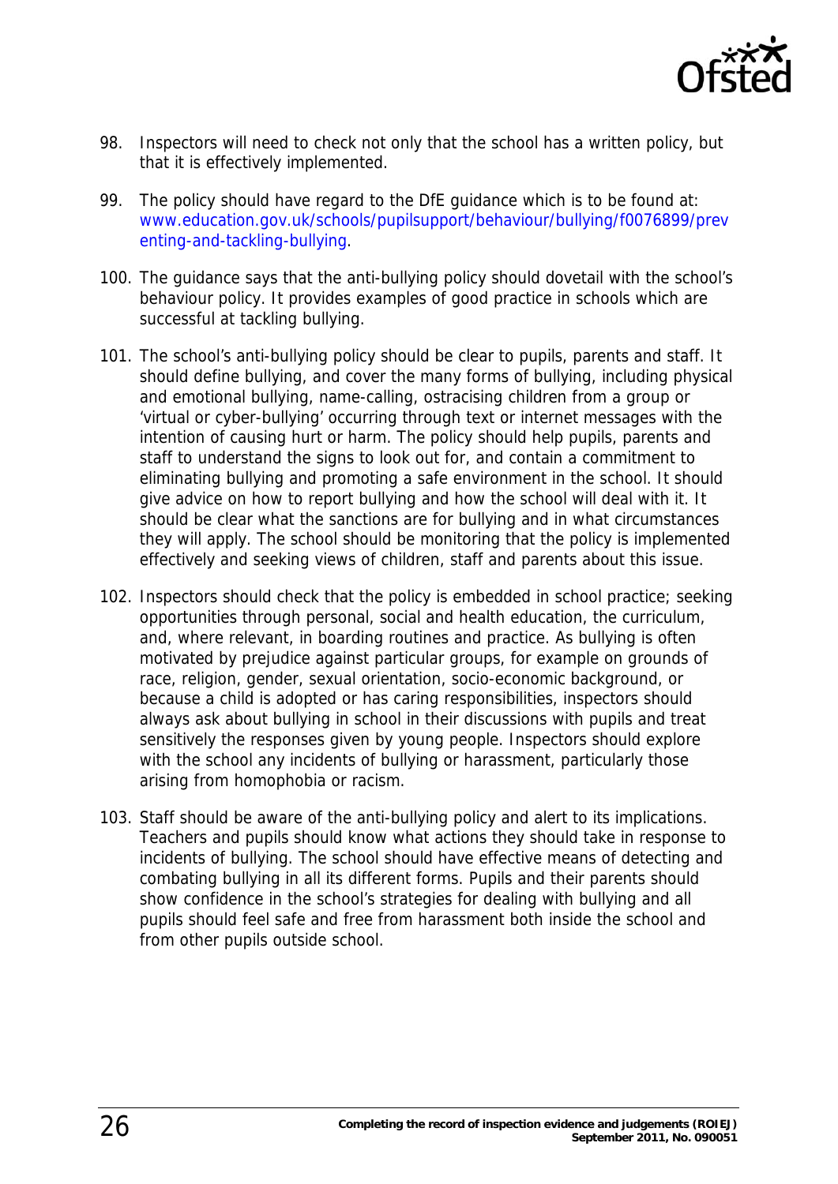98. Inspectors will need to check not only that the school has a written policy, but that it is effectively implemented.

99. The policy should have regard to the DfE guidance which is to be found at: www.education.gov.uk/schools/pupilsupport/behaviour/bullying/f0076899/preventing-and-tackling-bullying.

100. The guidance says that the anti-bullying policy should dovetail with the school's behaviour policy. It provides examples of good practice in schools which are successful at tackling bullying.

101. The school's anti-bullying policy should be clear to pupils, parents and staff. It should define bullying, and cover the many forms of bullying, including physical and emotional bullying, name-calling, ostracising children from a group or 'virtual or cyber-bullying' occurring through text or internet messages with the intention of causing hurt or harm. The policy should help pupils, parents and staff to understand the signs to look out for, and contain a commitment to eliminating bullying and promoting a safe environment in the school. It should give advice on how to report bullying and how the school will deal with it. It should be clear what the sanctions are for bullying and in what circumstances they will apply. The school should be monitoring that the policy is implemented effectively and seeking views of children, staff and parents about this issue.

102. Inspectors should check that the policy is embedded in school practice; seeking opportunities through personal, social and health education, the curriculum, and, where relevant, in boarding routines and practice. As bullying is often motivated by prejudice against particular groups, for example on grounds of race, religion, gender, sexual orientation, socio-economic background, or because a child is adopted or has caring responsibilities, inspectors should always ask about bullying in school in their discussions with pupils and treat sensitively the responses given by young people. Inspectors should explore with the school any incidents of bullying or harassment, particularly those arising from homophobia or racism.

103. Staff should be aware of the anti-bullying policy and alert to its implications. Teachers and pupils should know what actions they should take in response to incidents of bullying. The school should have effective means of detecting and combating bullying in all its different forms. Pupils and their parents should show confidence in the school's strategies for dealing with bullying and all pupils should feel safe and free from harassment both inside the school and from other pupils outside school.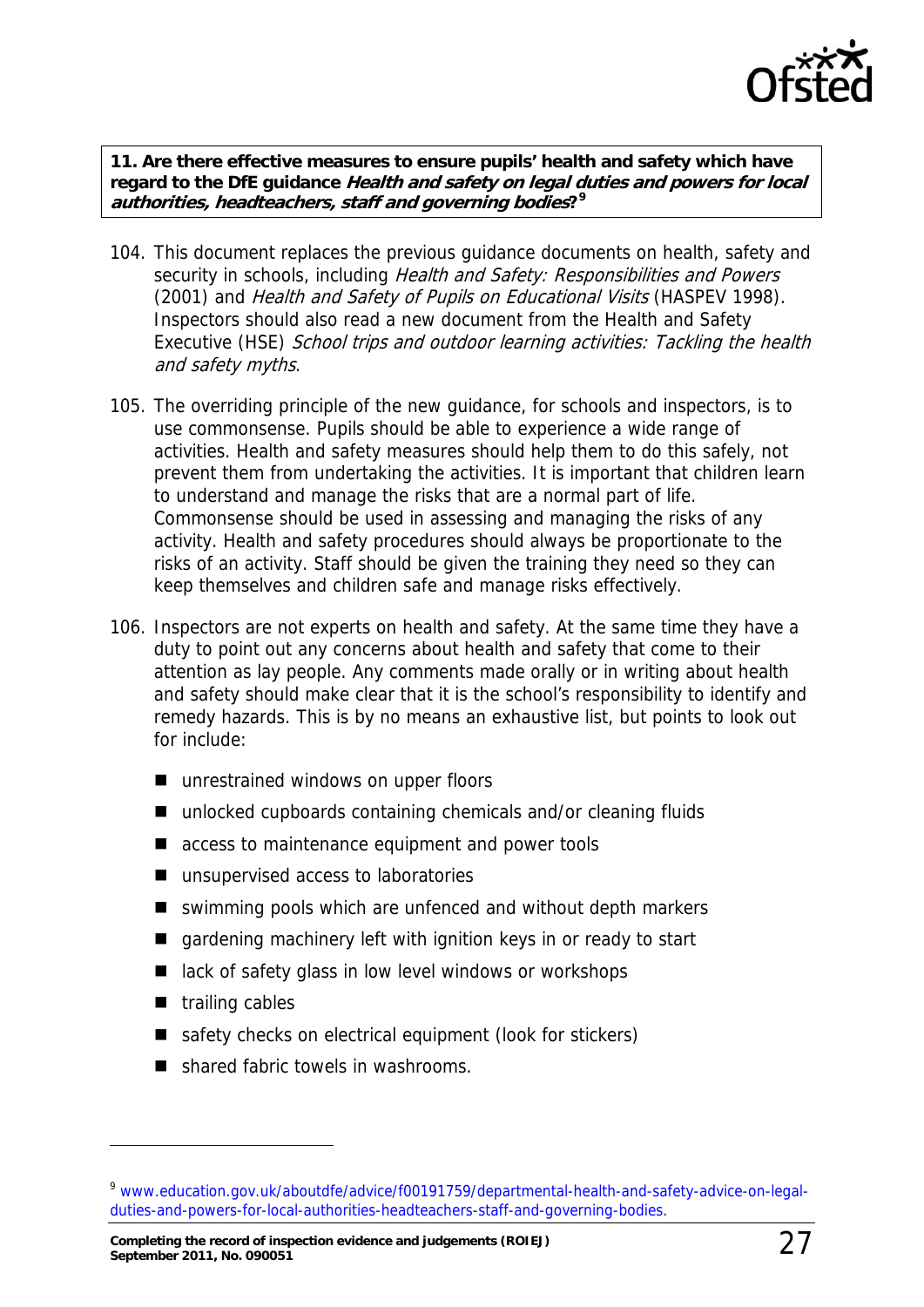**11. Are there effective measures to ensure pupils' health and safety which have regard to the DfE guidance *Health and safety on legal duties and powers for local authorities, headteachers, staff and governing bodies*?[9]**

104. This document replaces the previous guidance documents on health, safety and security in schools, including *Health and Safety: Responsibilities and Powers* (2001) and *Health and Safety of Pupils on Educational Visits* (HASPEV 1998). Inspectors should also read a new document from the Health and Safety Executive (HSE) *School trips and outdoor learning activities: Tackling the health and safety myths*.

105. The overriding principle of the new guidance, for schools and inspectors, is to use commonsense. Pupils should be able to experience a wide range of activities. Health and safety measures should help them to do this safely, not prevent them from undertaking the activities. It is important that children learn to understand and manage the risks that are a normal part of life. Commonsense should be used in assessing and managing the risks of any activity. Health and safety procedures should always be proportionate to the risks of an activity. Staff should be given the training they need so they can keep themselves and children safe and manage risks effectively.

106. Inspectors are not experts on health and safety. At the same time they have a duty to point out any concerns about health and safety that come to their attention as lay people. Any comments made orally or in writing about health and safety should make clear that it is the school's responsibility to identify and remedy hazards. This is by no means an exhaustive list, but points to look out for include:

- unrestrained windows on upper floors
- unlocked cupboards containing chemicals and/or cleaning fluids
- access to maintenance equipment and power tools
- unsupervised access to laboratories
- swimming pools which are unfenced and without depth markers
- gardening machinery left with ignition keys in or ready to start
- lack of safety glass in low level windows or workshops
- trailing cables
- safety checks on electrical equipment (look for stickers)
- shared fabric towels in washrooms.

---

[9] www.education.gov.uk/aboutdfe/advice/f00191759/departmental-health-and-safety-advice-on-legal-duties-and-powers-for-local-authorities-headteachers-staff-and-governing-bodies.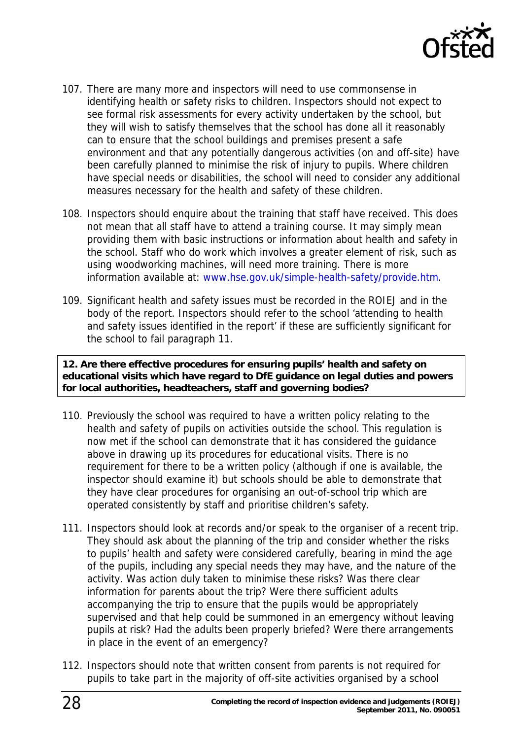107. There are many more and inspectors will need to use commonsense in identifying health or safety risks to children. Inspectors should not expect to see formal risk assessments for every activity undertaken by the school, but they will wish to satisfy themselves that the school has done all it reasonably can to ensure that the school buildings and premises present a safe environment and that any potentially dangerous activities (on and off-site) have been carefully planned to minimise the risk of injury to pupils. Where children have special needs or disabilities, the school will need to consider any additional measures necessary for the health and safety of these children.

108. Inspectors should enquire about the training that staff have received. This does not mean that all staff have to attend a training course. It may simply mean providing them with basic instructions or information about health and safety in the school. Staff who do work which involves a greater element of risk, such as using woodworking machines, will need more training. There is more information available at: www.hse.gov.uk/simple-health-safety/provide.htm.

109. Significant health and safety issues must be recorded in the ROIEJ and in the body of the report. Inspectors should refer to the school 'attending to health and safety issues identified in the report' if these are sufficiently significant for the school to fail paragraph 11.

**12. Are there effective procedures for ensuring pupils' health and safety on educational visits which have regard to DfE guidance on legal duties and powers for local authorities, headteachers, staff and governing bodies?**

110. Previously the school was required to have a written policy relating to the health and safety of pupils on activities outside the school. This regulation is now met if the school can demonstrate that it has considered the guidance above in drawing up its procedures for educational visits. There is no requirement for there to be a written policy (although if one is available, the inspector should examine it) but schools should be able to demonstrate that they have clear procedures for organising an out-of-school trip which are operated consistently by staff and prioritise children's safety.

111. Inspectors should look at records and/or speak to the organiser of a recent trip. They should ask about the planning of the trip and consider whether the risks to pupils' health and safety were considered carefully, bearing in mind the age of the pupils, including any special needs they may have, and the nature of the activity. Was action duly taken to minimise these risks? Was there clear information for parents about the trip? Were there sufficient adults accompanying the trip to ensure that the pupils would be appropriately supervised and that help could be summoned in an emergency without leaving pupils at risk? Had the adults been properly briefed? Were there arrangements in place in the event of an emergency?

112. Inspectors should note that written consent from parents is not required for pupils to take part in the majority of off-site activities organised by a school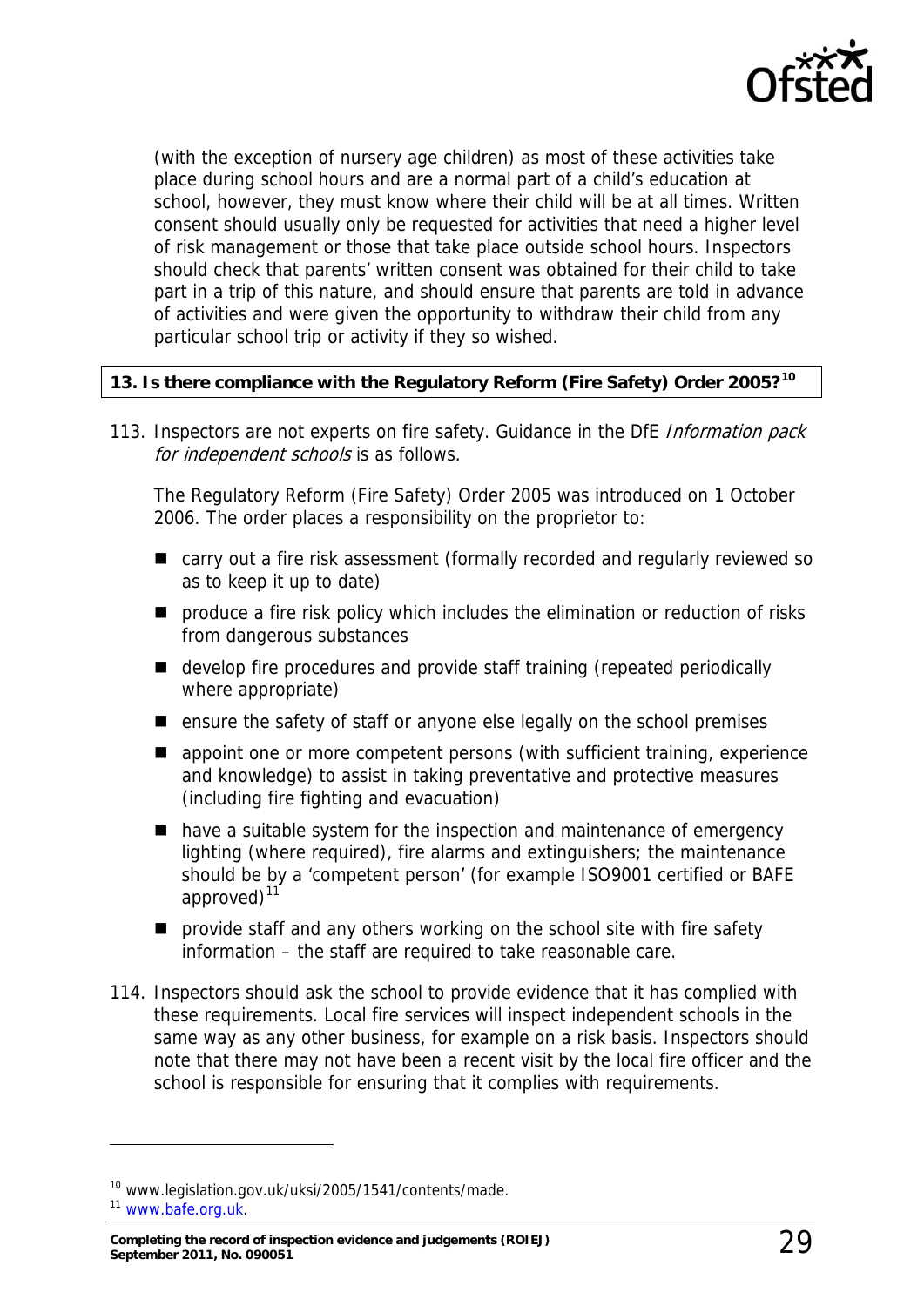(with the exception of nursery age children) as most of these activities take place during school hours and are a normal part of a child's education at school, however, they must know where their child will be at all times. Written consent should usually only be requested for activities that need a higher level of risk management or those that take place outside school hours. Inspectors should check that parents' written consent was obtained for their child to take part in a trip of this nature, and should ensure that parents are told in advance of activities and were given the opportunity to withdraw their child from any particular school trip or activity if they so wished.

**13. Is there compliance with the Regulatory Reform (Fire Safety) Order 2005?[10]**

113. Inspectors are not experts on fire safety. Guidance in the DfE *Information pack for independent schools* is as follows.

The Regulatory Reform (Fire Safety) Order 2005 was introduced on 1 October 2006. The order places a responsibility on the proprietor to:

- carry out a fire risk assessment (formally recorded and regularly reviewed so as to keep it up to date)
- produce a fire risk policy which includes the elimination or reduction of risks from dangerous substances
- develop fire procedures and provide staff training (repeated periodically where appropriate)
- ensure the safety of staff or anyone else legally on the school premises
- appoint one or more competent persons (with sufficient training, experience and knowledge) to assist in taking preventative and protective measures (including fire fighting and evacuation)
- have a suitable system for the inspection and maintenance of emergency lighting (where required), fire alarms and extinguishers; the maintenance should be by a 'competent person' (for example ISO9001 certified or BAFE approved)[11]
- provide staff and any others working on the school site with fire safety information – the staff are required to take reasonable care.

114. Inspectors should ask the school to provide evidence that it has complied with these requirements. Local fire services will inspect independent schools in the same way as any other business, for example on a risk basis. Inspectors should note that there may not have been a recent visit by the local fire officer and the school is responsible for ensuring that it complies with requirements.

---

[10] www.legislation.gov.uk/uksi/2005/1541/contents/made.

[11] www.bafe.org.uk.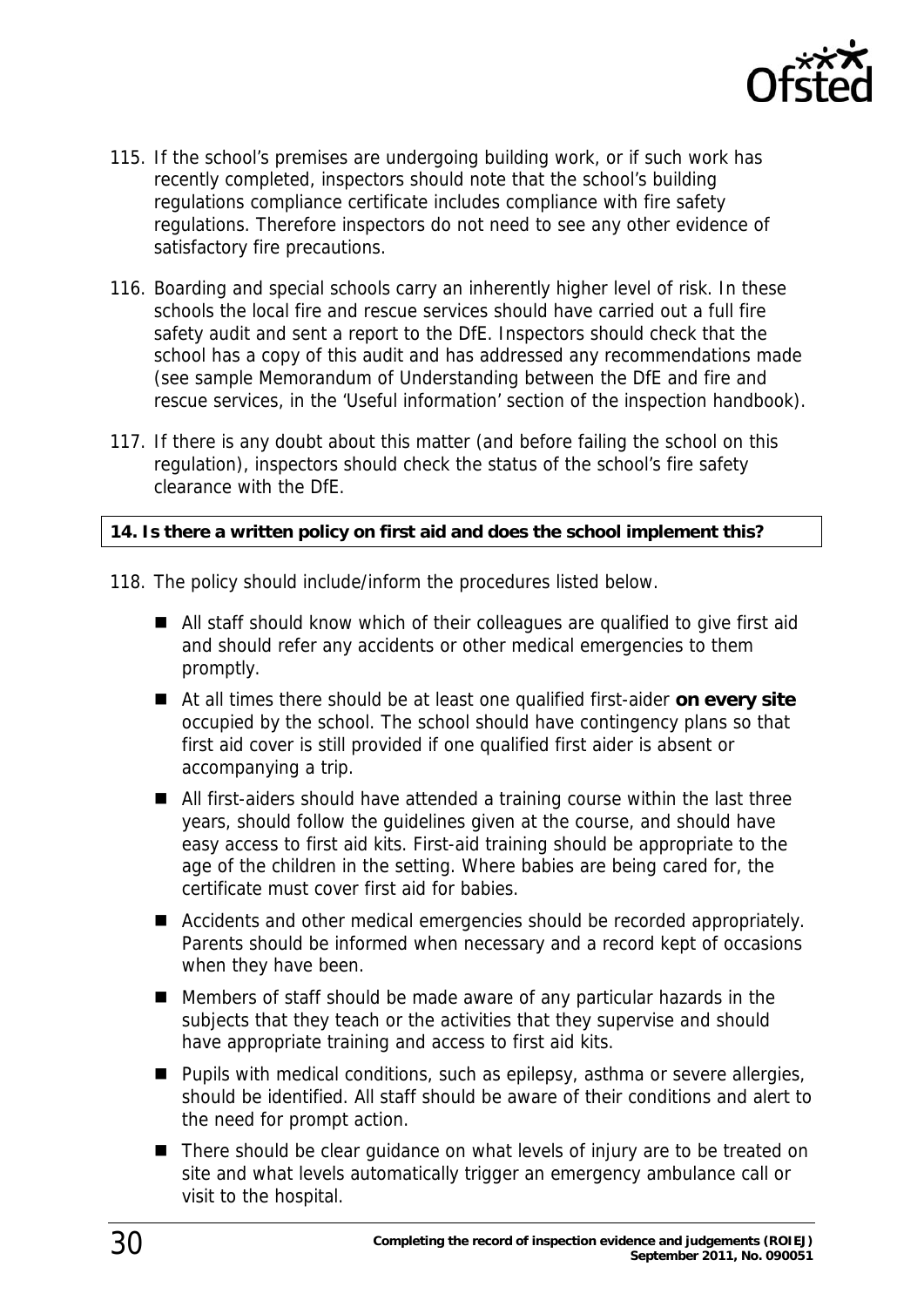115. If the school's premises are undergoing building work, or if such work has recently completed, inspectors should note that the school's building regulations compliance certificate includes compliance with fire safety regulations. Therefore inspectors do not need to see any other evidence of satisfactory fire precautions.

116. Boarding and special schools carry an inherently higher level of risk. In these schools the local fire and rescue services should have carried out a full fire safety audit and sent a report to the DfE. Inspectors should check that the school has a copy of this audit and has addressed any recommendations made (see sample Memorandum of Understanding between the DfE and fire and rescue services, in the 'Useful information' section of the inspection handbook).

117. If there is any doubt about this matter (and before failing the school on this regulation), inspectors should check the status of the school's fire safety clearance with the DfE.

**14. Is there a written policy on first aid and does the school implement this?**

118. The policy should include/inform the procedures listed below.

- All staff should know which of their colleagues are qualified to give first aid and should refer any accidents or other medical emergencies to them promptly.
- At all times there should be at least one qualified first-aider **on every site** occupied by the school. The school should have contingency plans so that first aid cover is still provided if one qualified first aider is absent or accompanying a trip.
- All first-aiders should have attended a training course within the last three years, should follow the guidelines given at the course, and should have easy access to first aid kits. First-aid training should be appropriate to the age of the children in the setting. Where babies are being cared for, the certificate must cover first aid for babies.
- Accidents and other medical emergencies should be recorded appropriately. Parents should be informed when necessary and a record kept of occasions when they have been.
- Members of staff should be made aware of any particular hazards in the subjects that they teach or the activities that they supervise and should have appropriate training and access to first aid kits.
- Pupils with medical conditions, such as epilepsy, asthma or severe allergies, should be identified. All staff should be aware of their conditions and alert to the need for prompt action.
- There should be clear guidance on what levels of injury are to be treated on site and what levels automatically trigger an emergency ambulance call or visit to the hospital.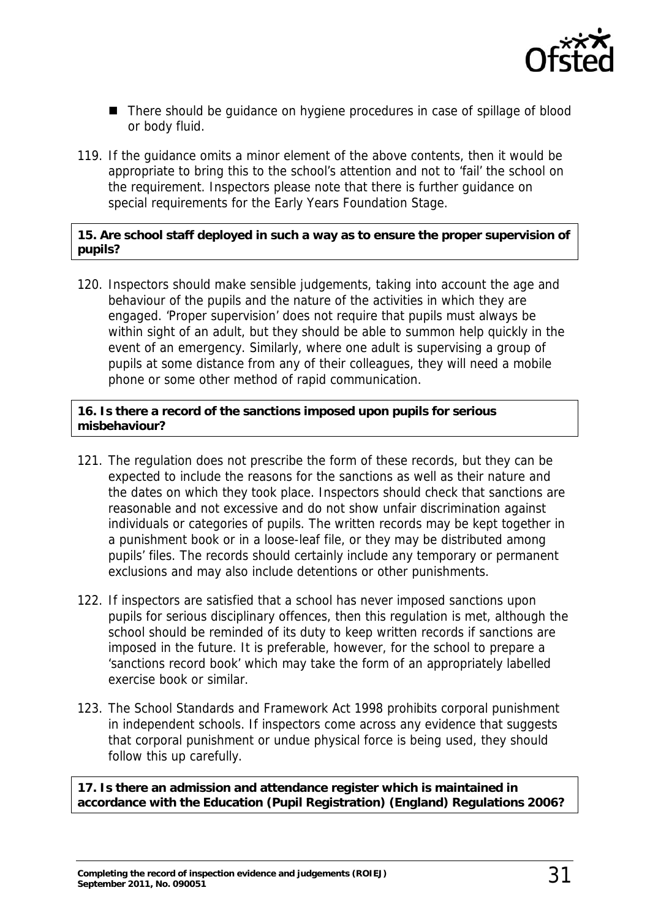- There should be guidance on hygiene procedures in case of spillage of blood or body fluid.

119. If the guidance omits a minor element of the above contents, then it would be appropriate to bring this to the school's attention and not to 'fail' the school on the requirement. Inspectors please note that there is further guidance on special requirements for the Early Years Foundation Stage.

**15. Are school staff deployed in such a way as to ensure the proper supervision of pupils?**

120. Inspectors should make sensible judgements, taking into account the age and behaviour of the pupils and the nature of the activities in which they are engaged. 'Proper supervision' does not require that pupils must always be within sight of an adult, but they should be able to summon help quickly in the event of an emergency. Similarly, where one adult is supervising a group of pupils at some distance from any of their colleagues, they will need a mobile phone or some other method of rapid communication.

**16. Is there a record of the sanctions imposed upon pupils for serious misbehaviour?**

121. The regulation does not prescribe the form of these records, but they can be expected to include the reasons for the sanctions as well as their nature and the dates on which they took place. Inspectors should check that sanctions are reasonable and not excessive and do not show unfair discrimination against individuals or categories of pupils. The written records may be kept together in a punishment book or in a loose-leaf file, or they may be distributed among pupils' files. The records should certainly include any temporary or permanent exclusions and may also include detentions or other punishments.

122. If inspectors are satisfied that a school has never imposed sanctions upon pupils for serious disciplinary offences, then this regulation is met, although the school should be reminded of its duty to keep written records if sanctions are imposed in the future. It is preferable, however, for the school to prepare a 'sanctions record book' which may take the form of an appropriately labelled exercise book or similar.

123. The School Standards and Framework Act 1998 prohibits corporal punishment in independent schools. If inspectors come across any evidence that suggests that corporal punishment or undue physical force is being used, they should follow this up carefully.

**17. Is there an admission and attendance register which is maintained in accordance with the Education (Pupil Registration) (England) Regulations 2006?**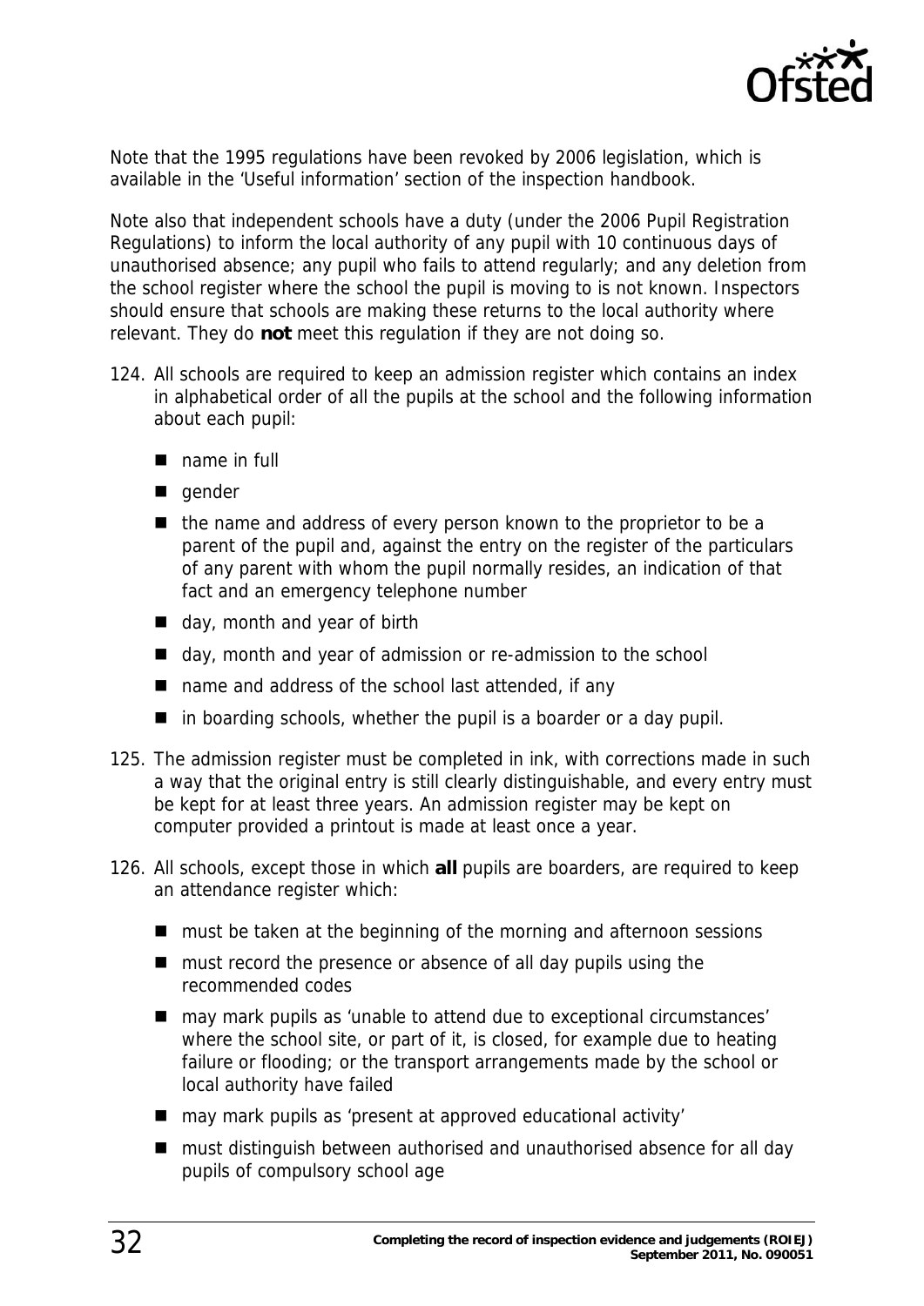Note that the 1995 regulations have been revoked by 2006 legislation, which is available in the 'Useful information' section of the inspection handbook.

Note also that independent schools have a duty (under the 2006 Pupil Registration Regulations) to inform the local authority of any pupil with 10 continuous days of unauthorised absence; any pupil who fails to attend regularly; and any deletion from the school register where the school the pupil is moving to is not known. Inspectors should ensure that schools are making these returns to the local authority where relevant. They do **not** meet this regulation if they are not doing so.

124. All schools are required to keep an admission register which contains an index in alphabetical order of all the pupils at the school and the following information about each pupil:

- name in full
- gender
- the name and address of every person known to the proprietor to be a parent of the pupil and, against the entry on the register of the particulars of any parent with whom the pupil normally resides, an indication of that fact and an emergency telephone number
- day, month and year of birth
- day, month and year of admission or re-admission to the school
- name and address of the school last attended, if any
- in boarding schools, whether the pupil is a boarder or a day pupil.

125. The admission register must be completed in ink, with corrections made in such a way that the original entry is still clearly distinguishable, and every entry must be kept for at least three years. An admission register may be kept on computer provided a printout is made at least once a year.

126. All schools, except those in which **all** pupils are boarders, are required to keep an attendance register which:

- must be taken at the beginning of the morning and afternoon sessions
- must record the presence or absence of all day pupils using the recommended codes
- may mark pupils as 'unable to attend due to exceptional circumstances' where the school site, or part of it, is closed, for example due to heating failure or flooding; or the transport arrangements made by the school or local authority have failed
- may mark pupils as 'present at approved educational activity'
- must distinguish between authorised and unauthorised absence for all day pupils of compulsory school age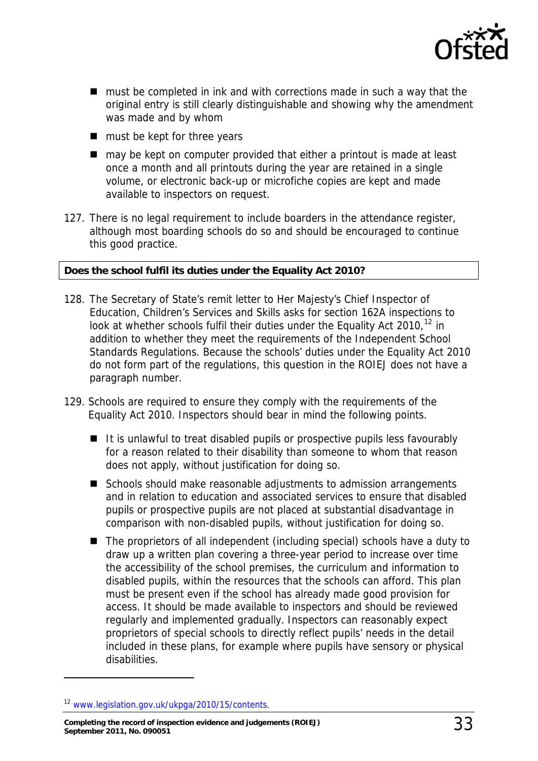- must be completed in ink and with corrections made in such a way that the original entry is still clearly distinguishable and showing why the amendment was made and by whom
- must be kept for three years
- may be kept on computer provided that either a printout is made at least once a month and all printouts during the year are retained in a single volume, or electronic back-up or microfiche copies are kept and made available to inspectors on request.

127. There is no legal requirement to include boarders in the attendance register, although most boarding schools do so and should be encouraged to continue this good practice.

**Does the school fulfil its duties under the Equality Act 2010?**

128. The Secretary of State's remit letter to Her Majesty's Chief Inspector of Education, Children's Services and Skills asks for section 162A inspections to look at whether schools fulfil their duties under the Equality Act 2010,[12] in addition to whether they meet the requirements of the Independent School Standards Regulations. Because the schools' duties under the Equality Act 2010 do not form part of the regulations, this question in the ROIEJ does not have a paragraph number.

129. Schools are required to ensure they comply with the requirements of the Equality Act 2010. Inspectors should bear in mind the following points.

- It is unlawful to treat disabled pupils or prospective pupils less favourably for a reason related to their disability than someone to whom that reason does not apply, without justification for doing so.
- Schools should make reasonable adjustments to admission arrangements and in relation to education and associated services to ensure that disabled pupils or prospective pupils are not placed at substantial disadvantage in comparison with non-disabled pupils, without justification for doing so.
- The proprietors of all independent (including special) schools have a duty to draw up a written plan covering a three-year period to increase over time the accessibility of the school premises, the curriculum and information to disabled pupils, within the resources that the schools can afford. This plan must be present even if the school has already made good provision for access. It should be made available to inspectors and should be reviewed regularly and implemented gradually. Inspectors can reasonably expect proprietors of special schools to directly reflect pupils' needs in the detail included in these plans, for example where pupils have sensory or physical disabilities.

[12] www.legislation.gov.uk/ukpga/2010/15/contents.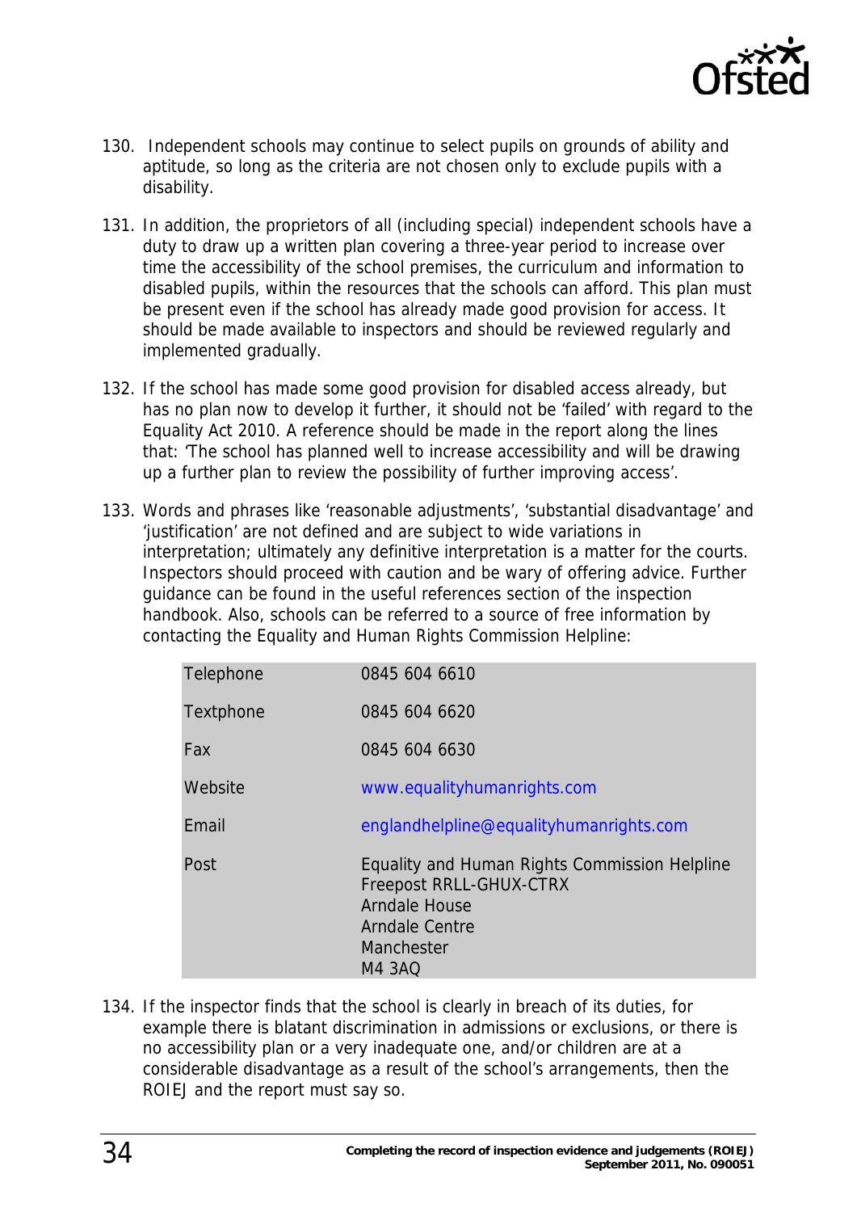130. Independent schools may continue to select pupils on grounds of ability and aptitude, so long as the criteria are not chosen only to exclude pupils with a disability.

131. In addition, the proprietors of all (including special) independent schools have a duty to draw up a written plan covering a three-year period to increase over time the accessibility of the school premises, the curriculum and information to disabled pupils, within the resources that the schools can afford. This plan must be present even if the school has already made good provision for access. It should be made available to inspectors and should be reviewed regularly and implemented gradually.

132. If the school has made some good provision for disabled access already, but has no plan now to develop it further, it should not be 'failed' with regard to the Equality Act 2010. A reference should be made in the report along the lines that: 'The school has planned well to increase accessibility and will be drawing up a further plan to review the possibility of further improving access'.

133. Words and phrases like 'reasonable adjustments', 'substantial disadvantage' and 'justification' are not defined and are subject to wide variations in interpretation; ultimately any definitive interpretation is a matter for the courts. Inspectors should proceed with caution and be wary of offering advice. Further guidance can be found in the useful references section of the inspection handbook. Also, schools can be referred to a source of free information by contacting the Equality and Human Rights Commission Helpline:

| | |
|---|---|
| Telephone | 0845 604 6610 |
| Textphone | 0845 604 6620 |
| Fax | 0845 604 6630 |
| Website | www.equalityhumanrights.com |
| Email | englandhelpline@equalityhumanrights.com |
| Post | Equality and Human Rights Commission Helpline<br>Freepost RRLL-GHUX-CTRX<br>Arndale House<br>Arndale Centre<br>Manchester<br>M4 3AQ |

134. If the inspector finds that the school is clearly in breach of its duties, for example there is blatant discrimination in admissions or exclusions, or there is no accessibility plan or a very inadequate one, and/or children are at a considerable disadvantage as a result of the school's arrangements, then the ROIEJ and the report must say so.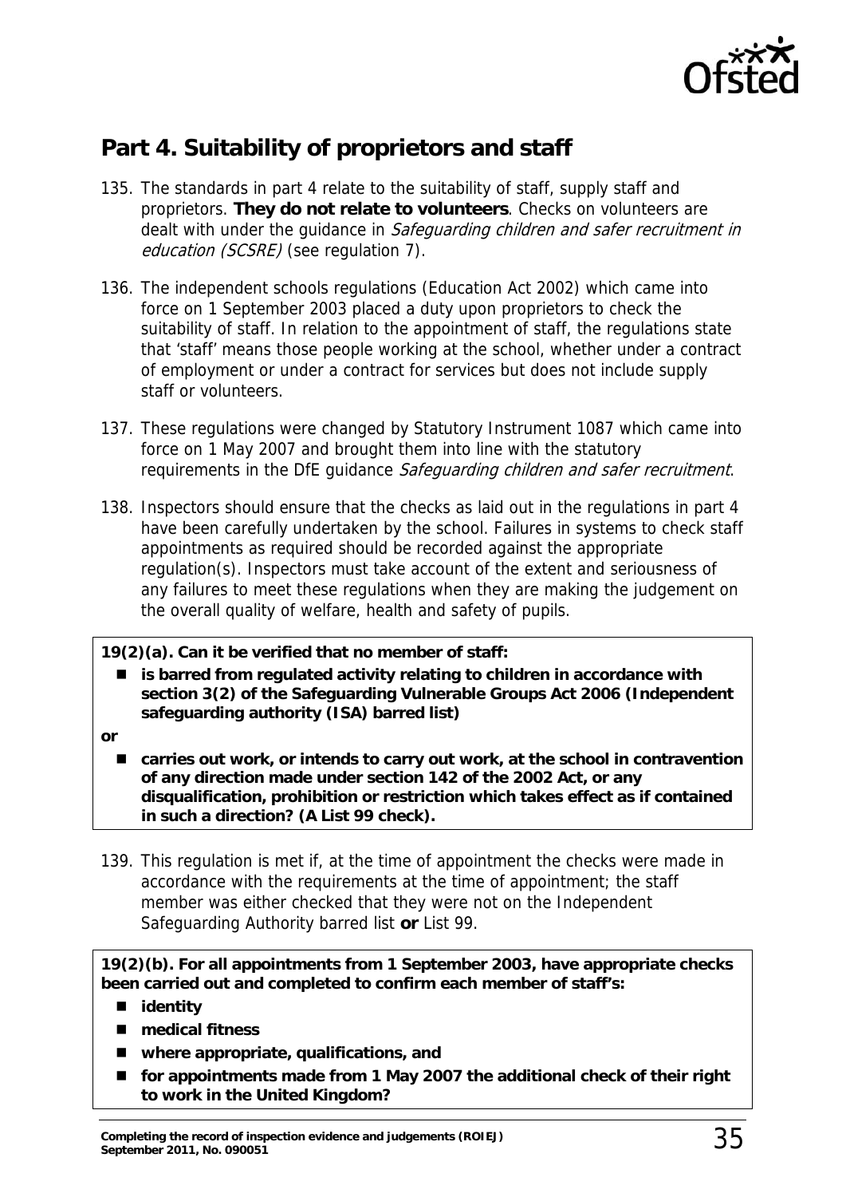## Part 4. Suitability of proprietors and staff

135. The standards in part 4 relate to the suitability of staff, supply staff and proprietors. **They do not relate to volunteers**. Checks on volunteers are dealt with under the guidance in *Safeguarding children and safer recruitment in education (SCSRE)* (see regulation 7).

136. The independent schools regulations (Education Act 2002) which came into force on 1 September 2003 placed a duty upon proprietors to check the suitability of staff. In relation to the appointment of staff, the regulations state that 'staff' means those people working at the school, whether under a contract of employment or under a contract for services but does not include supply staff or volunteers.

137. These regulations were changed by Statutory Instrument 1087 which came into force on 1 May 2007 and brought them into line with the statutory requirements in the DfE guidance *Safeguarding children and safer recruitment*.

138. Inspectors should ensure that the checks as laid out in the regulations in part 4 have been carefully undertaken by the school. Failures in systems to check staff appointments as required should be recorded against the appropriate regulation(s). Inspectors must take account of the extent and seriousness of any failures to meet these regulations when they are making the judgement on the overall quality of welfare, health and safety of pupils.

**19(2)(a). Can it be verified that no member of staff:**

- **is barred from regulated activity relating to children in accordance with section 3(2) of the Safeguarding Vulnerable Groups Act 2006 (Independent safeguarding authority (ISA) barred list)**

**or**

- **carries out work, or intends to carry out work, at the school in contravention of any direction made under section 142 of the 2002 Act, or any disqualification, prohibition or restriction which takes effect as if contained in such a direction? (A List 99 check).**

139. This regulation is met if, at the time of appointment the checks were made in accordance with the requirements at the time of appointment; the staff member was either checked that they were not on the Independent Safeguarding Authority barred list **or** List 99.

**19(2)(b). For all appointments from 1 September 2003, have appropriate checks been carried out and completed to confirm each member of staff's:**

- **identity**
- **medical fitness**
- **where appropriate, qualifications, and**
- **for appointments made from 1 May 2007 the additional check of their right to work in the United Kingdom?**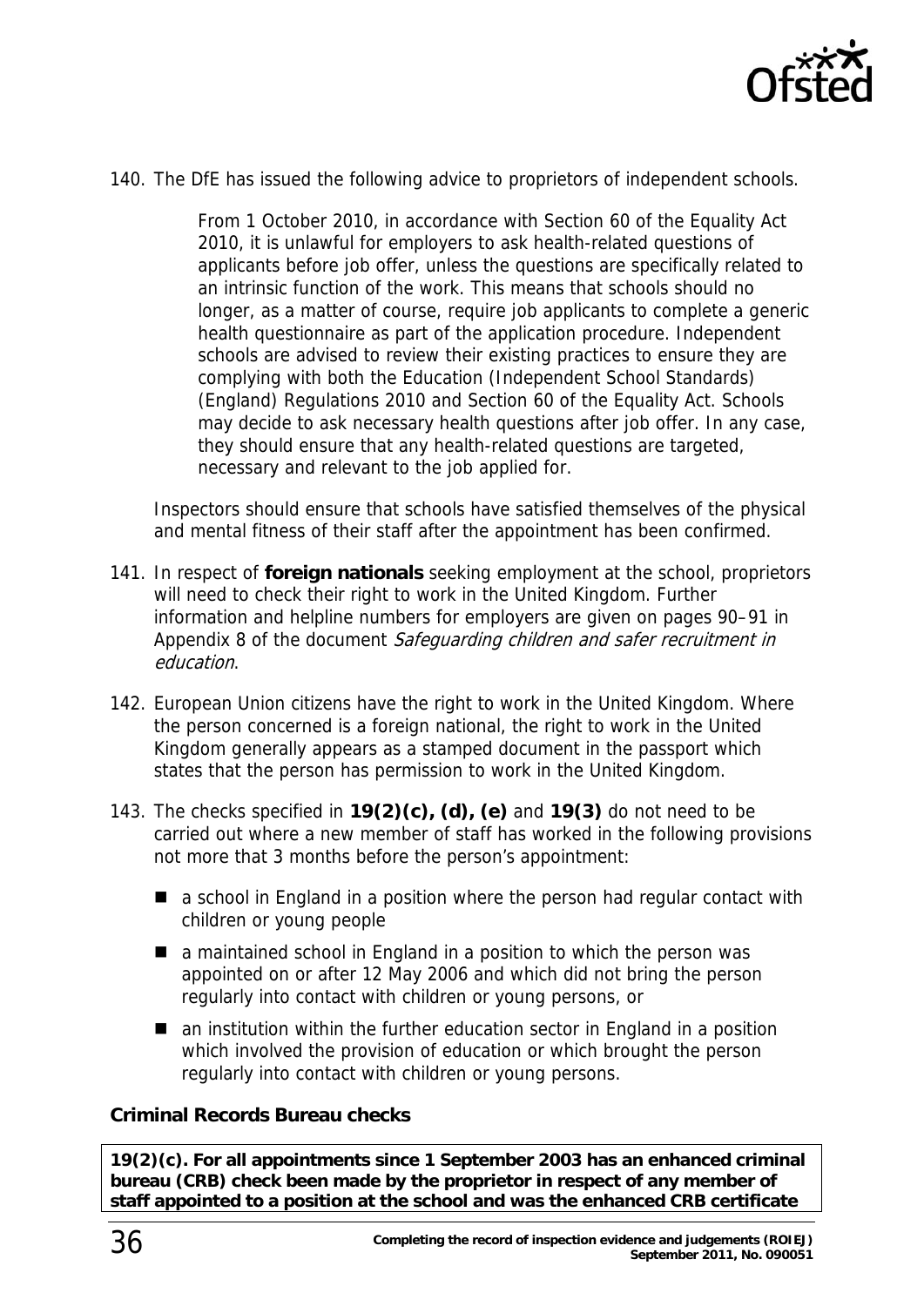140. The DfE has issued the following advice to proprietors of independent schools.

> From 1 October 2010, in accordance with Section 60 of the Equality Act 2010, it is unlawful for employers to ask health-related questions of applicants before job offer, unless the questions are specifically related to an intrinsic function of the work. This means that schools should no longer, as a matter of course, require job applicants to complete a generic health questionnaire as part of the application procedure. Independent schools are advised to review their existing practices to ensure they are complying with both the Education (Independent School Standards) (England) Regulations 2010 and Section 60 of the Equality Act. Schools may decide to ask necessary health questions after job offer. In any case, they should ensure that any health-related questions are targeted, necessary and relevant to the job applied for.

Inspectors should ensure that schools have satisfied themselves of the physical and mental fitness of their staff after the appointment has been confirmed.

141. In respect of **foreign nationals** seeking employment at the school, proprietors will need to check their right to work in the United Kingdom. Further information and helpline numbers for employers are given on pages 90–91 in Appendix 8 of the document *Safeguarding children and safer recruitment in education*.

142. European Union citizens have the right to work in the United Kingdom. Where the person concerned is a foreign national, the right to work in the United Kingdom generally appears as a stamped document in the passport which states that the person has permission to work in the United Kingdom.

143. The checks specified in **19(2)(c), (d), (e)** and **19(3)** do not need to be carried out where a new member of staff has worked in the following provisions not more that 3 months before the person's appointment:

- a school in England in a position where the person had regular contact with children or young people
- a maintained school in England in a position to which the person was appointed on or after 12 May 2006 and which did not bring the person regularly into contact with children or young persons, or
- an institution within the further education sector in England in a position which involved the provision of education or which brought the person regularly into contact with children or young persons.

### Criminal Records Bureau checks

**19(2)(c). For all appointments since 1 September 2003 has an enhanced criminal bureau (CRB) check been made by the proprietor in respect of any member of staff appointed to a position at the school and was the enhanced CRB certificate**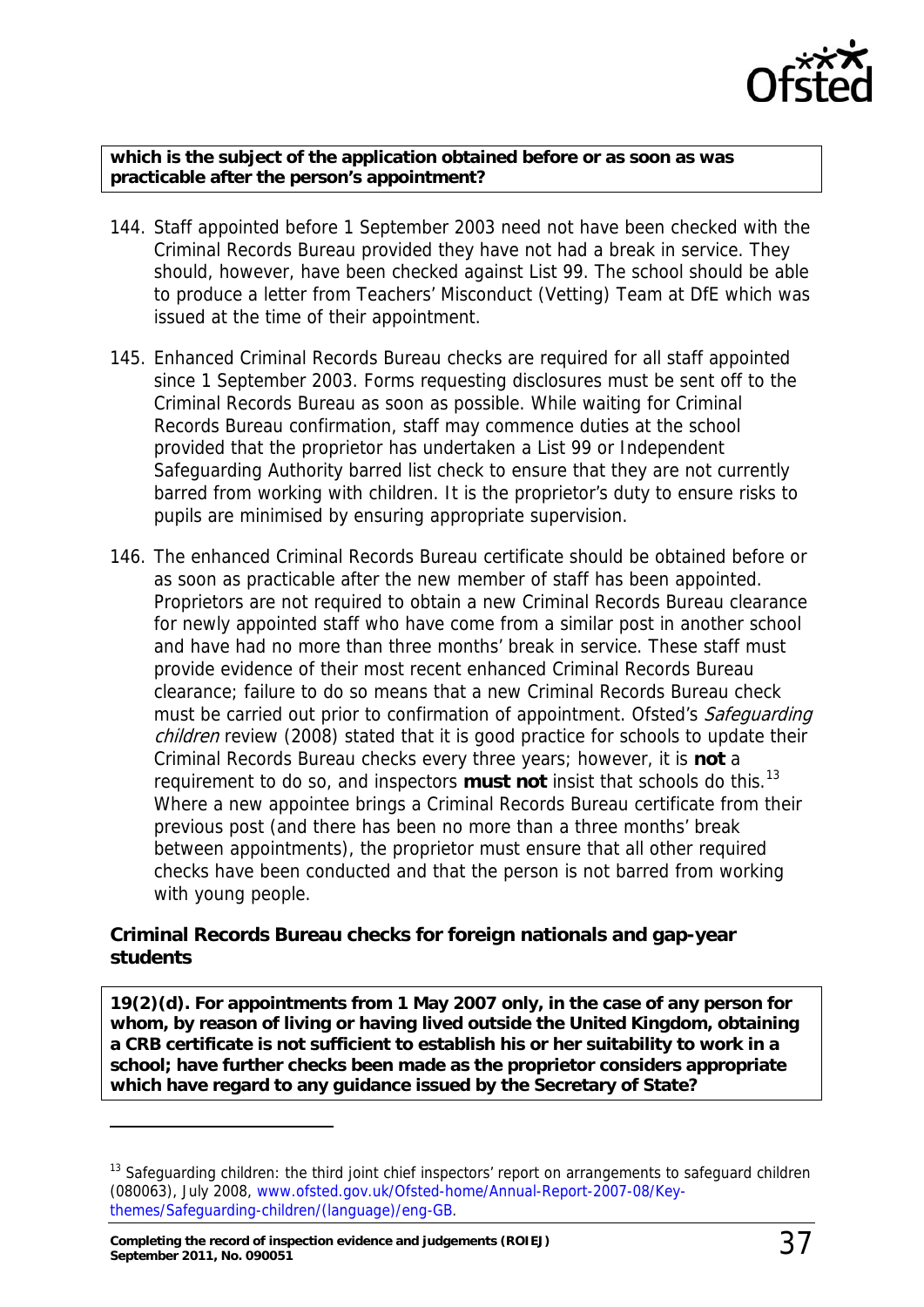**which is the subject of the application obtained before or as soon as was practicable after the person's appointment?**

144. Staff appointed before 1 September 2003 need not have been checked with the Criminal Records Bureau provided they have not had a break in service. They should, however, have been checked against List 99. The school should be able to produce a letter from Teachers' Misconduct (Vetting) Team at DfE which was issued at the time of their appointment.

145. Enhanced Criminal Records Bureau checks are required for all staff appointed since 1 September 2003. Forms requesting disclosures must be sent off to the Criminal Records Bureau as soon as possible. While waiting for Criminal Records Bureau confirmation, staff may commence duties at the school provided that the proprietor has undertaken a List 99 or Independent Safeguarding Authority barred list check to ensure that they are not currently barred from working with children. It is the proprietor's duty to ensure risks to pupils are minimised by ensuring appropriate supervision.

146. The enhanced Criminal Records Bureau certificate should be obtained before or as soon as practicable after the new member of staff has been appointed. Proprietors are not required to obtain a new Criminal Records Bureau clearance for newly appointed staff who have come from a similar post in another school and have had no more than three months' break in service. These staff must provide evidence of their most recent enhanced Criminal Records Bureau clearance; failure to do so means that a new Criminal Records Bureau check must be carried out prior to confirmation of appointment. Ofsted's *Safeguarding children* review (2008) stated that it is good practice for schools to update their Criminal Records Bureau checks every three years; however, it is **not** a requirement to do so, and inspectors **must not** insist that schools do this.[13] Where a new appointee brings a Criminal Records Bureau certificate from their previous post (and there has been no more than a three months' break between appointments), the proprietor must ensure that all other required checks have been conducted and that the person is not barred from working with young people.

### Criminal Records Bureau checks for foreign nationals and gap-year students

**19(2)(d). For appointments from 1 May 2007 only, in the case of any person for whom, by reason of living or having lived outside the United Kingdom, obtaining a CRB certificate is not sufficient to establish his or her suitability to work in a school; have further checks been made as the proprietor considers appropriate which have regard to any guidance issued by the Secretary of State?**

---

[13] Safeguarding children: the third joint chief inspectors' report on arrangements to safeguard children (080063), July 2008, www.ofsted.gov.uk/Ofsted-home/Annual-Report-2007-08/Key-themes/Safeguarding-children/(language)/eng-GB.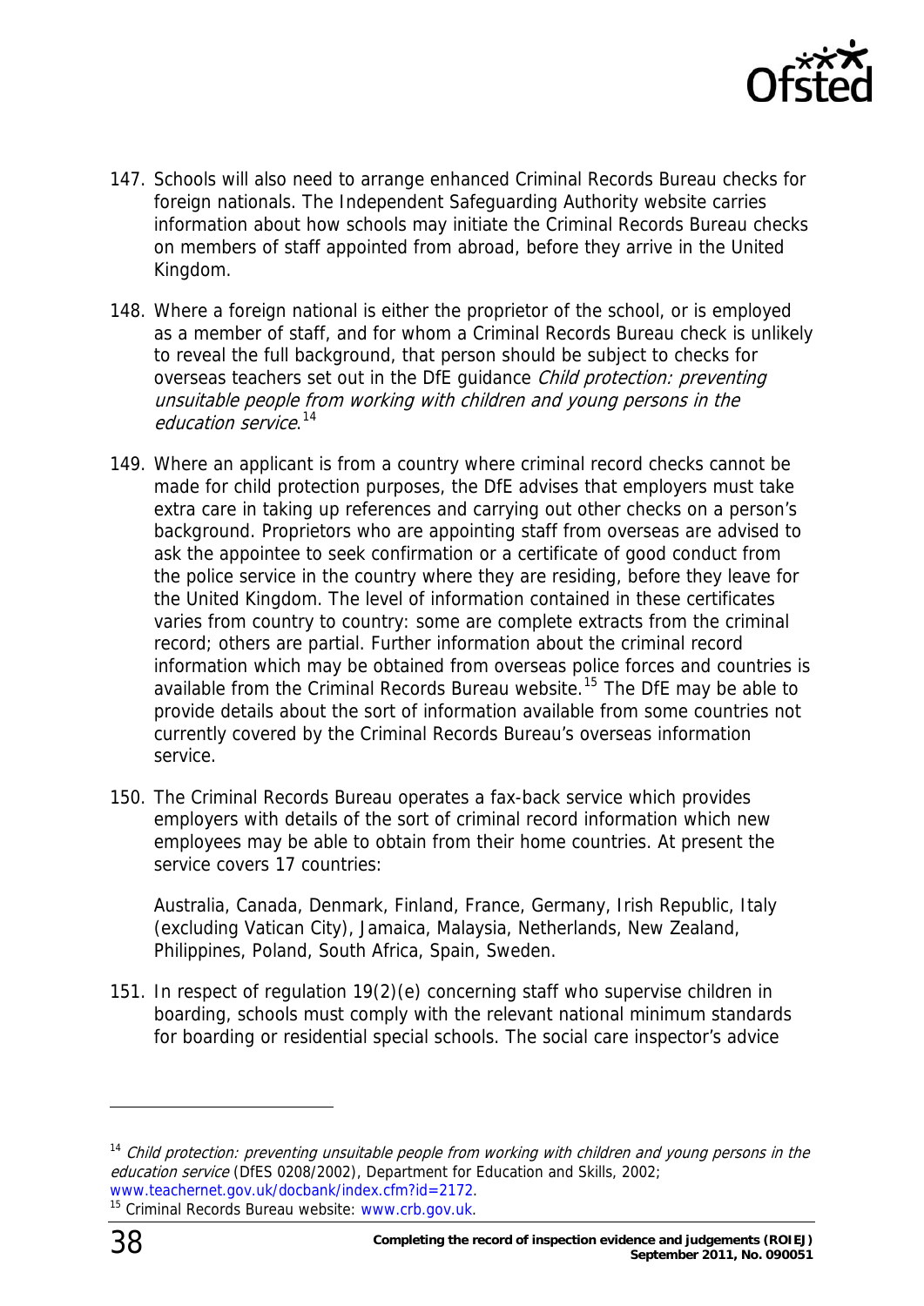147. Schools will also need to arrange enhanced Criminal Records Bureau checks for foreign nationals. The Independent Safeguarding Authority website carries information about how schools may initiate the Criminal Records Bureau checks on members of staff appointed from abroad, before they arrive in the United Kingdom.

148. Where a foreign national is either the proprietor of the school, or is employed as a member of staff, and for whom a Criminal Records Bureau check is unlikely to reveal the full background, that person should be subject to checks for overseas teachers set out in the DfE guidance *Child protection: preventing unsuitable people from working with children and young persons in the education service*.[14]

149. Where an applicant is from a country where criminal record checks cannot be made for child protection purposes, the DfE advises that employers must take extra care in taking up references and carrying out other checks on a person's background. Proprietors who are appointing staff from overseas are advised to ask the appointee to seek confirmation or a certificate of good conduct from the police service in the country where they are residing, before they leave for the United Kingdom. The level of information contained in these certificates varies from country to country: some are complete extracts from the criminal record; others are partial. Further information about the criminal record information which may be obtained from overseas police forces and countries is available from the Criminal Records Bureau website.[15] The DfE may be able to provide details about the sort of information available from some countries not currently covered by the Criminal Records Bureau's overseas information service.

150. The Criminal Records Bureau operates a fax-back service which provides employers with details of the sort of criminal record information which new employees may be able to obtain from their home countries. At present the service covers 17 countries:

    Australia, Canada, Denmark, Finland, France, Germany, Irish Republic, Italy (excluding Vatican City), Jamaica, Malaysia, Netherlands, New Zealand, Philippines, Poland, South Africa, Spain, Sweden.

151. In respect of regulation 19(2)(e) concerning staff who supervise children in boarding, schools must comply with the relevant national minimum standards for boarding or residential special schools. The social care inspector's advice

---

[14] *Child protection: preventing unsuitable people from working with children and young persons in the education service* (DfES 0208/2002), Department for Education and Skills, 2002; www.teachernet.gov.uk/docbank/index.cfm?id=2172.

[15] Criminal Records Bureau website: www.crb.gov.uk.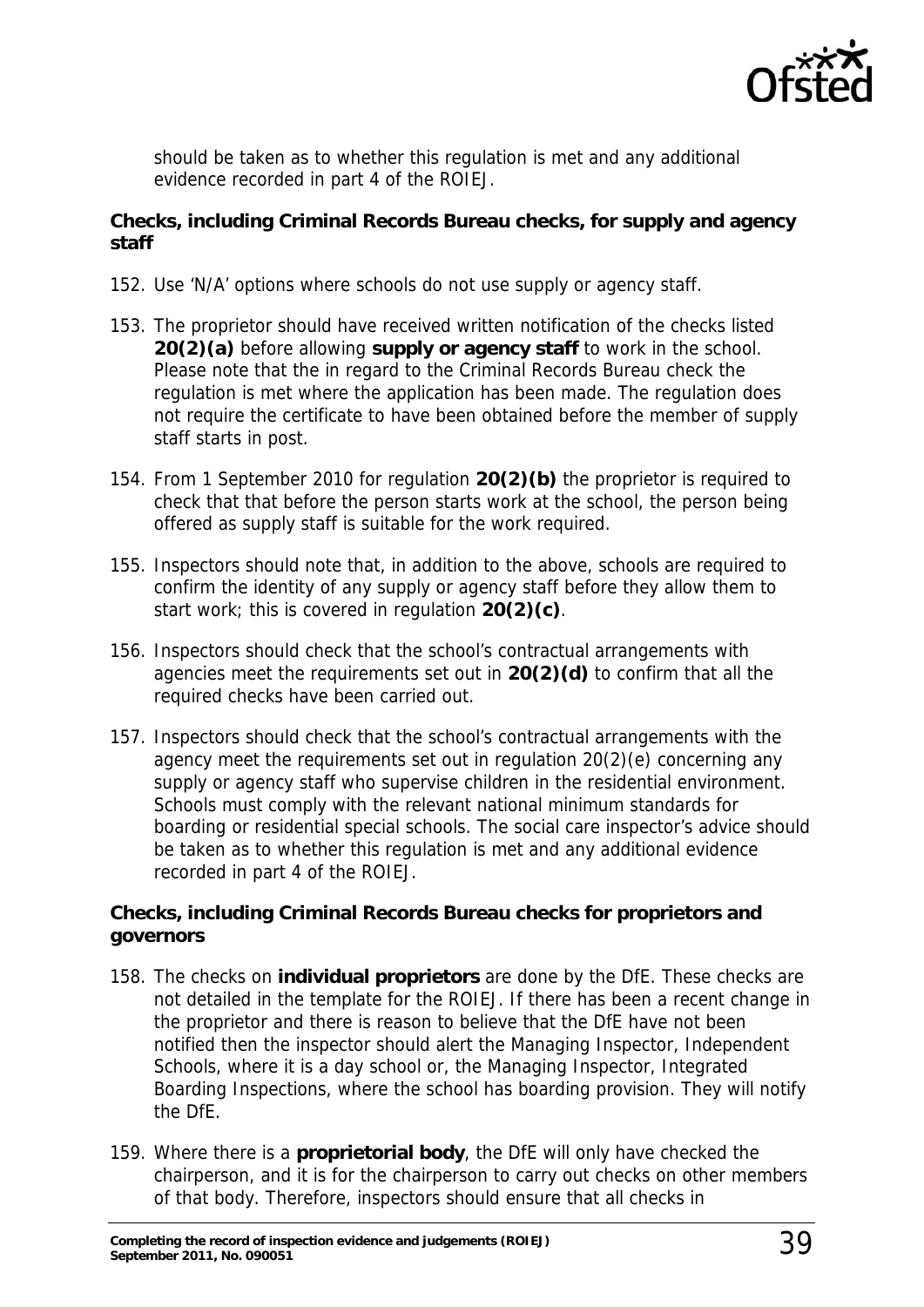should be taken as to whether this regulation is met and any additional evidence recorded in part 4 of the ROIEJ.

**Checks, including Criminal Records Bureau checks, for supply and agency staff**

152. Use 'N/A' options where schools do not use supply or agency staff.

153. The proprietor should have received written notification of the checks listed **20(2)(a)** before allowing **supply or agency staff** to work in the school. Please note that the in regard to the Criminal Records Bureau check the regulation is met where the application has been made. The regulation does not require the certificate to have been obtained before the member of supply staff starts in post.

154. From 1 September 2010 for regulation **20(2)(b)** the proprietor is required to check that that before the person starts work at the school, the person being offered as supply staff is suitable for the work required.

155. Inspectors should note that, in addition to the above, schools are required to confirm the identity of any supply or agency staff before they allow them to start work; this is covered in regulation **20(2)(c)**.

156. Inspectors should check that the school's contractual arrangements with agencies meet the requirements set out in **20(2)(d)** to confirm that all the required checks have been carried out.

157. Inspectors should check that the school's contractual arrangements with the agency meet the requirements set out in regulation 20(2)(e) concerning any supply or agency staff who supervise children in the residential environment. Schools must comply with the relevant national minimum standards for boarding or residential special schools. The social care inspector's advice should be taken as to whether this regulation is met and any additional evidence recorded in part 4 of the ROIEJ.

**Checks, including Criminal Records Bureau checks for proprietors and governors**

158. The checks on **individual proprietors** are done by the DfE. These checks are not detailed in the template for the ROIEJ. If there has been a recent change in the proprietor and there is reason to believe that the DfE have not been notified then the inspector should alert the Managing Inspector, Independent Schools, where it is a day school or, the Managing Inspector, Integrated Boarding Inspections, where the school has boarding provision. They will notify the DfE.

159. Where there is a **proprietorial body**, the DfE will only have checked the chairperson, and it is for the chairperson to carry out checks on other members of that body. Therefore, inspectors should ensure that all checks in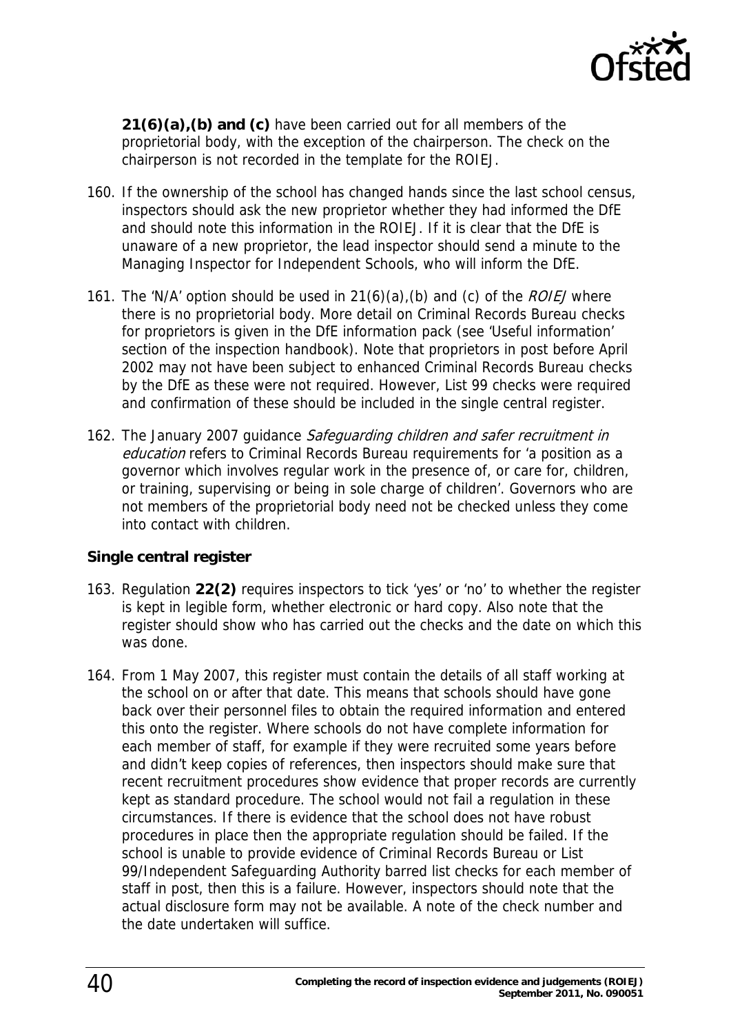**21(6)(a),(b) and (c)** have been carried out for all members of the proprietorial body, with the exception of the chairperson. The check on the chairperson is not recorded in the template for the ROIEJ.

160. If the ownership of the school has changed hands since the last school census, inspectors should ask the new proprietor whether they had informed the DfE and should note this information in the ROIEJ. If it is clear that the DfE is unaware of a new proprietor, the lead inspector should send a minute to the Managing Inspector for Independent Schools, who will inform the DfE.

161. The 'N/A' option should be used in 21(6)(a),(b) and (c) of the *ROIEJ* where there is no proprietorial body. More detail on Criminal Records Bureau checks for proprietors is given in the DfE information pack (see 'Useful information' section of the inspection handbook). Note that proprietors in post before April 2002 may not have been subject to enhanced Criminal Records Bureau checks by the DfE as these were not required. However, List 99 checks were required and confirmation of these should be included in the single central register.

162. The January 2007 guidance *Safeguarding children and safer recruitment in education* refers to Criminal Records Bureau requirements for 'a position as a governor which involves regular work in the presence of, or care for, children, or training, supervising or being in sole charge of children'. Governors who are not members of the proprietorial body need not be checked unless they come into contact with children.

### Single central register

163. Regulation **22(2)** requires inspectors to tick 'yes' or 'no' to whether the register is kept in legible form, whether electronic or hard copy. Also note that the register should show who has carried out the checks and the date on which this was done.

164. From 1 May 2007, this register must contain the details of all staff working at the school on or after that date. This means that schools should have gone back over their personnel files to obtain the required information and entered this onto the register. Where schools do not have complete information for each member of staff, for example if they were recruited some years before and didn't keep copies of references, then inspectors should make sure that recent recruitment procedures show evidence that proper records are currently kept as standard procedure. The school would not fail a regulation in these circumstances. If there is evidence that the school does not have robust procedures in place then the appropriate regulation should be failed. If the school is unable to provide evidence of Criminal Records Bureau or List 99/Independent Safeguarding Authority barred list checks for each member of staff in post, then this is a failure. However, inspectors should note that the actual disclosure form may not be available. A note of the check number and the date undertaken will suffice.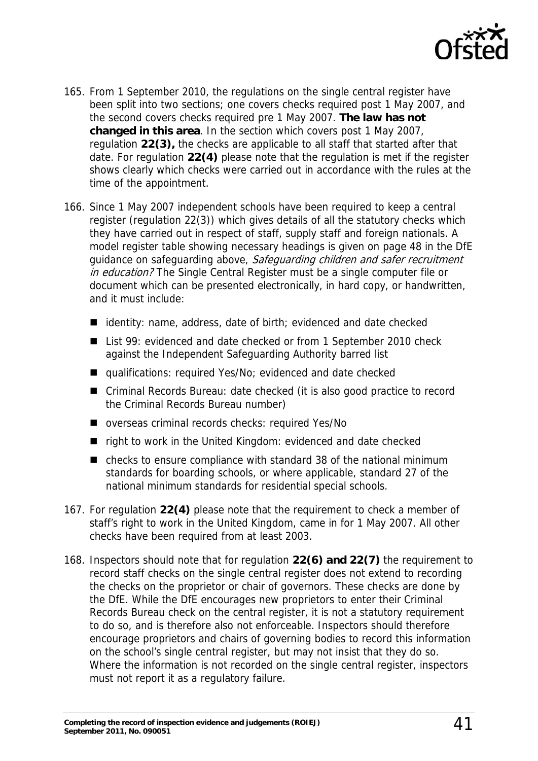165. From 1 September 2010, the regulations on the single central register have been split into two sections; one covers checks required post 1 May 2007, and the second covers checks required pre 1 May 2007. **The law has not changed in this area**. In the section which covers post 1 May 2007, regulation **22(3),** the checks are applicable to all staff that started after that date. For regulation **22(4)** please note that the regulation is met if the register shows clearly which checks were carried out in accordance with the rules at the time of the appointment.

166. Since 1 May 2007 independent schools have been required to keep a central register (regulation 22(3)) which gives details of all the statutory checks which they have carried out in respect of staff, supply staff and foreign nationals. A model register table showing necessary headings is given on page 48 in the DfE guidance on safeguarding above, *Safeguarding children and safer recruitment in education?* The Single Central Register must be a single computer file or document which can be presented electronically, in hard copy, or handwritten, and it must include:

   - identity: name, address, date of birth; evidenced and date checked
   - List 99: evidenced and date checked or from 1 September 2010 check against the Independent Safeguarding Authority barred list
   - qualifications: required Yes/No; evidenced and date checked
   - Criminal Records Bureau: date checked (it is also good practice to record the Criminal Records Bureau number)
   - overseas criminal records checks: required Yes/No
   - right to work in the United Kingdom: evidenced and date checked
   - checks to ensure compliance with standard 38 of the national minimum standards for boarding schools, or where applicable, standard 27 of the national minimum standards for residential special schools.

167. For regulation **22(4)** please note that the requirement to check a member of staff's right to work in the United Kingdom, came in for 1 May 2007. All other checks have been required from at least 2003.

168. Inspectors should note that for regulation **22(6) and 22(7)** the requirement to record staff checks on the single central register does not extend to recording the checks on the proprietor or chair of governors. These checks are done by the DfE. While the DfE encourages new proprietors to enter their Criminal Records Bureau check on the central register, it is not a statutory requirement to do so, and is therefore also not enforceable. Inspectors should therefore encourage proprietors and chairs of governing bodies to record this information on the school's single central register, but may not insist that they do so. Where the information is not recorded on the single central register, inspectors must not report it as a regulatory failure.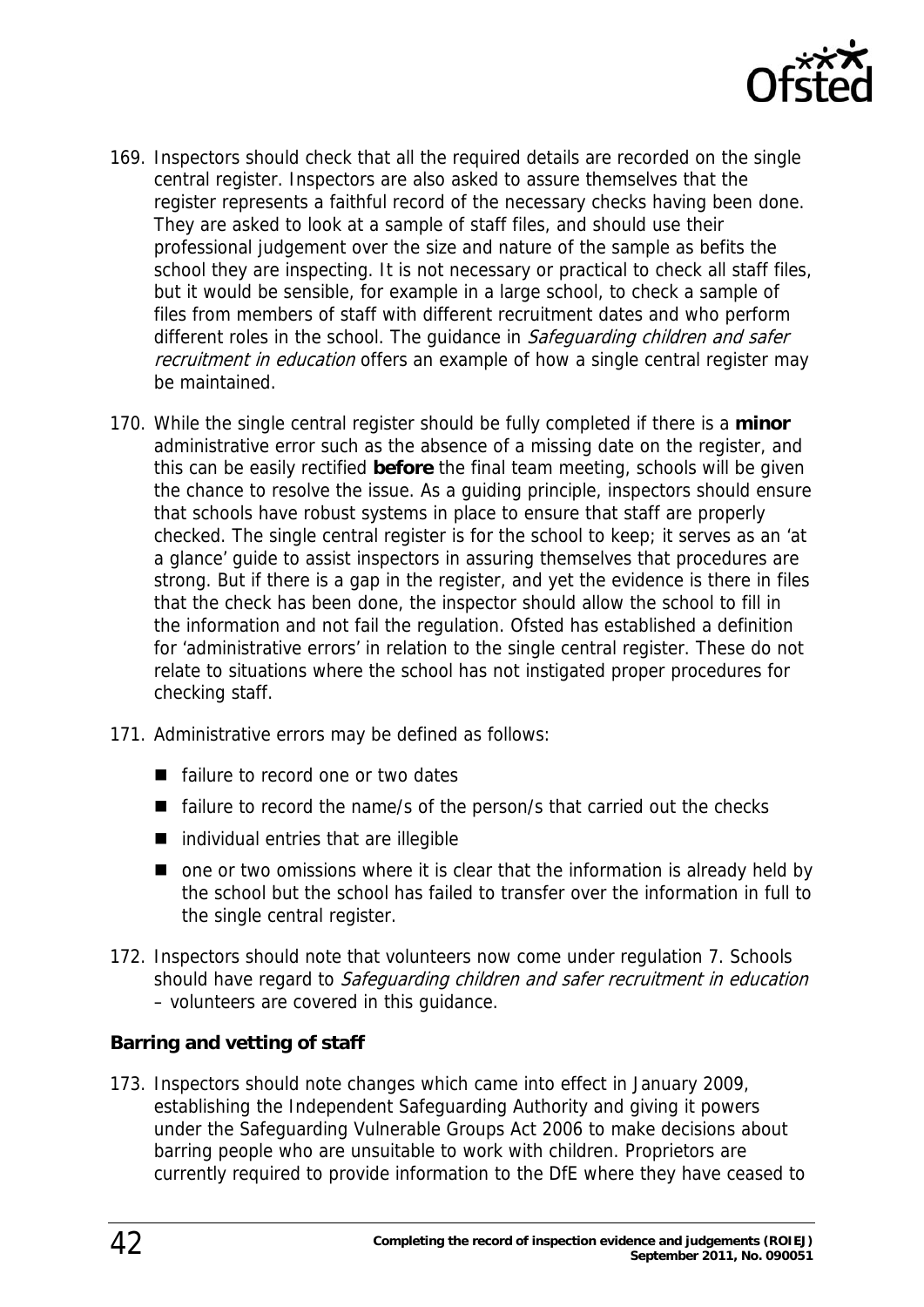169. Inspectors should check that all the required details are recorded on the single central register. Inspectors are also asked to assure themselves that the register represents a faithful record of the necessary checks having been done. They are asked to look at a sample of staff files, and should use their professional judgement over the size and nature of the sample as befits the school they are inspecting. It is not necessary or practical to check all staff files, but it would be sensible, for example in a large school, to check a sample of files from members of staff with different recruitment dates and who perform different roles in the school. The guidance in *Safeguarding children and safer recruitment in education* offers an example of how a single central register may be maintained.

170. While the single central register should be fully completed if there is a **minor** administrative error such as the absence of a missing date on the register, and this can be easily rectified **before** the final team meeting, schools will be given the chance to resolve the issue. As a guiding principle, inspectors should ensure that schools have robust systems in place to ensure that staff are properly checked. The single central register is for the school to keep; it serves as an 'at a glance' guide to assist inspectors in assuring themselves that procedures are strong. But if there is a gap in the register, and yet the evidence is there in files that the check has been done, the inspector should allow the school to fill in the information and not fail the regulation. Ofsted has established a definition for 'administrative errors' in relation to the single central register. These do not relate to situations where the school has not instigated proper procedures for checking staff.

171. Administrative errors may be defined as follows:

- failure to record one or two dates
- failure to record the name/s of the person/s that carried out the checks
- individual entries that are illegible
- one or two omissions where it is clear that the information is already held by the school but the school has failed to transfer over the information in full to the single central register.

172. Inspectors should note that volunteers now come under regulation 7. Schools should have regard to *Safeguarding children and safer recruitment in education* – volunteers are covered in this guidance.

**Barring and vetting of staff**

173. Inspectors should note changes which came into effect in January 2009, establishing the Independent Safeguarding Authority and giving it powers under the Safeguarding Vulnerable Groups Act 2006 to make decisions about barring people who are unsuitable to work with children. Proprietors are currently required to provide information to the DfE where they have ceased to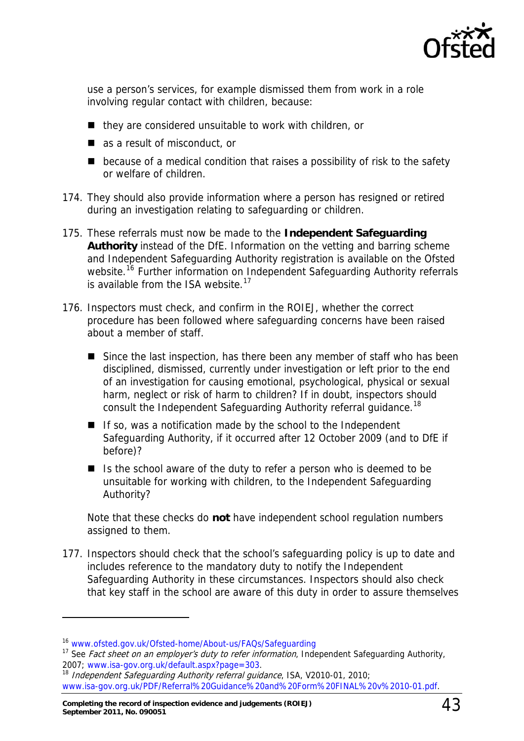use a person's services, for example dismissed them from work in a role involving regular contact with children, because:

- they are considered unsuitable to work with children, or
- as a result of misconduct, or
- because of a medical condition that raises a possibility of risk to the safety or welfare of children.

174. They should also provide information where a person has resigned or retired during an investigation relating to safeguarding or children.

175. These referrals must now be made to the **Independent Safeguarding Authority** instead of the DfE. Information on the vetting and barring scheme and Independent Safeguarding Authority registration is available on the Ofsted website.[16] Further information on Independent Safeguarding Authority referrals is available from the ISA website.[17]

176. Inspectors must check, and confirm in the ROIEJ, whether the correct procedure has been followed where safeguarding concerns have been raised about a member of staff.

    - Since the last inspection, has there been any member of staff who has been disciplined, dismissed, currently under investigation or left prior to the end of an investigation for causing emotional, psychological, physical or sexual harm, neglect or risk of harm to children? If in doubt, inspectors should consult the Independent Safeguarding Authority referral guidance.[18]
    - If so, was a notification made by the school to the Independent Safeguarding Authority, if it occurred after 12 October 2009 (and to DfE if before)?
    - Is the school aware of the duty to refer a person who is deemed to be unsuitable for working with children, to the Independent Safeguarding Authority?

    Note that these checks do **not** have independent school regulation numbers assigned to them.

177. Inspectors should check that the school's safeguarding policy is up to date and includes reference to the mandatory duty to notify the Independent Safeguarding Authority in these circumstances. Inspectors should also check that key staff in the school are aware of this duty in order to assure themselves

---

[16] www.ofsted.gov.uk/Ofsted-home/About-us/FAQs/Safeguarding

[17] See *Fact sheet on an employer's duty to refer information*, Independent Safeguarding Authority, 2007; www.isa-gov.org.uk/default.aspx?page=303.

[18] *Independent Safeguarding Authority referral guidance*, ISA, V2010-01, 2010; www.isa-gov.org.uk/PDF/Referral%20Guidance%20and%20Form%20FINAL%20v%2010-01.pdf.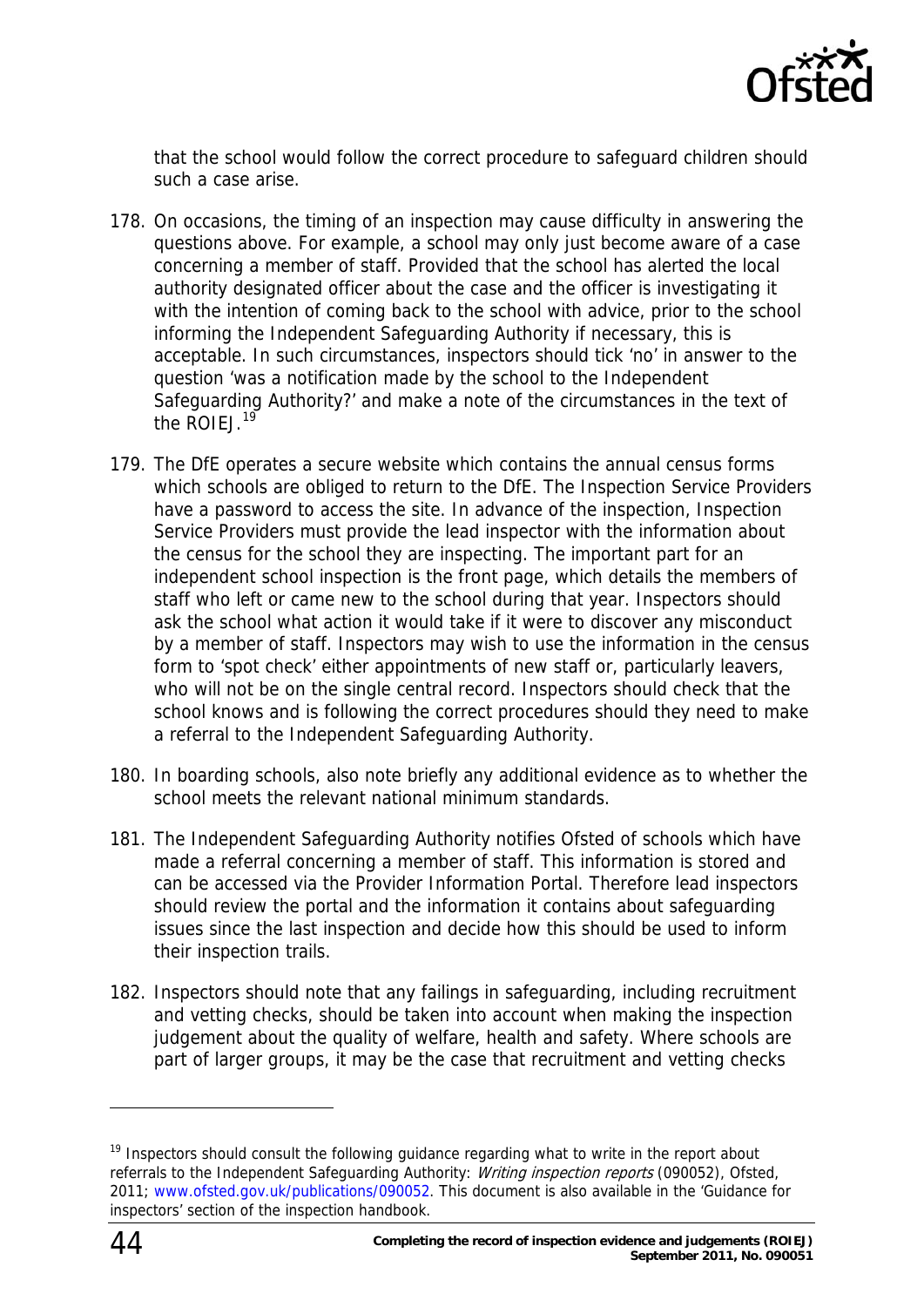that the school would follow the correct procedure to safeguard children should such a case arise.

178. On occasions, the timing of an inspection may cause difficulty in answering the questions above. For example, a school may only just become aware of a case concerning a member of staff. Provided that the school has alerted the local authority designated officer about the case and the officer is investigating it with the intention of coming back to the school with advice, prior to the school informing the Independent Safeguarding Authority if necessary, this is acceptable. In such circumstances, inspectors should tick 'no' in answer to the question 'was a notification made by the school to the Independent Safeguarding Authority?' and make a note of the circumstances in the text of the ROIEJ.[19]

179. The DfE operates a secure website which contains the annual census forms which schools are obliged to return to the DfE. The Inspection Service Providers have a password to access the site. In advance of the inspection, Inspection Service Providers must provide the lead inspector with the information about the census for the school they are inspecting. The important part for an independent school inspection is the front page, which details the members of staff who left or came new to the school during that year. Inspectors should ask the school what action it would take if it were to discover any misconduct by a member of staff. Inspectors may wish to use the information in the census form to 'spot check' either appointments of new staff or, particularly leavers, who will not be on the single central record. Inspectors should check that the school knows and is following the correct procedures should they need to make a referral to the Independent Safeguarding Authority.

180. In boarding schools, also note briefly any additional evidence as to whether the school meets the relevant national minimum standards.

181. The Independent Safeguarding Authority notifies Ofsted of schools which have made a referral concerning a member of staff. This information is stored and can be accessed via the Provider Information Portal. Therefore lead inspectors should review the portal and the information it contains about safeguarding issues since the last inspection and decide how this should be used to inform their inspection trails.

182. Inspectors should note that any failings in safeguarding, including recruitment and vetting checks, should be taken into account when making the inspection judgement about the quality of welfare, health and safety. Where schools are part of larger groups, it may be the case that recruitment and vetting checks

---

[19] Inspectors should consult the following guidance regarding what to write in the report about referrals to the Independent Safeguarding Authority: *Writing inspection reports* (090052), Ofsted, 2011; www.ofsted.gov.uk/publications/090052. This document is also available in the 'Guidance for inspectors' section of the inspection handbook.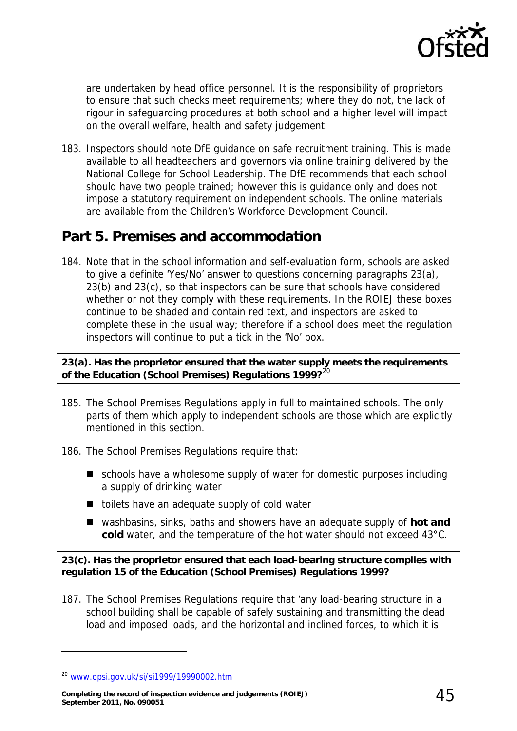are undertaken by head office personnel. It is the responsibility of proprietors to ensure that such checks meet requirements; where they do not, the lack of rigour in safeguarding procedures at both school and a higher level will impact on the overall welfare, health and safety judgement.

183. Inspectors should note DfE guidance on safe recruitment training. This is made available to all headteachers and governors via online training delivered by the National College for School Leadership. The DfE recommends that each school should have two people trained; however this is guidance only and does not impose a statutory requirement on independent schools. The online materials are available from the Children's Workforce Development Council.

## Part 5. Premises and accommodation

184. Note that in the school information and self-evaluation form, schools are asked to give a definite 'Yes/No' answer to questions concerning paragraphs 23(a), 23(b) and 23(c), so that inspectors can be sure that schools have considered whether or not they comply with these requirements. In the ROIEJ these boxes continue to be shaded and contain red text, and inspectors are asked to complete these in the usual way; therefore if a school does meet the regulation inspectors will continue to put a tick in the 'No' box.

**23(a). Has the proprietor ensured that the water supply meets the requirements of the Education (School Premises) Regulations 1999?**[20]

185. The School Premises Regulations apply in full to maintained schools. The only parts of them which apply to independent schools are those which are explicitly mentioned in this section.

186. The School Premises Regulations require that:

- schools have a wholesome supply of water for domestic purposes including a supply of drinking water
- toilets have an adequate supply of cold water
- washbasins, sinks, baths and showers have an adequate supply of **hot and cold** water, and the temperature of the hot water should not exceed 43°C.

**23(c). Has the proprietor ensured that each load-bearing structure complies with regulation 15 of the Education (School Premises) Regulations 1999?**

187. The School Premises Regulations require that 'any load-bearing structure in a school building shall be capable of safely sustaining and transmitting the dead load and imposed loads, and the horizontal and inclined forces, to which it is

[20] www.opsi.gov.uk/si/si1999/19990002.htm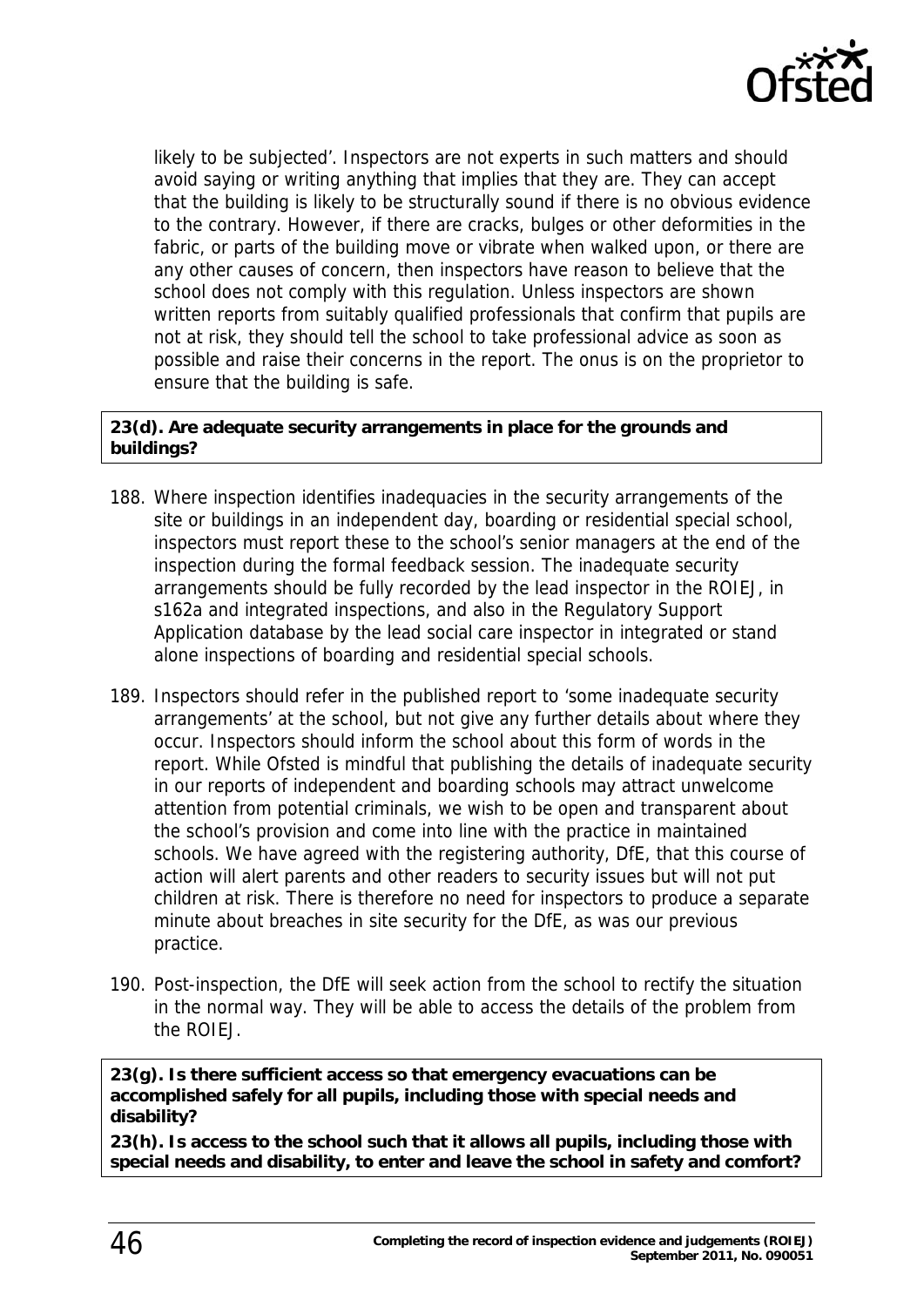likely to be subjected'. Inspectors are not experts in such matters and should avoid saying or writing anything that implies that they are. They can accept that the building is likely to be structurally sound if there is no obvious evidence to the contrary. However, if there are cracks, bulges or other deformities in the fabric, or parts of the building move or vibrate when walked upon, or there are any other causes of concern, then inspectors have reason to believe that the school does not comply with this regulation. Unless inspectors are shown written reports from suitably qualified professionals that confirm that pupils are not at risk, they should tell the school to take professional advice as soon as possible and raise their concerns in the report. The onus is on the proprietor to ensure that the building is safe.

**23(d). Are adequate security arrangements in place for the grounds and buildings?**

188. Where inspection identifies inadequacies in the security arrangements of the site or buildings in an independent day, boarding or residential special school, inspectors must report these to the school's senior managers at the end of the inspection during the formal feedback session. The inadequate security arrangements should be fully recorded by the lead inspector in the ROIEJ, in s162a and integrated inspections, and also in the Regulatory Support Application database by the lead social care inspector in integrated or stand alone inspections of boarding and residential special schools.

189. Inspectors should refer in the published report to 'some inadequate security arrangements' at the school, but not give any further details about where they occur. Inspectors should inform the school about this form of words in the report. While Ofsted is mindful that publishing the details of inadequate security in our reports of independent and boarding schools may attract unwelcome attention from potential criminals, we wish to be open and transparent about the school's provision and come into line with the practice in maintained schools. We have agreed with the registering authority, DfE, that this course of action will alert parents and other readers to security issues but will not put children at risk. There is therefore no need for inspectors to produce a separate minute about breaches in site security for the DfE, as was our previous practice.

190. Post-inspection, the DfE will seek action from the school to rectify the situation in the normal way. They will be able to access the details of the problem from the ROIEJ.

**23(g). Is there sufficient access so that emergency evacuations can be accomplished safely for all pupils, including those with special needs and disability?**

**23(h). Is access to the school such that it allows all pupils, including those with special needs and disability, to enter and leave the school in safety and comfort?**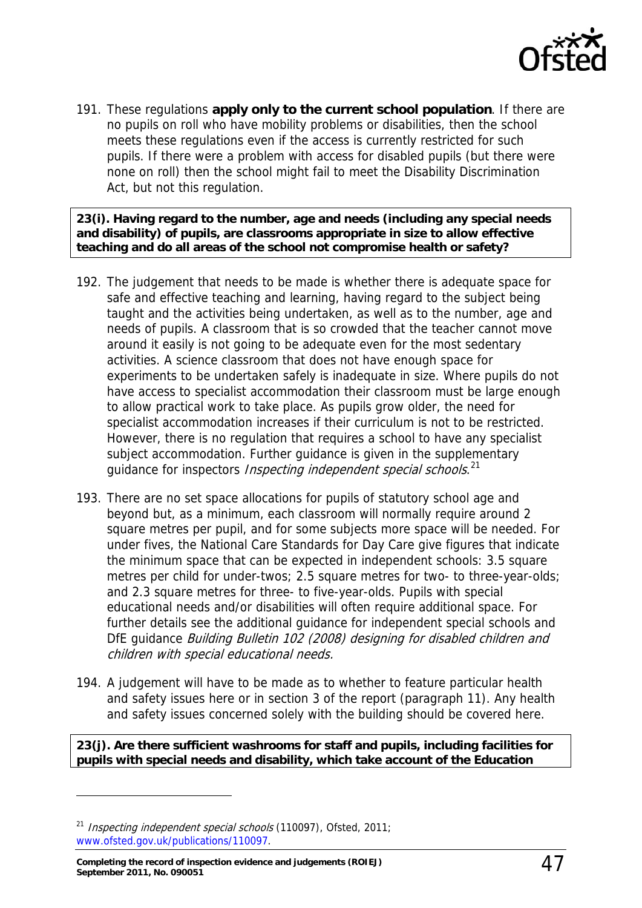191. These regulations **apply only to the current school population**. If there are no pupils on roll who have mobility problems or disabilities, then the school meets these regulations even if the access is currently restricted for such pupils. If there were a problem with access for disabled pupils (but there were none on roll) then the school might fail to meet the Disability Discrimination Act, but not this regulation.

**23(i). Having regard to the number, age and needs (including any special needs and disability) of pupils, are classrooms appropriate in size to allow effective teaching and do all areas of the school not compromise health or safety?**

192. The judgement that needs to be made is whether there is adequate space for safe and effective teaching and learning, having regard to the subject being taught and the activities being undertaken, as well as to the number, age and needs of pupils. A classroom that is so crowded that the teacher cannot move around it easily is not going to be adequate even for the most sedentary activities. A science classroom that does not have enough space for experiments to be undertaken safely is inadequate in size. Where pupils do not have access to specialist accommodation their classroom must be large enough to allow practical work to take place. As pupils grow older, the need for specialist accommodation increases if their curriculum is not to be restricted. However, there is no regulation that requires a school to have any specialist subject accommodation. Further guidance is given in the supplementary guidance for inspectors *Inspecting independent special schools*.[21]

193. There are no set space allocations for pupils of statutory school age and beyond but, as a minimum, each classroom will normally require around 2 square metres per pupil, and for some subjects more space will be needed. For under fives, the National Care Standards for Day Care give figures that indicate the minimum space that can be expected in independent schools: 3.5 square metres per child for under-twos; 2.5 square metres for two- to three-year-olds; and 2.3 square metres for three- to five-year-olds. Pupils with special educational needs and/or disabilities will often require additional space. For further details see the additional guidance for independent special schools and DfE guidance *Building Bulletin 102 (2008) designing for disabled children and children with special educational needs.*

194. A judgement will have to be made as to whether to feature particular health and safety issues here or in section 3 of the report (paragraph 11). Any health and safety issues concerned solely with the building should be covered here.

**23(j). Are there sufficient washrooms for staff and pupils, including facilities for pupils with special needs and disability, which take account of the Education**

---

[21] *Inspecting independent special schools* (110097), Ofsted, 2011; www.ofsted.gov.uk/publications/110097.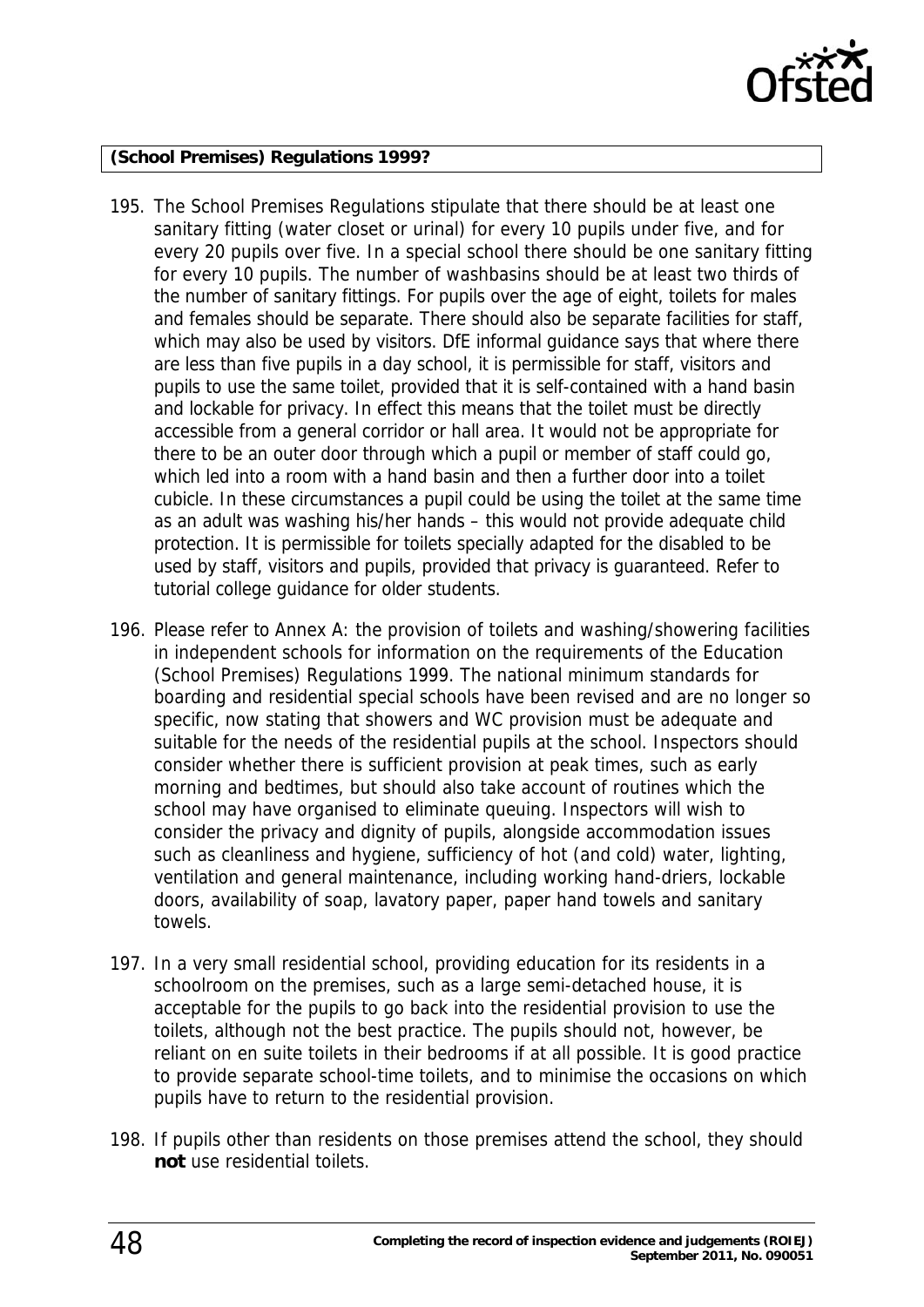**(School Premises) Regulations 1999?**

195. The School Premises Regulations stipulate that there should be at least one sanitary fitting (water closet or urinal) for every 10 pupils under five, and for every 20 pupils over five. In a special school there should be one sanitary fitting for every 10 pupils. The number of washbasins should be at least two thirds of the number of sanitary fittings. For pupils over the age of eight, toilets for males and females should be separate. There should also be separate facilities for staff, which may also be used by visitors. DfE informal guidance says that where there are less than five pupils in a day school, it is permissible for staff, visitors and pupils to use the same toilet, provided that it is self-contained with a hand basin and lockable for privacy. In effect this means that the toilet must be directly accessible from a general corridor or hall area. It would not be appropriate for there to be an outer door through which a pupil or member of staff could go, which led into a room with a hand basin and then a further door into a toilet cubicle. In these circumstances a pupil could be using the toilet at the same time as an adult was washing his/her hands – this would not provide adequate child protection. It is permissible for toilets specially adapted for the disabled to be used by staff, visitors and pupils, provided that privacy is guaranteed. Refer to tutorial college guidance for older students.

196. Please refer to Annex A: the provision of toilets and washing/showering facilities in independent schools for information on the requirements of the Education (School Premises) Regulations 1999. The national minimum standards for boarding and residential special schools have been revised and are no longer so specific, now stating that showers and WC provision must be adequate and suitable for the needs of the residential pupils at the school. Inspectors should consider whether there is sufficient provision at peak times, such as early morning and bedtimes, but should also take account of routines which the school may have organised to eliminate queuing. Inspectors will wish to consider the privacy and dignity of pupils, alongside accommodation issues such as cleanliness and hygiene, sufficiency of hot (and cold) water, lighting, ventilation and general maintenance, including working hand-driers, lockable doors, availability of soap, lavatory paper, paper hand towels and sanitary towels.

197. In a very small residential school, providing education for its residents in a schoolroom on the premises, such as a large semi-detached house, it is acceptable for the pupils to go back into the residential provision to use the toilets, although not the best practice. The pupils should not, however, be reliant on en suite toilets in their bedrooms if at all possible. It is good practice to provide separate school-time toilets, and to minimise the occasions on which pupils have to return to the residential provision.

198. If pupils other than residents on those premises attend the school, they should **not** use residential toilets.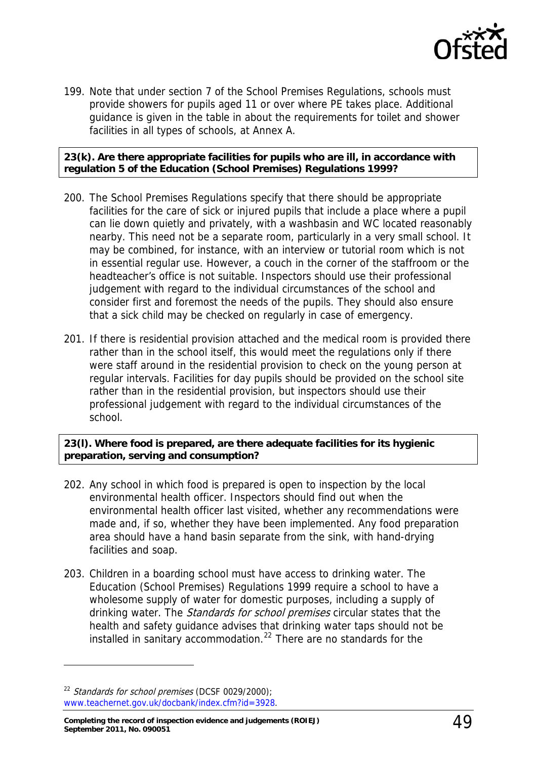199. Note that under section 7 of the School Premises Regulations, schools must provide showers for pupils aged 11 or over where PE takes place. Additional guidance is given in the table in about the requirements for toilet and shower facilities in all types of schools, at Annex A.

**23(k). Are there appropriate facilities for pupils who are ill, in accordance with regulation 5 of the Education (School Premises) Regulations 1999?**

200. The School Premises Regulations specify that there should be appropriate facilities for the care of sick or injured pupils that include a place where a pupil can lie down quietly and privately, with a washbasin and WC located reasonably nearby. This need not be a separate room, particularly in a very small school. It may be combined, for instance, with an interview or tutorial room which is not in essential regular use. However, a couch in the corner of the staffroom or the headteacher's office is not suitable. Inspectors should use their professional judgement with regard to the individual circumstances of the school and consider first and foremost the needs of the pupils. They should also ensure that a sick child may be checked on regularly in case of emergency.

201. If there is residential provision attached and the medical room is provided there rather than in the school itself, this would meet the regulations only if there were staff around in the residential provision to check on the young person at regular intervals. Facilities for day pupils should be provided on the school site rather than in the residential provision, but inspectors should use their professional judgement with regard to the individual circumstances of the school.

**23(l). Where food is prepared, are there adequate facilities for its hygienic preparation, serving and consumption?**

202. Any school in which food is prepared is open to inspection by the local environmental health officer. Inspectors should find out when the environmental health officer last visited, whether any recommendations were made and, if so, whether they have been implemented. Any food preparation area should have a hand basin separate from the sink, with hand-drying facilities and soap.

203. Children in a boarding school must have access to drinking water. The Education (School Premises) Regulations 1999 require a school to have a wholesome supply of water for domestic purposes, including a supply of drinking water. The *Standards for school premises* circular states that the health and safety guidance advises that drinking water taps should not be installed in sanitary accommodation.[22] There are no standards for the

[22] *Standards for school premises* (DCSF 0029/2000); www.teachernet.gov.uk/docbank/index.cfm?id=3928.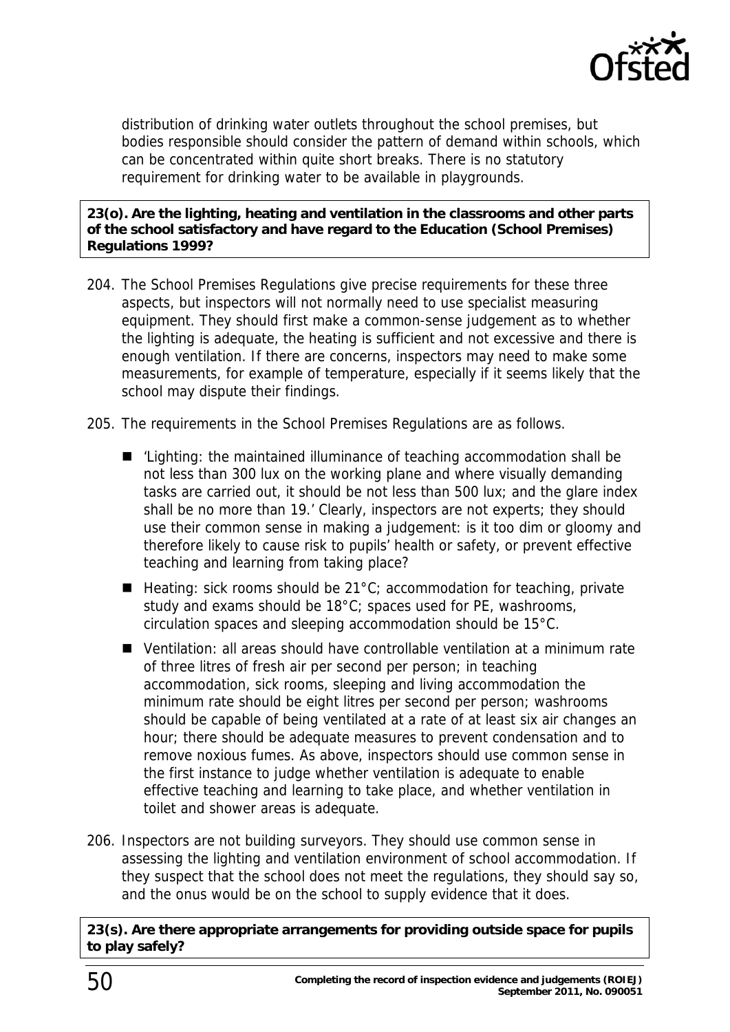distribution of drinking water outlets throughout the school premises, but bodies responsible should consider the pattern of demand within schools, which can be concentrated within quite short breaks. There is no statutory requirement for drinking water to be available in playgrounds.

**23(o). Are the lighting, heating and ventilation in the classrooms and other parts of the school satisfactory and have regard to the Education (School Premises) Regulations 1999?**

204. The School Premises Regulations give precise requirements for these three aspects, but inspectors will not normally need to use specialist measuring equipment. They should first make a common-sense judgement as to whether the lighting is adequate, the heating is sufficient and not excessive and there is enough ventilation. If there are concerns, inspectors may need to make some measurements, for example of temperature, especially if it seems likely that the school may dispute their findings.

205. The requirements in the School Premises Regulations are as follows.

- 'Lighting: the maintained illuminance of teaching accommodation shall be not less than 300 lux on the working plane and where visually demanding tasks are carried out, it should be not less than 500 lux; and the glare index shall be no more than 19.' Clearly, inspectors are not experts; they should use their common sense in making a judgement: is it too dim or gloomy and therefore likely to cause risk to pupils' health or safety, or prevent effective teaching and learning from taking place?
- Heating: sick rooms should be 21°C; accommodation for teaching, private study and exams should be 18°C; spaces used for PE, washrooms, circulation spaces and sleeping accommodation should be 15°C.
- Ventilation: all areas should have controllable ventilation at a minimum rate of three litres of fresh air per second per person; in teaching accommodation, sick rooms, sleeping and living accommodation the minimum rate should be eight litres per second per person; washrooms should be capable of being ventilated at a rate of at least six air changes an hour; there should be adequate measures to prevent condensation and to remove noxious fumes. As above, inspectors should use common sense in the first instance to judge whether ventilation is adequate to enable effective teaching and learning to take place, and whether ventilation in toilet and shower areas is adequate.

206. Inspectors are not building surveyors. They should use common sense in assessing the lighting and ventilation environment of school accommodation. If they suspect that the school does not meet the regulations, they should say so, and the onus would be on the school to supply evidence that it does.

**23(s). Are there appropriate arrangements for providing outside space for pupils to play safely?**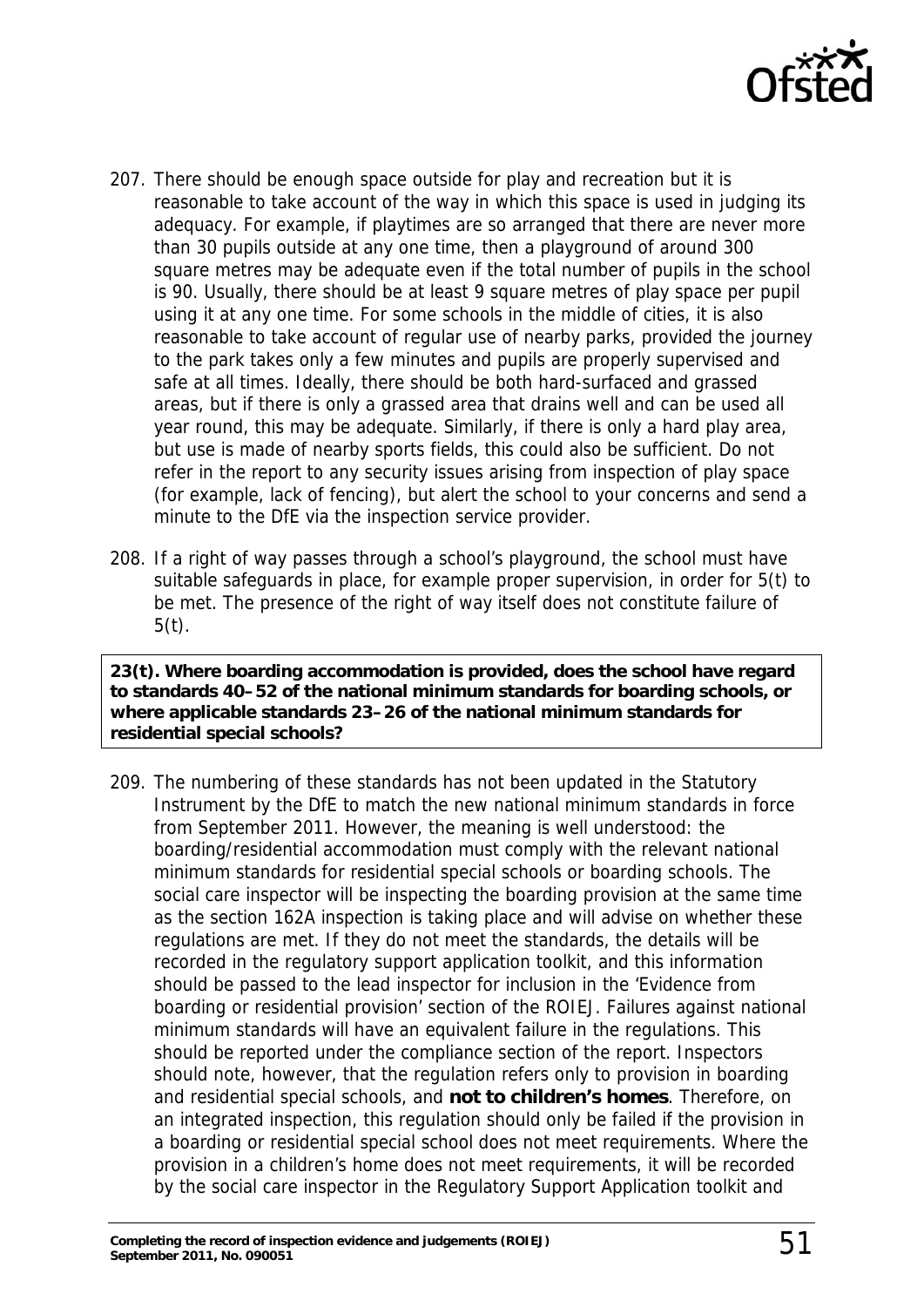207. There should be enough space outside for play and recreation but it is reasonable to take account of the way in which this space is used in judging its adequacy. For example, if playtimes are so arranged that there are never more than 30 pupils outside at any one time, then a playground of around 300 square metres may be adequate even if the total number of pupils in the school is 90. Usually, there should be at least 9 square metres of play space per pupil using it at any one time. For some schools in the middle of cities, it is also reasonable to take account of regular use of nearby parks, provided the journey to the park takes only a few minutes and pupils are properly supervised and safe at all times. Ideally, there should be both hard-surfaced and grassed areas, but if there is only a grassed area that drains well and can be used all year round, this may be adequate. Similarly, if there is only a hard play area, but use is made of nearby sports fields, this could also be sufficient. Do not refer in the report to any security issues arising from inspection of play space (for example, lack of fencing), but alert the school to your concerns and send a minute to the DfE via the inspection service provider.

208. If a right of way passes through a school's playground, the school must have suitable safeguards in place, for example proper supervision, in order for 5(t) to be met. The presence of the right of way itself does not constitute failure of 5(t).

**23(t). Where boarding accommodation is provided, does the school have regard to standards 40–52 of the national minimum standards for boarding schools, or where applicable standards 23–26 of the national minimum standards for residential special schools?**

209. The numbering of these standards has not been updated in the Statutory Instrument by the DfE to match the new national minimum standards in force from September 2011. However, the meaning is well understood: the boarding/residential accommodation must comply with the relevant national minimum standards for residential special schools or boarding schools. The social care inspector will be inspecting the boarding provision at the same time as the section 162A inspection is taking place and will advise on whether these regulations are met. If they do not meet the standards, the details will be recorded in the regulatory support application toolkit, and this information should be passed to the lead inspector for inclusion in the 'Evidence from boarding or residential provision' section of the ROIEJ. Failures against national minimum standards will have an equivalent failure in the regulations. This should be reported under the compliance section of the report. Inspectors should note, however, that the regulation refers only to provision in boarding and residential special schools, and **not to children's homes**. Therefore, on an integrated inspection, this regulation should only be failed if the provision in a boarding or residential special school does not meet requirements. Where the provision in a children's home does not meet requirements, it will be recorded by the social care inspector in the Regulatory Support Application toolkit and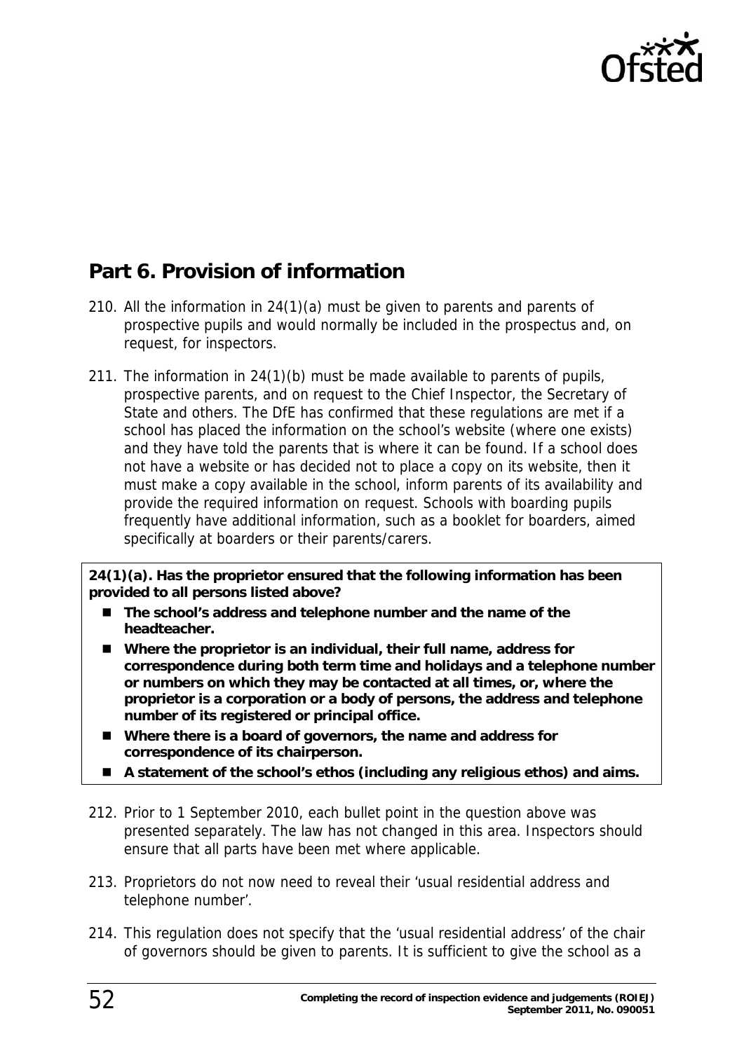## Part 6. Provision of information

210. All the information in 24(1)(a) must be given to parents and parents of prospective pupils and would normally be included in the prospectus and, on request, for inspectors.

211. The information in 24(1)(b) must be made available to parents of pupils, prospective parents, and on request to the Chief Inspector, the Secretary of State and others. The DfE has confirmed that these regulations are met if a school has placed the information on the school's website (where one exists) and they have told the parents that is where it can be found. If a school does not have a website or has decided not to place a copy on its website, then it must make a copy available in the school, inform parents of its availability and provide the required information on request. Schools with boarding pupils frequently have additional information, such as a booklet for boarders, aimed specifically at boarders or their parents/carers.

**24(1)(a). Has the proprietor ensured that the following information has been provided to all persons listed above?**

- **The school's address and telephone number and the name of the headteacher.**
- **Where the proprietor is an individual, their full name, address for correspondence during both term time and holidays and a telephone number or numbers on which they may be contacted at all times, or, where the proprietor is a corporation or a body of persons, the address and telephone number of its registered or principal office.**
- **Where there is a board of governors, the name and address for correspondence of its chairperson.**
- **A statement of the school's ethos (including any religious ethos) and aims.**

212. Prior to 1 September 2010, each bullet point in the question above was presented separately. The law has not changed in this area. Inspectors should ensure that all parts have been met where applicable.

213. Proprietors do not now need to reveal their 'usual residential address and telephone number'.

214. This regulation does not specify that the 'usual residential address' of the chair of governors should be given to parents. It is sufficient to give the school as a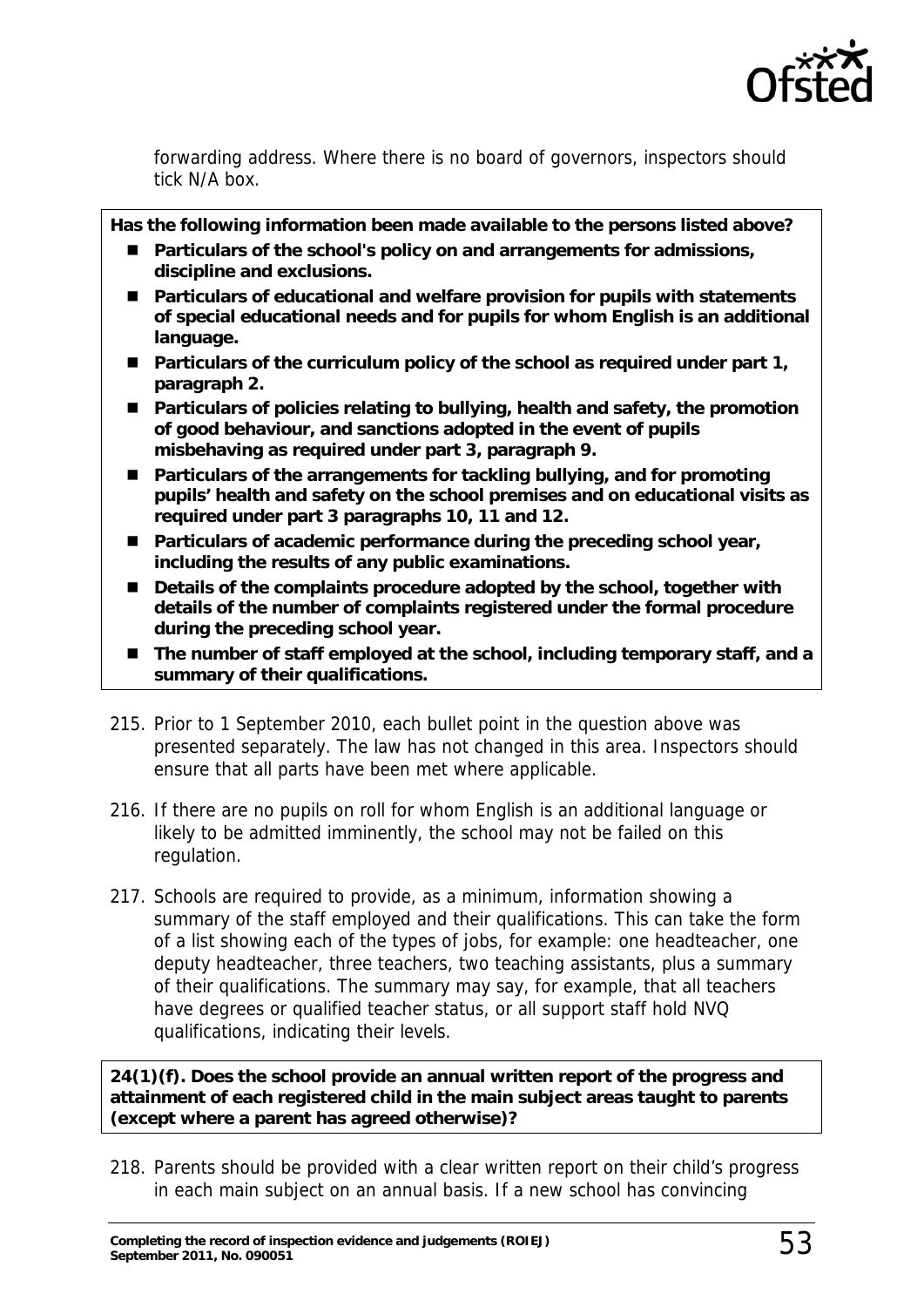forwarding address. Where there is no board of governors, inspectors should tick N/A box.

**Has the following information been made available to the persons listed above?**

- **Particulars of the school's policy on and arrangements for admissions, discipline and exclusions.**
- **Particulars of educational and welfare provision for pupils with statements of special educational needs and for pupils for whom English is an additional language.**
- **Particulars of the curriculum policy of the school as required under part 1, paragraph 2.**
- **Particulars of policies relating to bullying, health and safety, the promotion of good behaviour, and sanctions adopted in the event of pupils misbehaving as required under part 3, paragraph 9.**
- **Particulars of the arrangements for tackling bullying, and for promoting pupils' health and safety on the school premises and on educational visits as required under part 3 paragraphs 10, 11 and 12.**
- **Particulars of academic performance during the preceding school year, including the results of any public examinations.**
- **Details of the complaints procedure adopted by the school, together with details of the number of complaints registered under the formal procedure during the preceding school year.**
- **The number of staff employed at the school, including temporary staff, and a summary of their qualifications.**

215. Prior to 1 September 2010, each bullet point in the question above was presented separately. The law has not changed in this area. Inspectors should ensure that all parts have been met where applicable.

216. If there are no pupils on roll for whom English is an additional language or likely to be admitted imminently, the school may not be failed on this regulation.

217. Schools are required to provide, as a minimum, information showing a summary of the staff employed and their qualifications. This can take the form of a list showing each of the types of jobs, for example: one headteacher, one deputy headteacher, three teachers, two teaching assistants, plus a summary of their qualifications. The summary may say, for example, that all teachers have degrees or qualified teacher status, or all support staff hold NVQ qualifications, indicating their levels.

**24(1)(f). Does the school provide an annual written report of the progress and attainment of each registered child in the main subject areas taught to parents (except where a parent has agreed otherwise)?**

218. Parents should be provided with a clear written report on their child's progress in each main subject on an annual basis. If a new school has convincing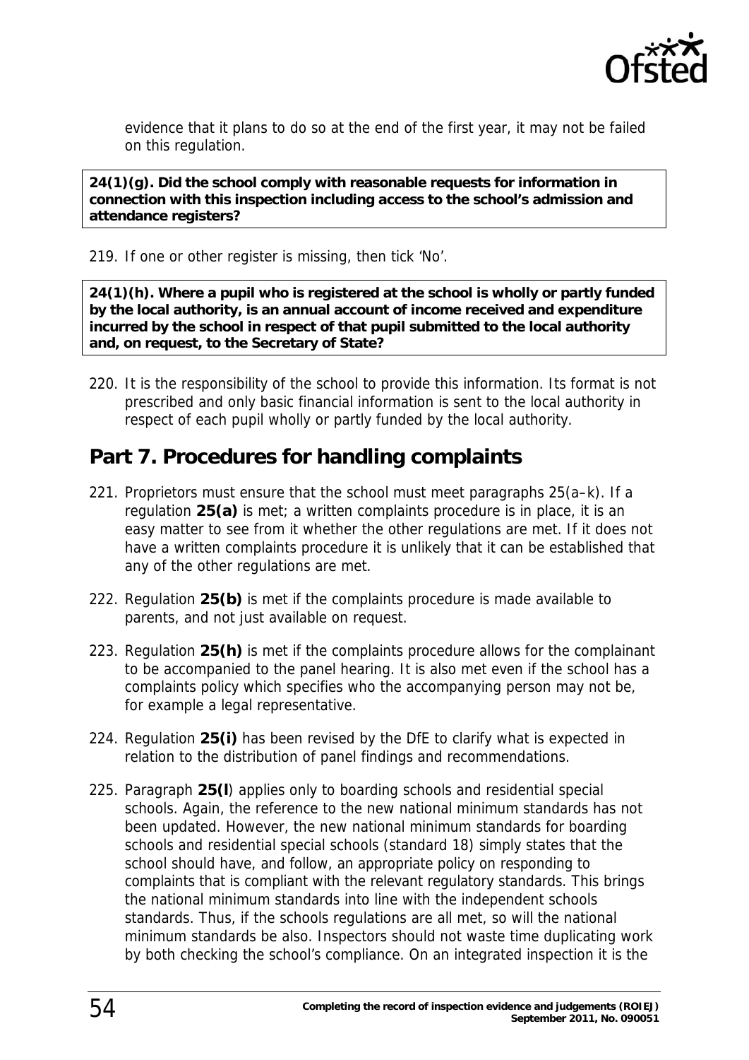evidence that it plans to do so at the end of the first year, it may not be failed on this regulation.

**24(1)(g). Did the school comply with reasonable requests for information in connection with this inspection including access to the school's admission and attendance registers?**

219. If one or other register is missing, then tick 'No'.

**24(1)(h). Where a pupil who is registered at the school is wholly or partly funded by the local authority, is an annual account of income received and expenditure incurred by the school in respect of that pupil submitted to the local authority and, on request, to the Secretary of State?**

220. It is the responsibility of the school to provide this information. Its format is not prescribed and only basic financial information is sent to the local authority in respect of each pupil wholly or partly funded by the local authority.

## Part 7. Procedures for handling complaints

221. Proprietors must ensure that the school must meet paragraphs 25(a–k). If a regulation **25(a)** is met; a written complaints procedure is in place, it is an easy matter to see from it whether the other regulations are met. If it does not have a written complaints procedure it is unlikely that it can be established that any of the other regulations are met.

222. Regulation **25(b)** is met if the complaints procedure is made available to parents, and not just available on request.

223. Regulation **25(h)** is met if the complaints procedure allows for the complainant to be accompanied to the panel hearing. It is also met even if the school has a complaints policy which specifies who the accompanying person may not be, for example a legal representative.

224. Regulation **25(i)** has been revised by the DfE to clarify what is expected in relation to the distribution of panel findings and recommendations.

225. Paragraph **25(l**) applies only to boarding schools and residential special schools. Again, the reference to the new national minimum standards has not been updated. However, the new national minimum standards for boarding schools and residential special schools (standard 18) simply states that the school should have, and follow, an appropriate policy on responding to complaints that is compliant with the relevant regulatory standards. This brings the national minimum standards into line with the independent schools standards. Thus, if the schools regulations are all met, so will the national minimum standards be also. Inspectors should not waste time duplicating work by both checking the school's compliance. On an integrated inspection it is the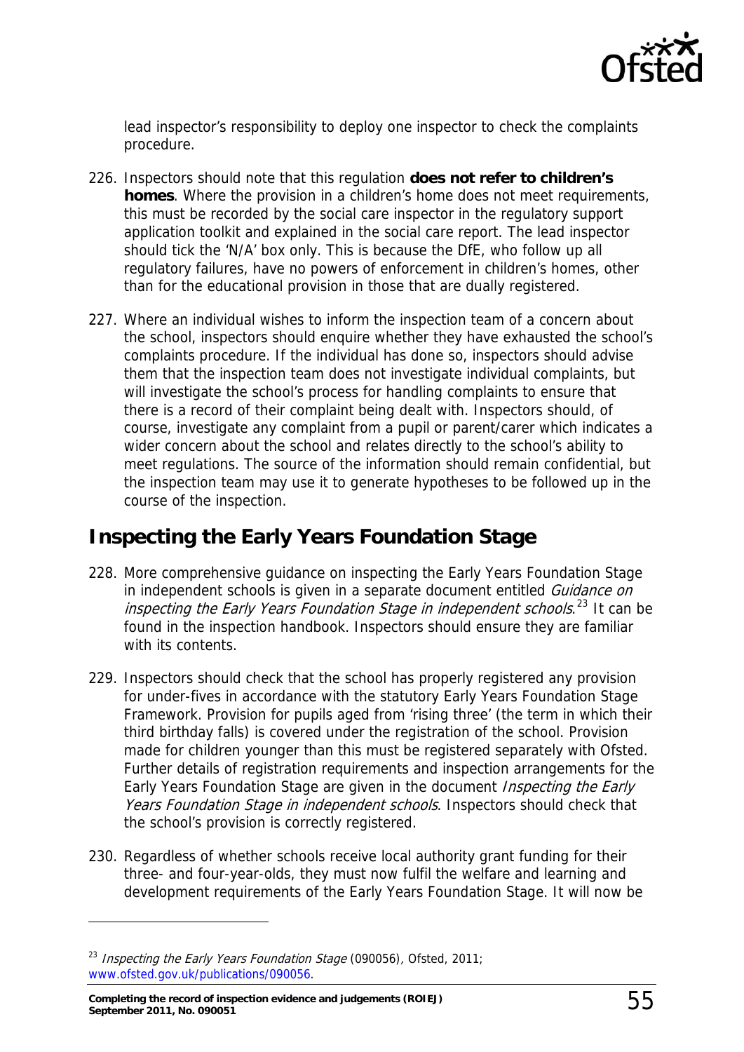lead inspector's responsibility to deploy one inspector to check the complaints procedure.

226. Inspectors should note that this regulation **does not refer to children's homes**. Where the provision in a children's home does not meet requirements, this must be recorded by the social care inspector in the regulatory support application toolkit and explained in the social care report. The lead inspector should tick the 'N/A' box only. This is because the DfE, who follow up all regulatory failures, have no powers of enforcement in children's homes, other than for the educational provision in those that are dually registered.

227. Where an individual wishes to inform the inspection team of a concern about the school, inspectors should enquire whether they have exhausted the school's complaints procedure. If the individual has done so, inspectors should advise them that the inspection team does not investigate individual complaints, but will investigate the school's process for handling complaints to ensure that there is a record of their complaint being dealt with. Inspectors should, of course, investigate any complaint from a pupil or parent/carer which indicates a wider concern about the school and relates directly to the school's ability to meet regulations. The source of the information should remain confidential, but the inspection team may use it to generate hypotheses to be followed up in the course of the inspection.

## Inspecting the Early Years Foundation Stage

228. More comprehensive guidance on inspecting the Early Years Foundation Stage in independent schools is given in a separate document entitled *Guidance on inspecting the Early Years Foundation Stage in independent schools*.[23] It can be found in the inspection handbook. Inspectors should ensure they are familiar with its contents.

229. Inspectors should check that the school has properly registered any provision for under-fives in accordance with the statutory Early Years Foundation Stage Framework. Provision for pupils aged from 'rising three' (the term in which their third birthday falls) is covered under the registration of the school. Provision made for children younger than this must be registered separately with Ofsted. Further details of registration requirements and inspection arrangements for the Early Years Foundation Stage are given in the document *Inspecting the Early Years Foundation Stage in independent schools*. Inspectors should check that the school's provision is correctly registered.

230. Regardless of whether schools receive local authority grant funding for their three- and four-year-olds, they must now fulfil the welfare and learning and development requirements of the Early Years Foundation Stage. It will now be

---

[23] *Inspecting the Early Years Foundation Stage* (090056), Ofsted, 2011; www.ofsted.gov.uk/publications/090056.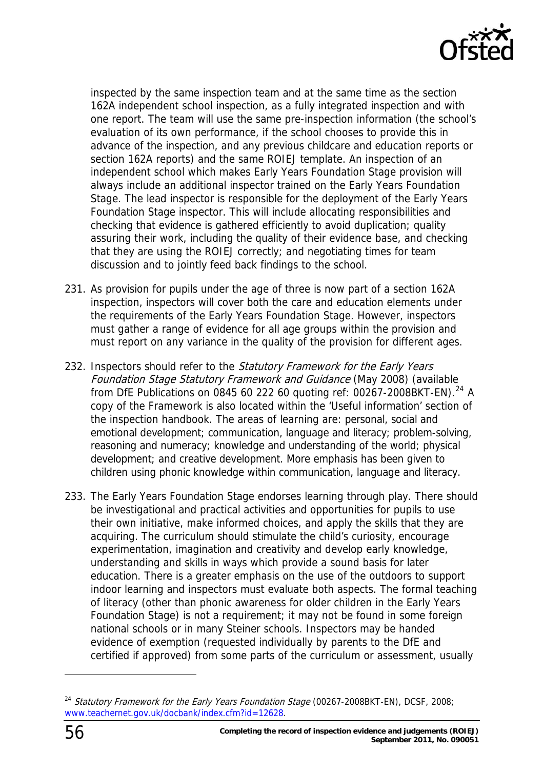inspected by the same inspection team and at the same time as the section 162A independent school inspection, as a fully integrated inspection and with one report. The team will use the same pre-inspection information (the school's evaluation of its own performance, if the school chooses to provide this in advance of the inspection, and any previous childcare and education reports or section 162A reports) and the same ROIEJ template. An inspection of an independent school which makes Early Years Foundation Stage provision will always include an additional inspector trained on the Early Years Foundation Stage. The lead inspector is responsible for the deployment of the Early Years Foundation Stage inspector. This will include allocating responsibilities and checking that evidence is gathered efficiently to avoid duplication; quality assuring their work, including the quality of their evidence base, and checking that they are using the ROIEJ correctly; and negotiating times for team discussion and to jointly feed back findings to the school.

231. As provision for pupils under the age of three is now part of a section 162A inspection, inspectors will cover both the care and education elements under the requirements of the Early Years Foundation Stage. However, inspectors must gather a range of evidence for all age groups within the provision and must report on any variance in the quality of the provision for different ages.

232. Inspectors should refer to the *Statutory Framework for the Early Years Foundation Stage Statutory Framework and Guidance* (May 2008) (available from DfE Publications on 0845 60 222 60 quoting ref: 00267-2008BKT-EN).[24] A copy of the Framework is also located within the 'Useful information' section of the inspection handbook. The areas of learning are: personal, social and emotional development; communication, language and literacy; problem-solving, reasoning and numeracy; knowledge and understanding of the world; physical development; and creative development. More emphasis has been given to children using phonic knowledge within communication, language and literacy.

233. The Early Years Foundation Stage endorses learning through play. There should be investigational and practical activities and opportunities for pupils to use their own initiative, make informed choices, and apply the skills that they are acquiring. The curriculum should stimulate the child's curiosity, encourage experimentation, imagination and creativity and develop early knowledge, understanding and skills in ways which provide a sound basis for later education. There is a greater emphasis on the use of the outdoors to support indoor learning and inspectors must evaluate both aspects. The formal teaching of literacy (other than phonic awareness for older children in the Early Years Foundation Stage) is not a requirement; it may not be found in some foreign national schools or in many Steiner schools. Inspectors may be handed evidence of exemption (requested individually by parents to the DfE and certified if approved) from some parts of the curriculum or assessment, usually

---

[24] *Statutory Framework for the Early Years Foundation Stage* (00267-2008BKT-EN), DCSF, 2008; www.teachernet.gov.uk/docbank/index.cfm?id=12628.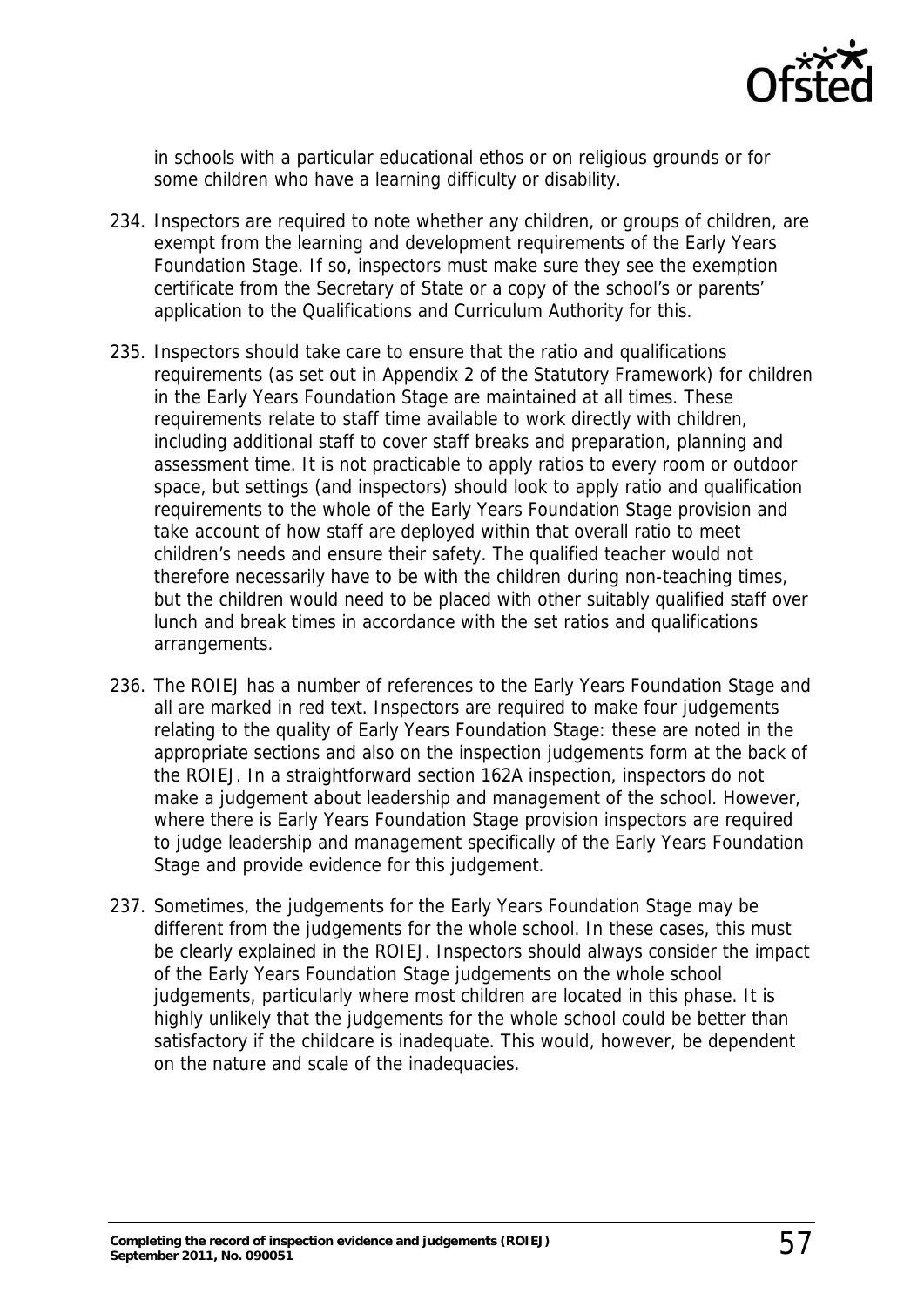in schools with a particular educational ethos or on religious grounds or for some children who have a learning difficulty or disability.

234. Inspectors are required to note whether any children, or groups of children, are exempt from the learning and development requirements of the Early Years Foundation Stage. If so, inspectors must make sure they see the exemption certificate from the Secretary of State or a copy of the school's or parents' application to the Qualifications and Curriculum Authority for this.

235. Inspectors should take care to ensure that the ratio and qualifications requirements (as set out in Appendix 2 of the Statutory Framework) for children in the Early Years Foundation Stage are maintained at all times. These requirements relate to staff time available to work directly with children, including additional staff to cover staff breaks and preparation, planning and assessment time. It is not practicable to apply ratios to every room or outdoor space, but settings (and inspectors) should look to apply ratio and qualification requirements to the whole of the Early Years Foundation Stage provision and take account of how staff are deployed within that overall ratio to meet children's needs and ensure their safety. The qualified teacher would not therefore necessarily have to be with the children during non-teaching times, but the children would need to be placed with other suitably qualified staff over lunch and break times in accordance with the set ratios and qualifications arrangements.

236. The ROIEJ has a number of references to the Early Years Foundation Stage and all are marked in red text. Inspectors are required to make four judgements relating to the quality of Early Years Foundation Stage: these are noted in the appropriate sections and also on the inspection judgements form at the back of the ROIEJ. In a straightforward section 162A inspection, inspectors do not make a judgement about leadership and management of the school. However, where there is Early Years Foundation Stage provision inspectors are required to judge leadership and management specifically of the Early Years Foundation Stage and provide evidence for this judgement.

237. Sometimes, the judgements for the Early Years Foundation Stage may be different from the judgements for the whole school. In these cases, this must be clearly explained in the ROIEJ. Inspectors should always consider the impact of the Early Years Foundation Stage judgements on the whole school judgements, particularly where most children are located in this phase. It is highly unlikely that the judgements for the whole school could be better than satisfactory if the childcare is inadequate. This would, however, be dependent on the nature and scale of the inadequacies.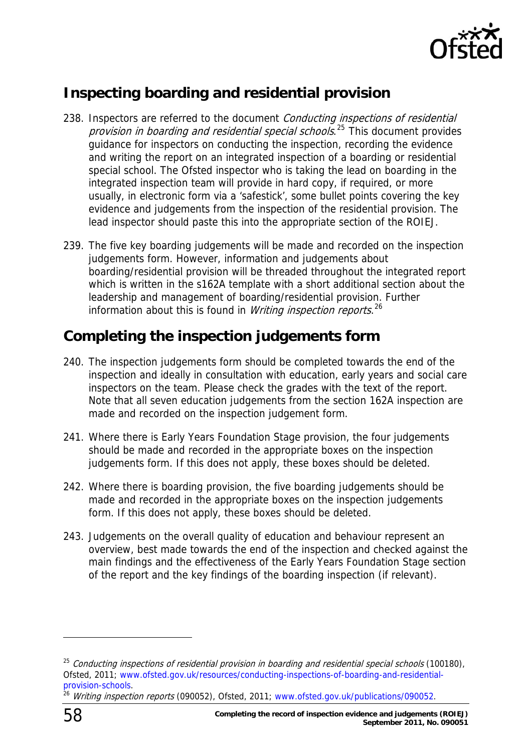## Inspecting boarding and residential provision

238. Inspectors are referred to the document *Conducting inspections of residential provision in boarding and residential special schools*.[25] This document provides guidance for inspectors on conducting the inspection, recording the evidence and writing the report on an integrated inspection of a boarding or residential special school. The Ofsted inspector who is taking the lead on boarding in the integrated inspection team will provide in hard copy, if required, or more usually, in electronic form via a 'safestick', some bullet points covering the key evidence and judgements from the inspection of the residential provision. The lead inspector should paste this into the appropriate section of the ROIEJ.

239. The five key boarding judgements will be made and recorded on the inspection judgements form. However, information and judgements about boarding/residential provision will be threaded throughout the integrated report which is written in the s162A template with a short additional section about the leadership and management of boarding/residential provision. Further information about this is found in *Writing inspection reports*.[26]

## Completing the inspection judgements form

240. The inspection judgements form should be completed towards the end of the inspection and ideally in consultation with education, early years and social care inspectors on the team. Please check the grades with the text of the report. Note that all seven education judgements from the section 162A inspection are made and recorded on the inspection judgement form.

241. Where there is Early Years Foundation Stage provision, the four judgements should be made and recorded in the appropriate boxes on the inspection judgements form. If this does not apply, these boxes should be deleted.

242. Where there is boarding provision, the five boarding judgements should be made and recorded in the appropriate boxes on the inspection judgements form. If this does not apply, these boxes should be deleted.

243. Judgements on the overall quality of education and behaviour represent an overview, best made towards the end of the inspection and checked against the main findings and the effectiveness of the Early Years Foundation Stage section of the report and the key findings of the boarding inspection (if relevant).

---

[25] *Conducting inspections of residential provision in boarding and residential special schools* (100180), Ofsted, 2011; www.ofsted.gov.uk/resources/conducting-inspections-of-boarding-and-residential-provision-schools.

[26] *Writing inspection reports* (090052), Ofsted, 2011; www.ofsted.gov.uk/publications/090052.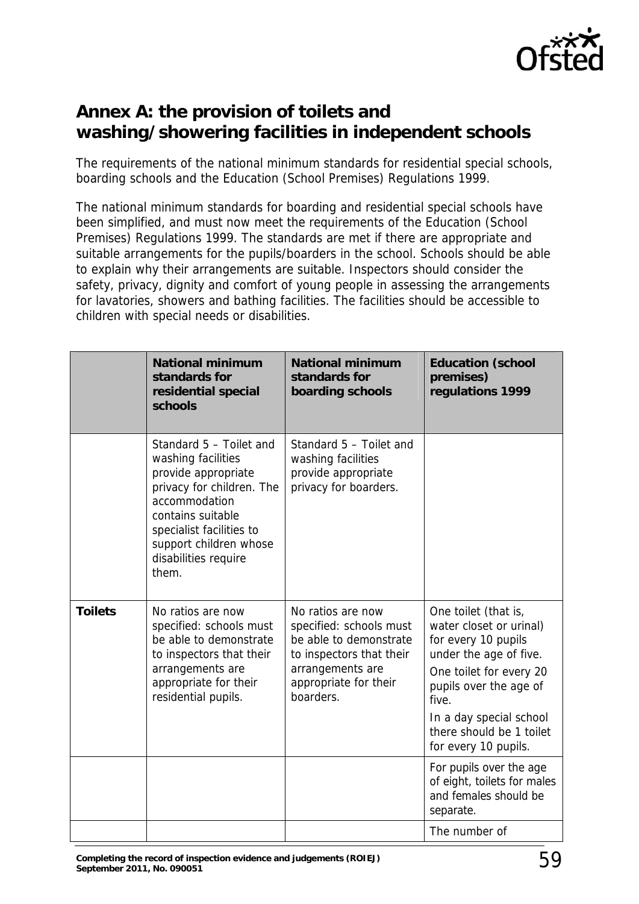## Annex A: the provision of toilets and washing/showering facilities in independent schools

The requirements of the national minimum standards for residential special schools, boarding schools and the Education (School Premises) Regulations 1999.

The national minimum standards for boarding and residential special schools have been simplified, and must now meet the requirements of the Education (School Premises) Regulations 1999. The standards are met if there are appropriate and suitable arrangements for the pupils/boarders in the school. Schools should be able to explain why their arrangements are suitable. Inspectors should consider the safety, privacy, dignity and comfort of young people in assessing the arrangements for lavatories, showers and bathing facilities. The facilities should be accessible to children with special needs or disabilities.

| | National minimum standards for residential special schools | National minimum standards for boarding schools | Education (school premises) regulations 1999 |
|---|---|---|---|
| | Standard 5 – Toilet and washing facilities provide appropriate privacy for children. The accommodation contains suitable specialist facilities to support children whose disabilities require them. | Standard 5 – Toilet and washing facilities provide appropriate privacy for boarders. | |
| **Toilets** | No ratios are now specified: schools must be able to demonstrate to inspectors that their arrangements are appropriate for their residential pupils. | No ratios are now specified: schools must be able to demonstrate to inspectors that their arrangements are appropriate for their boarders. | One toilet (that is, water closet or urinal) for every 10 pupils under the age of five.<br>One toilet for every 20 pupils over the age of five.<br>In a day special school there should be 1 toilet for every 10 pupils. |
| | | | For pupils over the age of eight, toilets for males and females should be separate. |
| | | | The number of |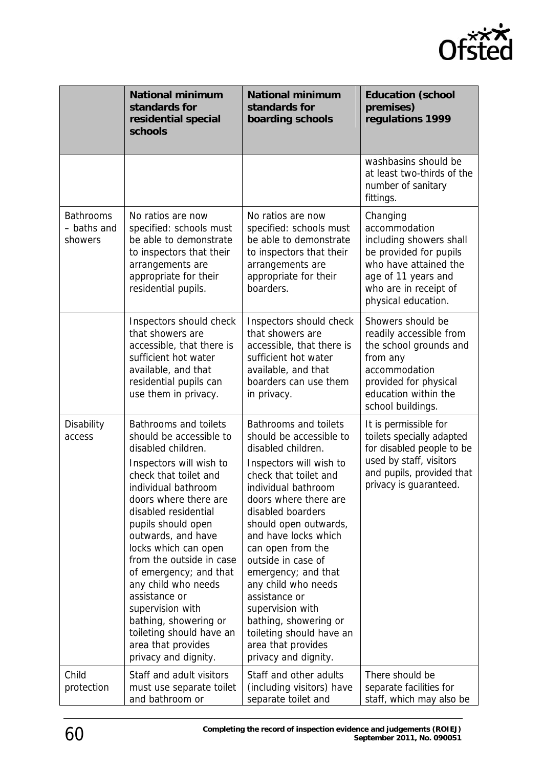| | National minimum standards for residential special schools | National minimum standards for boarding schools | Education (school premises) regulations 1999 |
|---|---|---|---|
| | | | washbasins should be at least two-thirds of the number of sanitary fittings. |
| Bathrooms – baths and showers | No ratios are now specified: schools must be able to demonstrate to inspectors that their arrangements are appropriate for their residential pupils. | No ratios are now specified: schools must be able to demonstrate to inspectors that their arrangements are appropriate for their boarders. | Changing accommodation including showers shall be provided for pupils who have attained the age of 11 years and who are in receipt of physical education. |
| | Inspectors should check that showers are accessible, that there is sufficient hot water available, and that residential pupils can use them in privacy. | Inspectors should check that showers are accessible, that there is sufficient hot water available, and that boarders can use them in privacy. | Showers should be readily accessible from the school grounds and from any accommodation provided for physical education within the school buildings. |
| Disability access | Bathrooms and toilets should be accessible to disabled children. Inspectors will wish to check that toilet and individual bathroom doors where there are disabled residential pupils should open outwards, and have locks which can open from the outside in case of emergency; and that any child who needs assistance or supervision with bathing, showering or toileting should have an area that provides privacy and dignity. | Bathrooms and toilets should be accessible to disabled children. Inspectors will wish to check that toilet and individual bathroom doors where there are disabled boarders should open outwards, and have locks which can open from the outside in case of emergency; and that any child who needs assistance or supervision with bathing, showering or toileting should have an area that provides privacy and dignity. | It is permissible for toilets specially adapted for disabled people to be used by staff, visitors and pupils, provided that privacy is guaranteed. |
| Child protection | Staff and adult visitors must use separate toilet and bathroom or | Staff and other adults (including visitors) have separate toilet and | There should be separate facilities for staff, which may also be |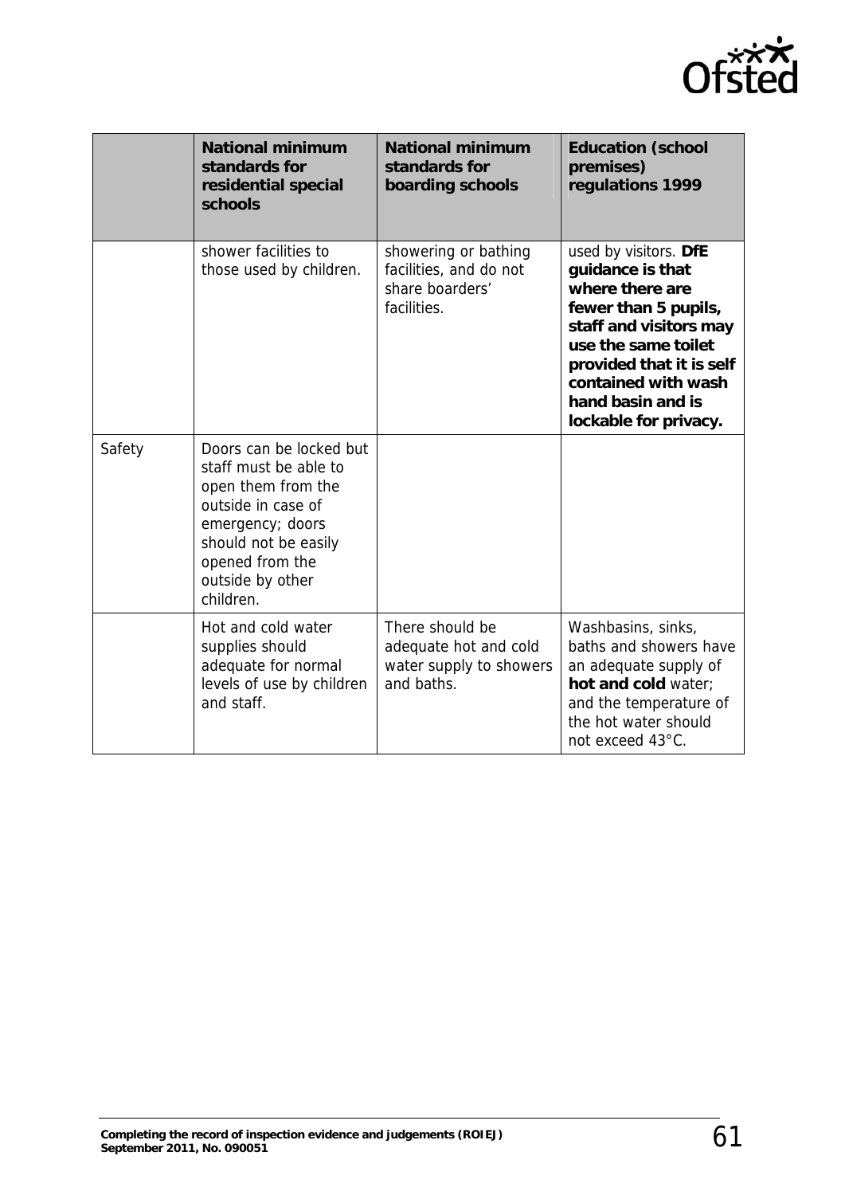| | National minimum standards for residential special schools | National minimum standards for boarding schools | Education (school premises) regulations 1999 |
|---|---|---|---|
| | shower facilities to those used by children. | showering or bathing facilities, and do not share boarders' facilities. | used by visitors. **DfE guidance is that where there are fewer than 5 pupils, staff and visitors may use the same toilet provided that it is self contained with wash hand basin and is lockable for privacy.** |
| Safety | Doors can be locked but staff must be able to open them from the outside in case of emergency; doors should not be easily opened from the outside by other children. | | |
| | Hot and cold water supplies should adequate for normal levels of use by children and staff. | There should be adequate hot and cold water supply to showers and baths. | Washbasins, sinks, baths and showers have an adequate supply of **hot and cold** water; and the temperature of the hot water should not exceed 43°C. |